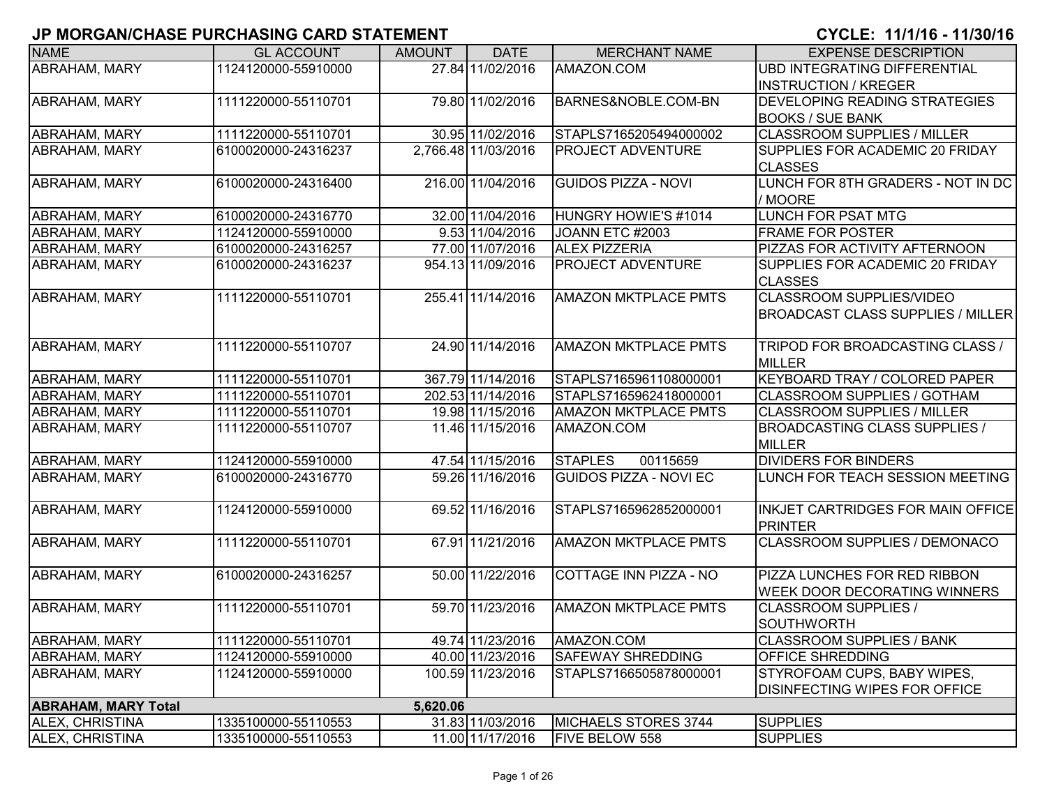# JP MORGAN/CHASE PURCHASING CARD STATEMENT

**CYCLE: 11/1/16 - 11/30/16**

| NAME | GL ACCOUNT | AMOUNT | DATE | MERCHANT NAME | EXPENSE DESCRIPTION |
|---|---|---|---|---|---|
| ABRAHAM, MARY | 1124120000-55910000 | 27.84 | 11/02/2016 | AMAZON.COM | UBD INTEGRATING DIFFERENTIAL INSTRUCTION / KREGER |
| ABRAHAM, MARY | 1111220000-55110701 | 79.80 | 11/02/2016 | BARNES&NOBLE.COM-BN | DEVELOPING READING STRATEGIES BOOKS / SUE BANK |
| ABRAHAM, MARY | 1111220000-55110701 | 30.95 | 11/02/2016 | STAPLS7165205494000002 | CLASSROOM SUPPLIES / MILLER |
| ABRAHAM, MARY | 6100020000-24316237 | 2,766.48 | 11/03/2016 | PROJECT ADVENTURE | SUPPLIES FOR ACADEMIC 20 FRIDAY CLASSES |
| ABRAHAM, MARY | 6100020000-24316400 | 216.00 | 11/04/2016 | GUIDOS PIZZA - NOVI | LUNCH FOR 8TH GRADERS - NOT IN DC / MOORE |
| ABRAHAM, MARY | 6100020000-24316770 | 32.00 | 11/04/2016 | HUNGRY HOWIE'S #1014 | LUNCH FOR PSAT MTG |
| ABRAHAM, MARY | 1124120000-55910000 | 9.53 | 11/04/2016 | JOANN ETC #2003 | FRAME FOR POSTER |
| ABRAHAM, MARY | 6100020000-24316257 | 77.00 | 11/07/2016 | ALEX PIZZERIA | PIZZAS FOR ACTIVITY AFTERNOON |
| ABRAHAM, MARY | 6100020000-24316237 | 954.13 | 11/09/2016 | PROJECT ADVENTURE | SUPPLIES FOR ACADEMIC 20 FRIDAY CLASSES |
| ABRAHAM, MARY | 1111220000-55110701 | 255.41 | 11/14/2016 | AMAZON MKTPLACE PMTS | CLASSROOM SUPPLIES/VIDEO BROADCAST CLASS SUPPLIES / MILLER |
| ABRAHAM, MARY | 1111220000-55110707 | 24.90 | 11/14/2016 | AMAZON MKTPLACE PMTS | TRIPOD FOR BROADCASTING CLASS / MILLER |
| ABRAHAM, MARY | 1111220000-55110701 | 367.79 | 11/14/2016 | STAPLS7165961108000001 | KEYBOARD TRAY / COLORED PAPER |
| ABRAHAM, MARY | 1111220000-55110701 | 202.53 | 11/14/2016 | STAPLS7165962418000001 | CLASSROOM SUPPLIES / GOTHAM |
| ABRAHAM, MARY | 1111220000-55110701 | 19.98 | 11/15/2016 | AMAZON MKTPLACE PMTS | CLASSROOM SUPPLIES / MILLER |
| ABRAHAM, MARY | 1111220000-55110707 | 11.46 | 11/15/2016 | AMAZON.COM | BROADCASTING CLASS SUPPLIES / MILLER |
| ABRAHAM, MARY | 1124120000-55910000 | 47.54 | 11/15/2016 | STAPLES 00115659 | DIVIDERS FOR BINDERS |
| ABRAHAM, MARY | 6100020000-24316770 | 59.26 | 11/16/2016 | GUIDOS PIZZA - NOVI EC | LUNCH FOR TEACH SESSION MEETING |
| ABRAHAM, MARY | 1124120000-55910000 | 69.52 | 11/16/2016 | STAPLS7165962852000001 | INKJET CARTRIDGES FOR MAIN OFFICE PRINTER |
| ABRAHAM, MARY | 1111220000-55110701 | 67.91 | 11/21/2016 | AMAZON MKTPLACE PMTS | CLASSROOM SUPPLIES / DEMONACO |
| ABRAHAM, MARY | 6100020000-24316257 | 50.00 | 11/22/2016 | COTTAGE INN PIZZA - NO | PIZZA LUNCHES FOR RED RIBBON WEEK DOOR DECORATING WINNERS |
| ABRAHAM, MARY | 1111220000-55110701 | 59.70 | 11/23/2016 | AMAZON MKTPLACE PMTS | CLASSROOM SUPPLIES / SOUTHWORTH |
| ABRAHAM, MARY | 1111220000-55110701 | 49.74 | 11/23/2016 | AMAZON.COM | CLASSROOM SUPPLIES / BANK |
| ABRAHAM, MARY | 1124120000-55910000 | 40.00 | 11/23/2016 | SAFEWAY SHREDDING | OFFICE SHREDDING |
| ABRAHAM, MARY | 1124120000-55910000 | 100.59 | 11/23/2016 | STAPLS7166505878000001 | STYROFOAM CUPS, BABY WIPES, DISINFECTING WIPES FOR OFFICE |
| **ABRAHAM, MARY Total** | | **5,620.06** | | | |
| ALEX, CHRISTINA | 1335100000-55110553 | 31.83 | 11/03/2016 | MICHAELS STORES 3744 | SUPPLIES |
| ALEX, CHRISTINA | 1335100000-55110553 | 11.00 | 11/17/2016 | FIVE BELOW 558 | SUPPLIES |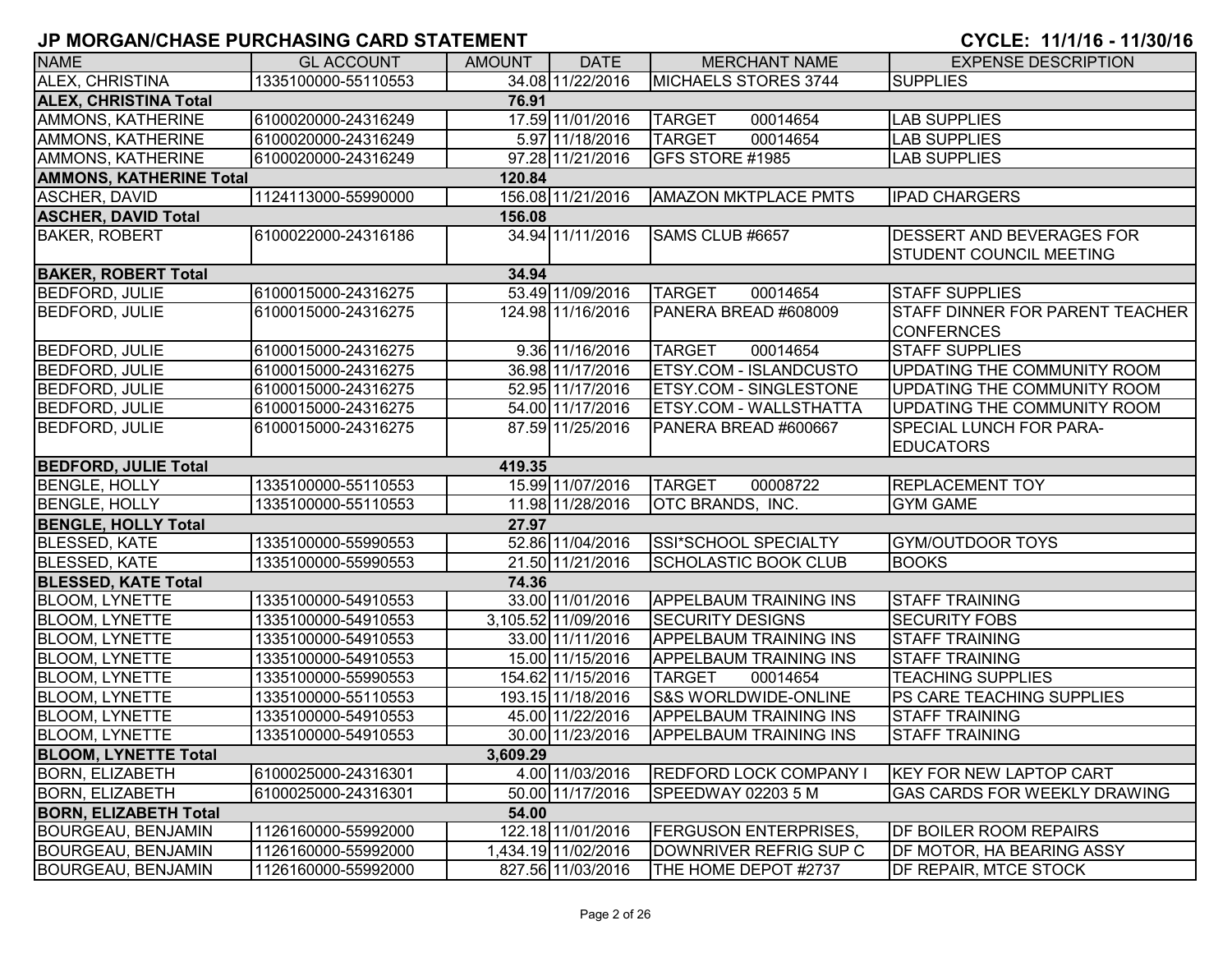# JP MORGAN/CHASE PURCHASING CARD STATEMENT

CYCLE: 11/1/16 - 11/30/16

| NAME | GL ACCOUNT | AMOUNT | DATE | MERCHANT NAME | EXPENSE DESCRIPTION |
|---|---|---|---|---|---|
| ALEX, CHRISTINA | 1335100000-55110553 | 34.08 | 11/22/2016 | MICHAELS STORES 3744 | SUPPLIES |
| **ALEX, CHRISTINA Total** | | **76.91** | | | |
| AMMONS, KATHERINE | 6100020000-24316249 | 17.59 | 11/01/2016 | TARGET 00014654 | LAB SUPPLIES |
| AMMONS, KATHERINE | 6100020000-24316249 | 5.97 | 11/18/2016 | TARGET 00014654 | LAB SUPPLIES |
| AMMONS, KATHERINE | 6100020000-24316249 | 97.28 | 11/21/2016 | GFS STORE #1985 | LAB SUPPLIES |
| **AMMONS, KATHERINE Total** | | **120.84** | | | |
| ASCHER, DAVID | 1124113000-55990000 | 156.08 | 11/21/2016 | AMAZON MKTPLACE PMTS | IPAD CHARGERS |
| **ASCHER, DAVID Total** | | **156.08** | | | |
| BAKER, ROBERT | 6100022000-24316186 | 34.94 | 11/11/2016 | SAMS CLUB #6657 | DESSERT AND BEVERAGES FOR STUDENT COUNCIL MEETING |
| **BAKER, ROBERT Total** | | **34.94** | | | |
| BEDFORD, JULIE | 6100015000-24316275 | 53.49 | 11/09/2016 | TARGET 00014654 | STAFF SUPPLIES |
| BEDFORD, JULIE | 6100015000-24316275 | 124.98 | 11/16/2016 | PANERA BREAD #608009 | STAFF DINNER FOR PARENT TEACHER CONFERNCES |
| BEDFORD, JULIE | 6100015000-24316275 | 9.36 | 11/16/2016 | TARGET 00014654 | STAFF SUPPLIES |
| BEDFORD, JULIE | 6100015000-24316275 | 36.98 | 11/17/2016 | ETSY.COM - ISLANDCUSTO | UPDATING THE COMMUNITY ROOM |
| BEDFORD, JULIE | 6100015000-24316275 | 52.95 | 11/17/2016 | ETSY.COM - SINGLESTONE | UPDATING THE COMMUNITY ROOM |
| BEDFORD, JULIE | 6100015000-24316275 | 54.00 | 11/17/2016 | ETSY.COM - WALLSTHATTA | UPDATING THE COMMUNITY ROOM |
| BEDFORD, JULIE | 6100015000-24316275 | 87.59 | 11/25/2016 | PANERA BREAD #600667 | SPECIAL LUNCH FOR PARA-EDUCATORS |
| **BEDFORD, JULIE Total** | | **419.35** | | | |
| BENGLE, HOLLY | 1335100000-55110553 | 15.99 | 11/07/2016 | TARGET 00008722 | REPLACEMENT TOY |
| BENGLE, HOLLY | 1335100000-55110553 | 11.98 | 11/28/2016 | OTC BRANDS, INC. | GYM GAME |
| **BENGLE, HOLLY Total** | | **27.97** | | | |
| BLESSED, KATE | 1335100000-55990553 | 52.86 | 11/04/2016 | SSI*SCHOOL SPECIALTY | GYM/OUTDOOR TOYS |
| BLESSED, KATE | 1335100000-55990553 | 21.50 | 11/21/2016 | SCHOLASTIC BOOK CLUB | BOOKS |
| **BLESSED, KATE Total** | | **74.36** | | | |
| BLOOM, LYNETTE | 1335100000-54910553 | 33.00 | 11/01/2016 | APPELBAUM TRAINING INS | STAFF TRAINING |
| BLOOM, LYNETTE | 1335100000-54910553 | 3,105.52 | 11/09/2016 | SECURITY DESIGNS | SECURITY FOBS |
| BLOOM, LYNETTE | 1335100000-54910553 | 33.00 | 11/11/2016 | APPELBAUM TRAINING INS | STAFF TRAINING |
| BLOOM, LYNETTE | 1335100000-54910553 | 15.00 | 11/15/2016 | APPELBAUM TRAINING INS | STAFF TRAINING |
| BLOOM, LYNETTE | 1335100000-55990553 | 154.62 | 11/15/2016 | TARGET 00014654 | TEACHING SUPPLIES |
| BLOOM, LYNETTE | 1335100000-55110553 | 193.15 | 11/18/2016 | S&S WORLDWIDE-ONLINE | PS CARE TEACHING SUPPLIES |
| BLOOM, LYNETTE | 1335100000-54910553 | 45.00 | 11/22/2016 | APPELBAUM TRAINING INS | STAFF TRAINING |
| BLOOM, LYNETTE | 1335100000-54910553 | 30.00 | 11/23/2016 | APPELBAUM TRAINING INS | STAFF TRAINING |
| **BLOOM, LYNETTE Total** | | **3,609.29** | | | |
| BORN, ELIZABETH | 6100025000-24316301 | 4.00 | 11/03/2016 | REDFORD LOCK COMPANY I | KEY FOR NEW LAPTOP CART |
| BORN, ELIZABETH | 6100025000-24316301 | 50.00 | 11/17/2016 | SPEEDWAY 02203 5 M | GAS CARDS FOR WEEKLY DRAWING |
| **BORN, ELIZABETH Total** | | **54.00** | | | |
| BOURGEAU, BENJAMIN | 1126160000-55992000 | 122.18 | 11/01/2016 | FERGUSON ENTERPRISES, | DF BOILER ROOM REPAIRS |
| BOURGEAU, BENJAMIN | 1126160000-55992000 | 1,434.19 | 11/02/2016 | DOWNRIVER REFRIG SUP C | DF MOTOR, HA BEARING ASSY |
| BOURGEAU, BENJAMIN | 1126160000-55992000 | 827.56 | 11/03/2016 | THE HOME DEPOT #2737 | DF REPAIR, MTCE STOCK |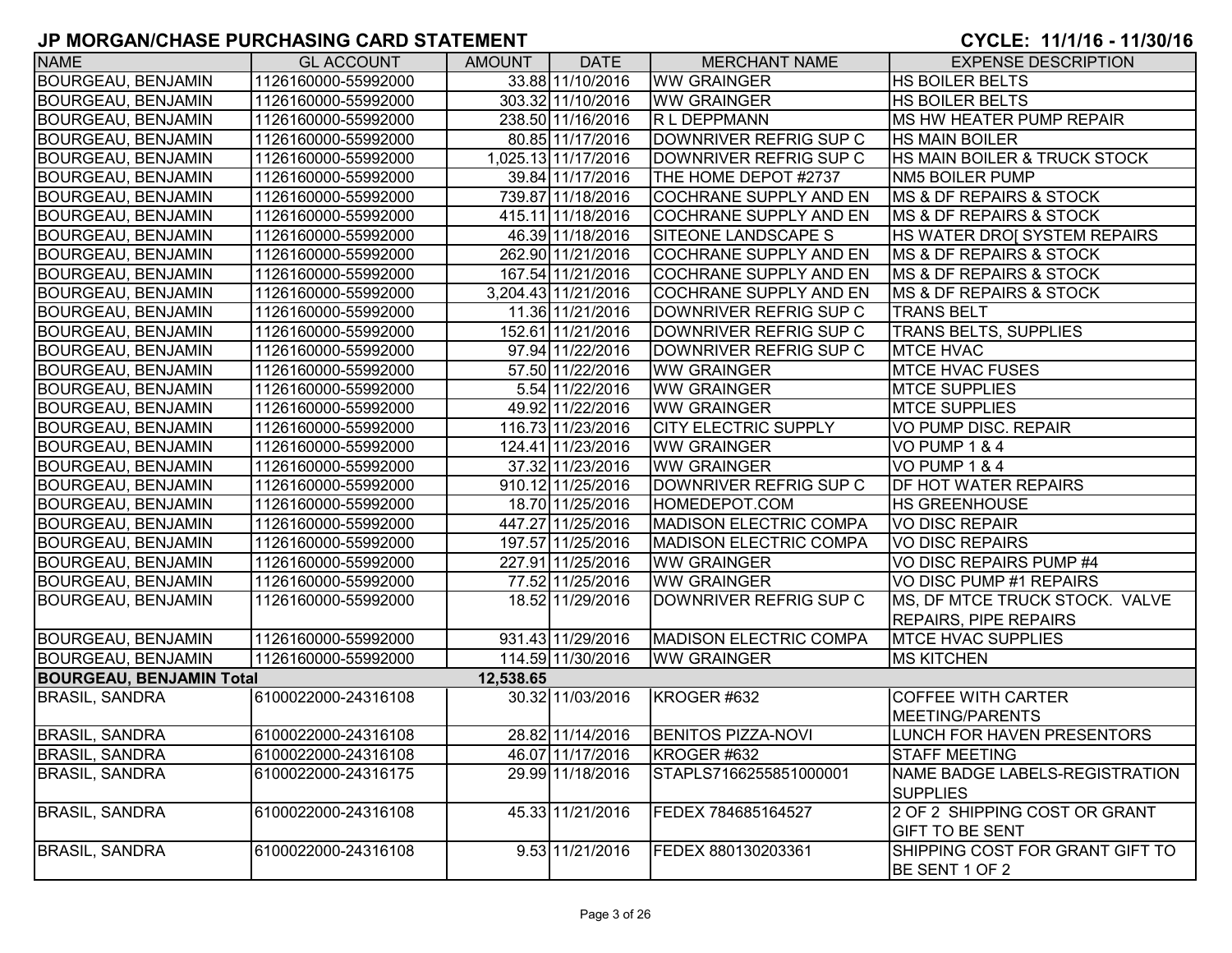# JP MORGAN/CHASE PURCHASING CARD STATEMENT

**CYCLE: 11/1/16 - 11/30/16**

| NAME | GL ACCOUNT | AMOUNT | DATE | MERCHANT NAME | EXPENSE DESCRIPTION |
|---|---|---|---|---|---|
| BOURGEAU, BENJAMIN | 1126160000-55992000 | 33.88 | 11/10/2016 | WW GRAINGER | HS BOILER BELTS |
| BOURGEAU, BENJAMIN | 1126160000-55992000 | 303.32 | 11/10/2016 | WW GRAINGER | HS BOILER BELTS |
| BOURGEAU, BENJAMIN | 1126160000-55992000 | 238.50 | 11/16/2016 | R L DEPPMANN | MS HW HEATER PUMP REPAIR |
| BOURGEAU, BENJAMIN | 1126160000-55992000 | 80.85 | 11/17/2016 | DOWNRIVER REFRIG SUP C | HS MAIN BOILER |
| BOURGEAU, BENJAMIN | 1126160000-55992000 | 1,025.13 | 11/17/2016 | DOWNRIVER REFRIG SUP C | HS MAIN BOILER & TRUCK STOCK |
| BOURGEAU, BENJAMIN | 1126160000-55992000 | 39.84 | 11/17/2016 | THE HOME DEPOT #2737 | NM5 BOILER PUMP |
| BOURGEAU, BENJAMIN | 1126160000-55992000 | 739.87 | 11/18/2016 | COCHRANE SUPPLY AND EN | MS & DF REPAIRS & STOCK |
| BOURGEAU, BENJAMIN | 1126160000-55992000 | 415.11 | 11/18/2016 | COCHRANE SUPPLY AND EN | MS & DF REPAIRS & STOCK |
| BOURGEAU, BENJAMIN | 1126160000-55992000 | 46.39 | 11/18/2016 | SITEONE LANDSCAPE S | HS WATER DRO[ SYSTEM REPAIRS |
| BOURGEAU, BENJAMIN | 1126160000-55992000 | 262.90 | 11/21/2016 | COCHRANE SUPPLY AND EN | MS & DF REPAIRS & STOCK |
| BOURGEAU, BENJAMIN | 1126160000-55992000 | 167.54 | 11/21/2016 | COCHRANE SUPPLY AND EN | MS & DF REPAIRS & STOCK |
| BOURGEAU, BENJAMIN | 1126160000-55992000 | 3,204.43 | 11/21/2016 | COCHRANE SUPPLY AND EN | MS & DF REPAIRS & STOCK |
| BOURGEAU, BENJAMIN | 1126160000-55992000 | 11.36 | 11/21/2016 | DOWNRIVER REFRIG SUP C | TRANS BELT |
| BOURGEAU, BENJAMIN | 1126160000-55992000 | 152.61 | 11/21/2016 | DOWNRIVER REFRIG SUP C | TRANS BELTS, SUPPLIES |
| BOURGEAU, BENJAMIN | 1126160000-55992000 | 97.94 | 11/22/2016 | DOWNRIVER REFRIG SUP C | MTCE HVAC |
| BOURGEAU, BENJAMIN | 1126160000-55992000 | 57.50 | 11/22/2016 | WW GRAINGER | MTCE HVAC FUSES |
| BOURGEAU, BENJAMIN | 1126160000-55992000 | 5.54 | 11/22/2016 | WW GRAINGER | MTCE SUPPLIES |
| BOURGEAU, BENJAMIN | 1126160000-55992000 | 49.92 | 11/22/2016 | WW GRAINGER | MTCE SUPPLIES |
| BOURGEAU, BENJAMIN | 1126160000-55992000 | 116.73 | 11/23/2016 | CITY ELECTRIC SUPPLY | VO PUMP DISC. REPAIR |
| BOURGEAU, BENJAMIN | 1126160000-55992000 | 124.41 | 11/23/2016 | WW GRAINGER | VO PUMP 1 & 4 |
| BOURGEAU, BENJAMIN | 1126160000-55992000 | 37.32 | 11/23/2016 | WW GRAINGER | VO PUMP 1 & 4 |
| BOURGEAU, BENJAMIN | 1126160000-55992000 | 910.12 | 11/25/2016 | DOWNRIVER REFRIG SUP C | DF HOT WATER REPAIRS |
| BOURGEAU, BENJAMIN | 1126160000-55992000 | 18.70 | 11/25/2016 | HOMEDEPOT.COM | HS GREENHOUSE |
| BOURGEAU, BENJAMIN | 1126160000-55992000 | 447.27 | 11/25/2016 | MADISON ELECTRIC COMPA | VO DISC REPAIR |
| BOURGEAU, BENJAMIN | 1126160000-55992000 | 197.57 | 11/25/2016 | MADISON ELECTRIC COMPA | VO DISC REPAIRS |
| BOURGEAU, BENJAMIN | 1126160000-55992000 | 227.91 | 11/25/2016 | WW GRAINGER | VO DISC REPAIRS PUMP #4 |
| BOURGEAU, BENJAMIN | 1126160000-55992000 | 77.52 | 11/25/2016 | WW GRAINGER | VO DISC PUMP #1 REPAIRS |
| BOURGEAU, BENJAMIN | 1126160000-55992000 | 18.52 | 11/29/2016 | DOWNRIVER REFRIG SUP C | MS, DF MTCE TRUCK STOCK. VALVE REPAIRS, PIPE REPAIRS |
| BOURGEAU, BENJAMIN | 1126160000-55992000 | 931.43 | 11/29/2016 | MADISON ELECTRIC COMPA | MTCE HVAC SUPPLIES |
| BOURGEAU, BENJAMIN | 1126160000-55992000 | 114.59 | 11/30/2016 | WW GRAINGER | MS KITCHEN |
| **BOURGEAU, BENJAMIN Total** | | **12,538.65** | | | |
| BRASIL, SANDRA | 6100022000-24316108 | 30.32 | 11/03/2016 | KROGER #632 | COFFEE WITH CARTER MEETING/PARENTS |
| BRASIL, SANDRA | 6100022000-24316108 | 28.82 | 11/14/2016 | BENITOS PIZZA-NOVI | LUNCH FOR HAVEN PRESENTORS |
| BRASIL, SANDRA | 6100022000-24316108 | 46.07 | 11/17/2016 | KROGER #632 | STAFF MEETING |
| BRASIL, SANDRA | 6100022000-24316175 | 29.99 | 11/18/2016 | STAPLS7166255851000001 | NAME BADGE LABELS-REGISTRATION SUPPLIES |
| BRASIL, SANDRA | 6100022000-24316108 | 45.33 | 11/21/2016 | FEDEX 784685164527 | 2 OF 2 SHIPPING COST OR GRANT GIFT TO BE SENT |
| BRASIL, SANDRA | 6100022000-24316108 | 9.53 | 11/21/2016 | FEDEX 880130203361 | SHIPPING COST FOR GRANT GIFT TO BE SENT 1 OF 2 |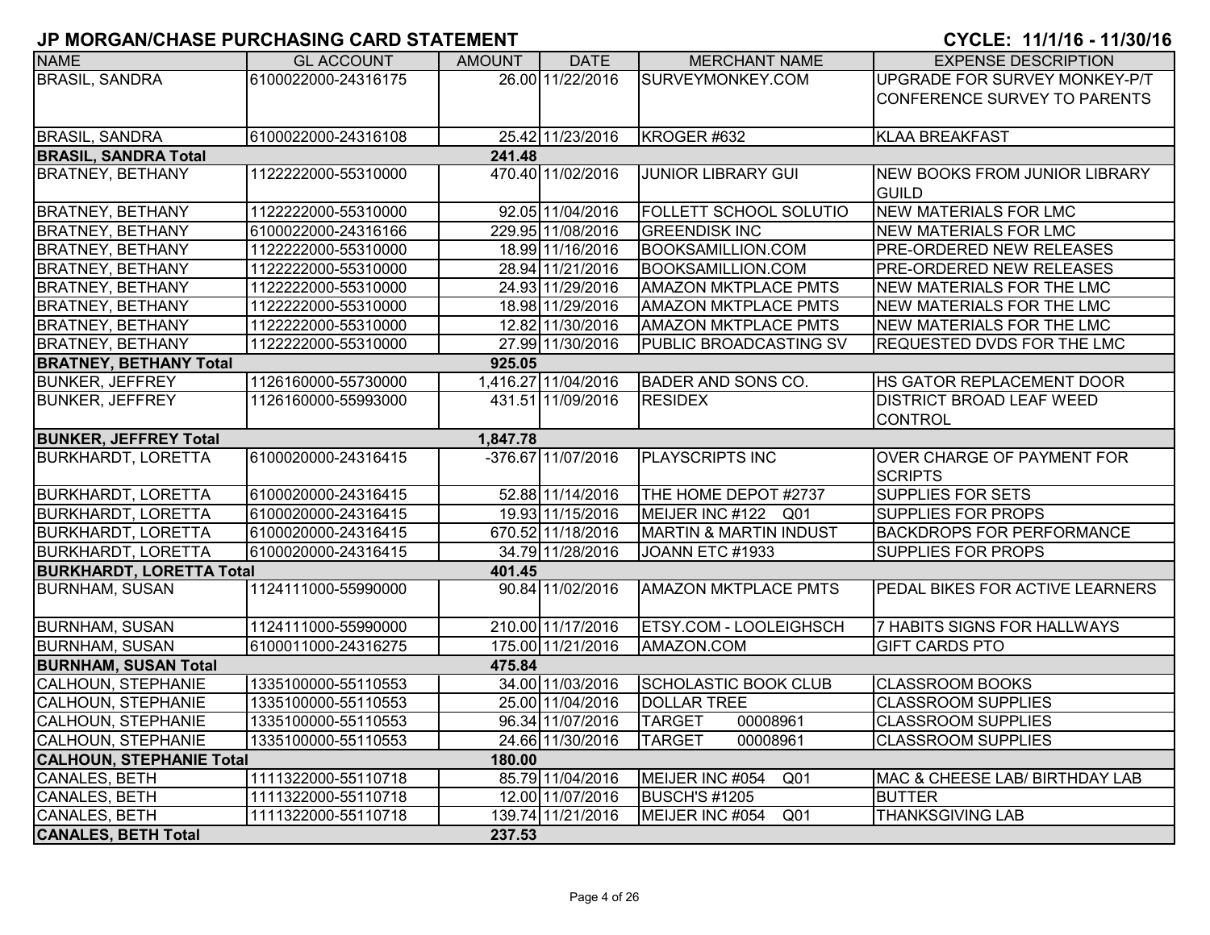# JP MORGAN/CHASE PURCHASING CARD STATEMENT

**CYCLE: 11/1/16 - 11/30/16**

| NAME | GL ACCOUNT | AMOUNT | DATE | MERCHANT NAME | EXPENSE DESCRIPTION |
|---|---|---|---|---|---|
| BRASIL, SANDRA | 6100022000-24316175 | 26.00 | 11/22/2016 | SURVEYMONKEY.COM | UPGRADE FOR SURVEY MONKEY-P/T CONFERENCE SURVEY TO PARENTS |
| BRASIL, SANDRA | 6100022000-24316108 | 25.42 | 11/23/2016 | KROGER #632 | KLAA BREAKFAST |
| **BRASIL, SANDRA Total** | | **241.48** | | | |
| BRATNEY, BETHANY | 1122222000-55310000 | 470.40 | 11/02/2016 | JUNIOR LIBRARY GUI | NEW BOOKS FROM JUNIOR LIBRARY GUILD |
| BRATNEY, BETHANY | 1122222000-55310000 | 92.05 | 11/04/2016 | FOLLETT SCHOOL SOLUTIO | NEW MATERIALS FOR LMC |
| BRATNEY, BETHANY | 6100022000-24316166 | 229.95 | 11/08/2016 | GREENDISK INC | NEW MATERIALS FOR LMC |
| BRATNEY, BETHANY | 1122222000-55310000 | 18.99 | 11/16/2016 | BOOKSAMILLION.COM | PRE-ORDERED NEW RELEASES |
| BRATNEY, BETHANY | 1122222000-55310000 | 28.94 | 11/21/2016 | BOOKSAMILLION.COM | PRE-ORDERED NEW RELEASES |
| BRATNEY, BETHANY | 1122222000-55310000 | 24.93 | 11/29/2016 | AMAZON MKTPLACE PMTS | NEW MATERIALS FOR THE LMC |
| BRATNEY, BETHANY | 1122222000-55310000 | 18.98 | 11/29/2016 | AMAZON MKTPLACE PMTS | NEW MATERIALS FOR THE LMC |
| BRATNEY, BETHANY | 1122222000-55310000 | 12.82 | 11/30/2016 | AMAZON MKTPLACE PMTS | NEW MATERIALS FOR THE LMC |
| BRATNEY, BETHANY | 1122222000-55310000 | 27.99 | 11/30/2016 | PUBLIC BROADCASTING SV | REQUESTED DVDS FOR THE LMC |
| **BRATNEY, BETHANY Total** | | **925.05** | | | |
| BUNKER, JEFFREY | 1126160000-55730000 | 1,416.27 | 11/04/2016 | BADER AND SONS CO. | HS GATOR REPLACEMENT DOOR |
| BUNKER, JEFFREY | 1126160000-55993000 | 431.51 | 11/09/2016 | RESIDEX | DISTRICT BROAD LEAF WEED CONTROL |
| **BUNKER, JEFFREY Total** | | **1,847.78** | | | |
| BURKHARDT, LORETTA | 6100020000-24316415 | -376.67 | 11/07/2016 | PLAYSCRIPTS INC | OVER CHARGE OF PAYMENT FOR SCRIPTS |
| BURKHARDT, LORETTA | 6100020000-24316415 | 52.88 | 11/14/2016 | THE HOME DEPOT #2737 | SUPPLIES FOR SETS |
| BURKHARDT, LORETTA | 6100020000-24316415 | 19.93 | 11/15/2016 | MEIJER INC #122 Q01 | SUPPLIES FOR PROPS |
| BURKHARDT, LORETTA | 6100020000-24316415 | 670.52 | 11/18/2016 | MARTIN & MARTIN INDUST | BACKDROPS FOR PERFORMANCE |
| BURKHARDT, LORETTA | 6100020000-24316415 | 34.79 | 11/28/2016 | JOANN ETC #1933 | SUPPLIES FOR PROPS |
| **BURKHARDT, LORETTA Total** | | **401.45** | | | |
| BURNHAM, SUSAN | 1124111000-55990000 | 90.84 | 11/02/2016 | AMAZON MKTPLACE PMTS | PEDAL BIKES FOR ACTIVE LEARNERS |
| BURNHAM, SUSAN | 1124111000-55990000 | 210.00 | 11/17/2016 | ETSY.COM - LOOLEIGHSCH | 7 HABITS SIGNS FOR HALLWAYS |
| BURNHAM, SUSAN | 6100011000-24316275 | 175.00 | 11/21/2016 | AMAZON.COM | GIFT CARDS PTO |
| **BURNHAM, SUSAN Total** | | **475.84** | | | |
| CALHOUN, STEPHANIE | 1335100000-55110553 | 34.00 | 11/03/2016 | SCHOLASTIC BOOK CLUB | CLASSROOM BOOKS |
| CALHOUN, STEPHANIE | 1335100000-55110553 | 25.00 | 11/04/2016 | DOLLAR TREE | CLASSROOM SUPPLIES |
| CALHOUN, STEPHANIE | 1335100000-55110553 | 96.34 | 11/07/2016 | TARGET 00008961 | CLASSROOM SUPPLIES |
| CALHOUN, STEPHANIE | 1335100000-55110553 | 24.66 | 11/30/2016 | TARGET 00008961 | CLASSROOM SUPPLIES |
| **CALHOUN, STEPHANIE Total** | | **180.00** | | | |
| CANALES, BETH | 1111322000-55110718 | 85.79 | 11/04/2016 | MEIJER INC #054 Q01 | MAC & CHEESE LAB/ BIRTHDAY LAB |
| CANALES, BETH | 1111322000-55110718 | 12.00 | 11/07/2016 | BUSCH'S #1205 | BUTTER |
| CANALES, BETH | 1111322000-55110718 | 139.74 | 11/21/2016 | MEIJER INC #054 Q01 | THANKSGIVING LAB |
| **CANALES, BETH Total** | | **237.53** | | | |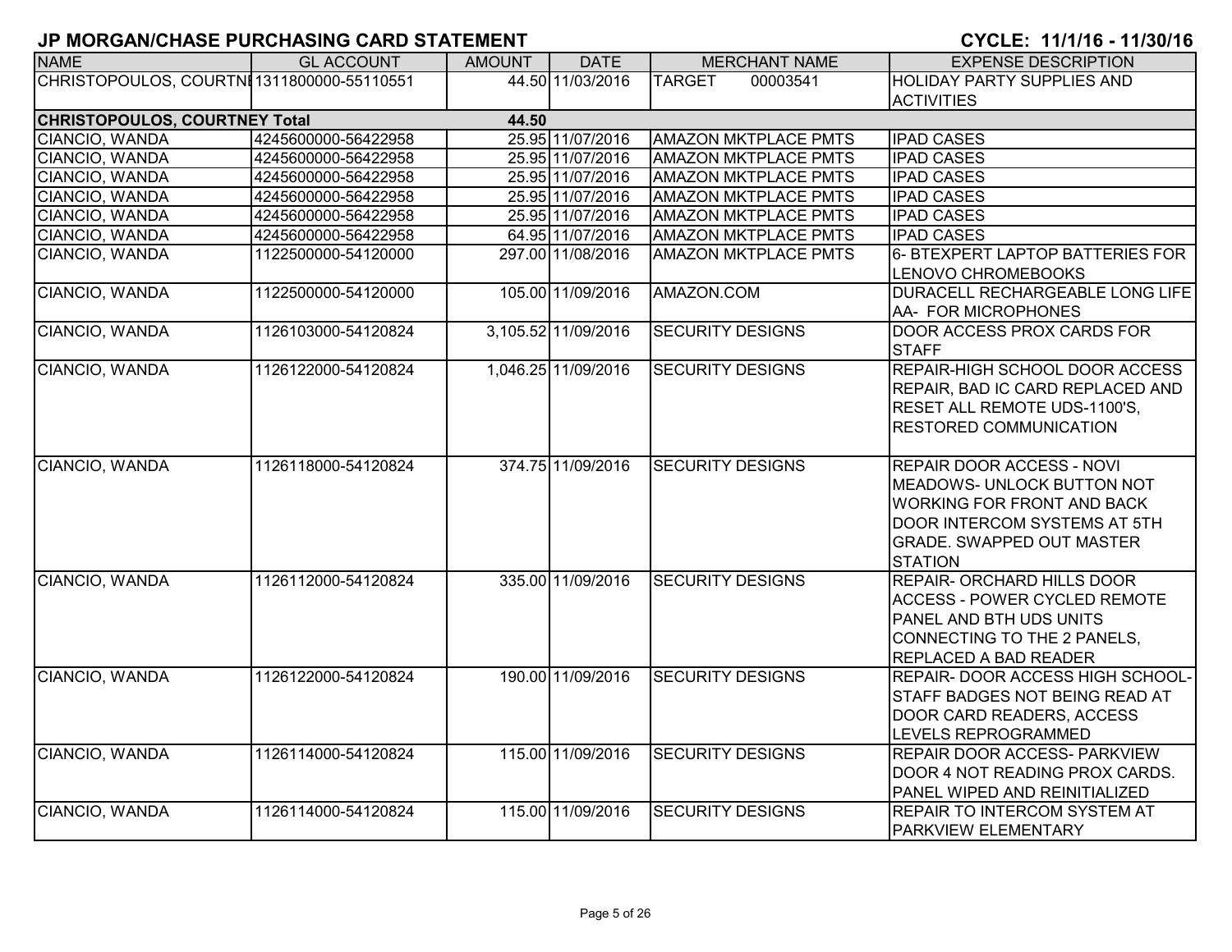# JP MORGAN/CHASE PURCHASING CARD STATEMENT

**CYCLE: 11/1/16 - 11/30/16**

| NAME | GL ACCOUNT | AMOUNT | DATE | MERCHANT NAME | EXPENSE DESCRIPTION |
|---|---|---|---|---|---|
| CHRISTOPOULOS, COURTNI | 1311800000-55110551 | 44.50 | 11/03/2016 | TARGET 00003541 | HOLIDAY PARTY SUPPLIES AND ACTIVITIES |
| **CHRISTOPOULOS, COURTNEY Total** | | **44.50** | | | |
| CIANCIO, WANDA | 4245600000-56422958 | 25.95 | 11/07/2016 | AMAZON MKTPLACE PMTS | IPAD CASES |
| CIANCIO, WANDA | 4245600000-56422958 | 25.95 | 11/07/2016 | AMAZON MKTPLACE PMTS | IPAD CASES |
| CIANCIO, WANDA | 4245600000-56422958 | 25.95 | 11/07/2016 | AMAZON MKTPLACE PMTS | IPAD CASES |
| CIANCIO, WANDA | 4245600000-56422958 | 25.95 | 11/07/2016 | AMAZON MKTPLACE PMTS | IPAD CASES |
| CIANCIO, WANDA | 4245600000-56422958 | 25.95 | 11/07/2016 | AMAZON MKTPLACE PMTS | IPAD CASES |
| CIANCIO, WANDA | 4245600000-56422958 | 64.95 | 11/07/2016 | AMAZON MKTPLACE PMTS | IPAD CASES |
| CIANCIO, WANDA | 1122500000-54120000 | 297.00 | 11/08/2016 | AMAZON MKTPLACE PMTS | 6- BTEXPERT LAPTOP BATTERIES FOR LENOVO CHROMEBOOKS |
| CIANCIO, WANDA | 1122500000-54120000 | 105.00 | 11/09/2016 | AMAZON.COM | DURACELL RECHARGEABLE LONG LIFE AA- FOR MICROPHONES |
| CIANCIO, WANDA | 1126103000-54120824 | 3,105.52 | 11/09/2016 | SECURITY DESIGNS | DOOR ACCESS PROX CARDS FOR STAFF |
| CIANCIO, WANDA | 1126122000-54120824 | 1,046.25 | 11/09/2016 | SECURITY DESIGNS | REPAIR-HIGH SCHOOL DOOR ACCESS REPAIR, BAD IC CARD REPLACED AND RESET ALL REMOTE UDS-1100'S, RESTORED COMMUNICATION |
| CIANCIO, WANDA | 1126118000-54120824 | 374.75 | 11/09/2016 | SECURITY DESIGNS | REPAIR DOOR ACCESS - NOVI MEADOWS- UNLOCK BUTTON NOT WORKING FOR FRONT AND BACK DOOR INTERCOM SYSTEMS AT 5TH GRADE. SWAPPED OUT MASTER STATION |
| CIANCIO, WANDA | 1126112000-54120824 | 335.00 | 11/09/2016 | SECURITY DESIGNS | REPAIR- ORCHARD HILLS DOOR ACCESS - POWER CYCLED REMOTE PANEL AND BTH UDS UNITS CONNECTING TO THE 2 PANELS, REPLACED A BAD READER |
| CIANCIO, WANDA | 1126122000-54120824 | 190.00 | 11/09/2016 | SECURITY DESIGNS | REPAIR- DOOR ACCESS HIGH SCHOOL- STAFF BADGES NOT BEING READ AT DOOR CARD READERS, ACCESS LEVELS REPROGRAMMED |
| CIANCIO, WANDA | 1126114000-54120824 | 115.00 | 11/09/2016 | SECURITY DESIGNS | REPAIR DOOR ACCESS- PARKVIEW DOOR 4 NOT READING PROX CARDS. PANEL WIPED AND REINITIALIZED |
| CIANCIO, WANDA | 1126114000-54120824 | 115.00 | 11/09/2016 | SECURITY DESIGNS | REPAIR TO INTERCOM SYSTEM AT PARKVIEW ELEMENTARY |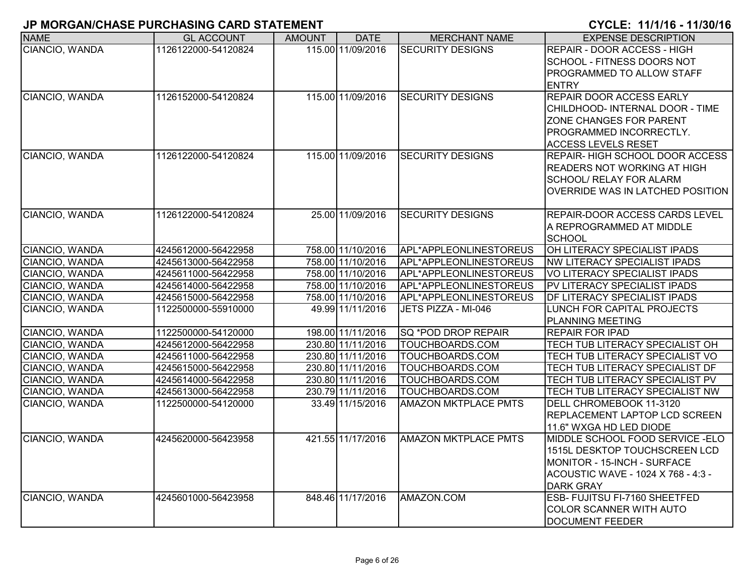# JP MORGAN/CHASE PURCHASING CARD STATEMENT

**CYCLE: 11/1/16 - 11/30/16**

| NAME | GL ACCOUNT | AMOUNT | DATE | MERCHANT NAME | EXPENSE DESCRIPTION |
|---|---|---|---|---|---|
| CIANCIO, WANDA | 1126122000-54120824 | 115.00 | 11/09/2016 | SECURITY DESIGNS | REPAIR - DOOR ACCESS - HIGH SCHOOL - FITNESS DOORS NOT PROGRAMMED TO ALLOW STAFF ENTRY |
| CIANCIO, WANDA | 1126152000-54120824 | 115.00 | 11/09/2016 | SECURITY DESIGNS | REPAIR DOOR ACCESS EARLY CHILDHOOD- INTERNAL DOOR - TIME ZONE CHANGES FOR PARENT PROGRAMMED INCORRECTLY. ACCESS LEVELS RESET |
| CIANCIO, WANDA | 1126122000-54120824 | 115.00 | 11/09/2016 | SECURITY DESIGNS | REPAIR- HIGH SCHOOL DOOR ACCESS READERS NOT WORKING AT HIGH SCHOOL/ RELAY FOR ALARM OVERRIDE WAS IN LATCHED POSITION |
| CIANCIO, WANDA | 1126122000-54120824 | 25.00 | 11/09/2016 | SECURITY DESIGNS | REPAIR-DOOR ACCESS CARDS LEVEL A REPROGRAMMED AT MIDDLE SCHOOL |
| CIANCIO, WANDA | 4245612000-56422958 | 758.00 | 11/10/2016 | APL*APPLEONLINESTOREUS | OH LITERACY SPECIALIST IPADS |
| CIANCIO, WANDA | 4245613000-56422958 | 758.00 | 11/10/2016 | APL*APPLEONLINESTOREUS | NW LITERACY SPECIALIST IPADS |
| CIANCIO, WANDA | 4245611000-56422958 | 758.00 | 11/10/2016 | APL*APPLEONLINESTOREUS | VO LITERACY SPECIALIST IPADS |
| CIANCIO, WANDA | 4245614000-56422958 | 758.00 | 11/10/2016 | APL*APPLEONLINESTOREUS | PV LITERACY SPECIALIST IPADS |
| CIANCIO, WANDA | 4245615000-56422958 | 758.00 | 11/10/2016 | APL*APPLEONLINESTOREUS | DF LITERACY SPECIALIST IPADS |
| CIANCIO, WANDA | 1122500000-55910000 | 49.99 | 11/11/2016 | JETS PIZZA - MI-046 | LUNCH FOR CAPITAL PROJECTS PLANNING MEETING |
| CIANCIO, WANDA | 1122500000-54120000 | 198.00 | 11/11/2016 | SQ *POD DROP REPAIR | REPAIR FOR IPAD |
| CIANCIO, WANDA | 4245612000-56422958 | 230.80 | 11/11/2016 | TOUCHBOARDS.COM | TECH TUB LITERACY SPECIALIST OH |
| CIANCIO, WANDA | 4245611000-56422958 | 230.80 | 11/11/2016 | TOUCHBOARDS.COM | TECH TUB LITERACY SPECIALIST VO |
| CIANCIO, WANDA | 4245615000-56422958 | 230.80 | 11/11/2016 | TOUCHBOARDS.COM | TECH TUB LITERACY SPECIALIST DF |
| CIANCIO, WANDA | 4245614000-56422958 | 230.80 | 11/11/2016 | TOUCHBOARDS.COM | TECH TUB LITERACY SPECIALIST PV |
| CIANCIO, WANDA | 4245613000-56422958 | 230.79 | 11/11/2016 | TOUCHBOARDS.COM | TECH TUB LITERACY SPECIALIST NW |
| CIANCIO, WANDA | 1122500000-54120000 | 33.49 | 11/15/2016 | AMAZON MKTPLACE PMTS | DELL CHROMEBOOK 11-3120 REPLACEMENT LAPTOP LCD SCREEN 11.6" WXGA HD LED DIODE |
| CIANCIO, WANDA | 4245620000-56423958 | 421.55 | 11/17/2016 | AMAZON MKTPLACE PMTS | MIDDLE SCHOOL FOOD SERVICE -ELO 1515L DESKTOP TOUCHSCREEN LCD MONITOR - 15-INCH - SURFACE ACOUSTIC WAVE - 1024 X 768 - 4:3 - DARK GRAY |
| CIANCIO, WANDA | 4245601000-56423958 | 848.46 | 11/17/2016 | AMAZON.COM | ESB- FUJITSU FI-7160 SHEETFED COLOR SCANNER WITH AUTO DOCUMENT FEEDER |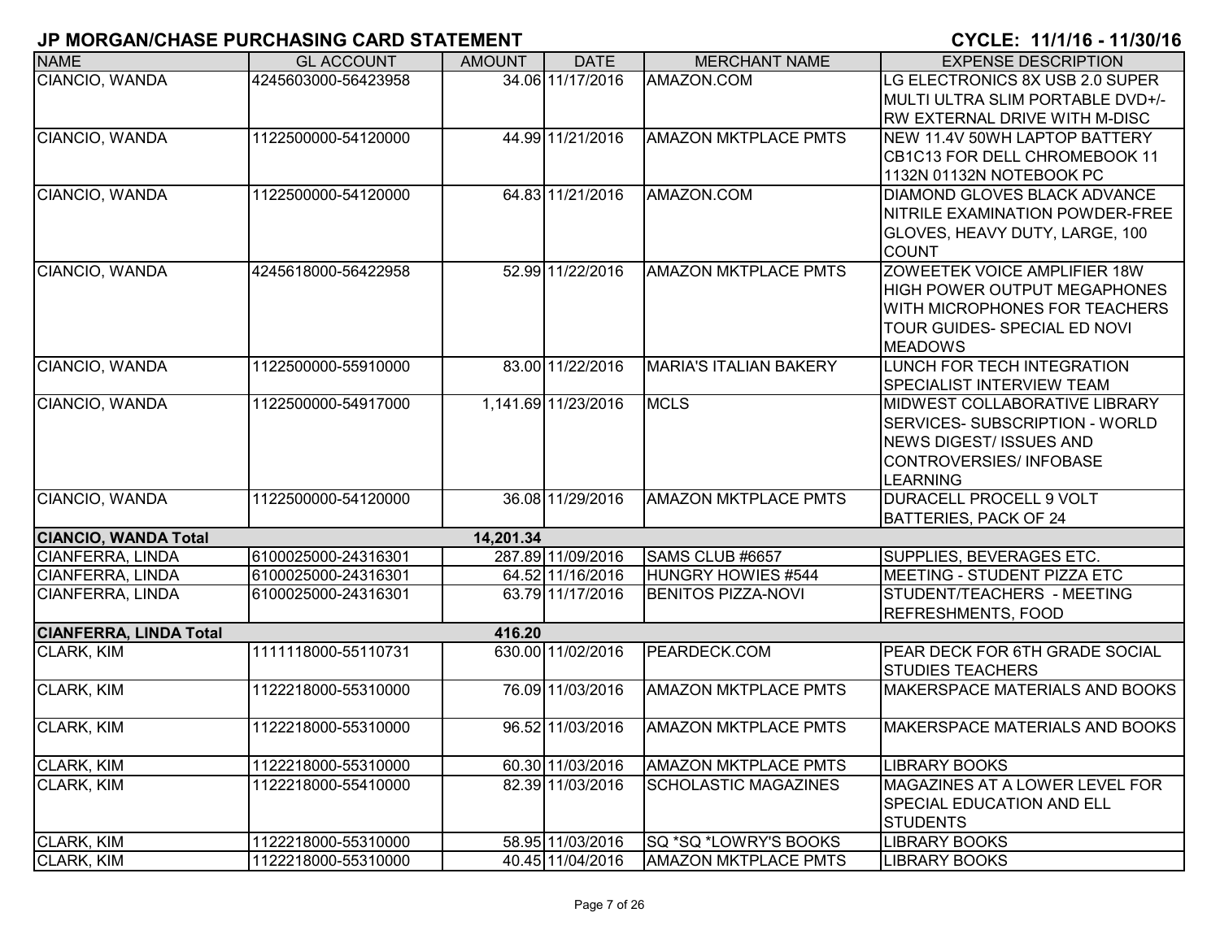# JP MORGAN/CHASE PURCHASING CARD STATEMENT

CYCLE: 11/1/16 - 11/30/16

| NAME | GL ACCOUNT | AMOUNT | DATE | MERCHANT NAME | EXPENSE DESCRIPTION |
|---|---|---|---|---|---|
| CIANCIO, WANDA | 4245603000-56423958 | 34.06 | 11/17/2016 | AMAZON.COM | LG ELECTRONICS 8X USB 2.0 SUPER MULTI ULTRA SLIM PORTABLE DVD+/- RW EXTERNAL DRIVE WITH M-DISC |
| CIANCIO, WANDA | 1122500000-54120000 | 44.99 | 11/21/2016 | AMAZON MKTPLACE PMTS | NEW 11.4V 50WH LAPTOP BATTERY CB1C13 FOR DELL CHROMEBOOK 11 1132N 01132N NOTEBOOK PC |
| CIANCIO, WANDA | 1122500000-54120000 | 64.83 | 11/21/2016 | AMAZON.COM | DIAMOND GLOVES BLACK ADVANCE NITRILE EXAMINATION POWDER-FREE GLOVES, HEAVY DUTY, LARGE, 100 COUNT |
| CIANCIO, WANDA | 4245618000-56422958 | 52.99 | 11/22/2016 | AMAZON MKTPLACE PMTS | ZOWEETEK VOICE AMPLIFIER 18W HIGH POWER OUTPUT MEGAPHONES WITH MICROPHONES FOR TEACHERS TOUR GUIDES- SPECIAL ED NOVI MEADOWS |
| CIANCIO, WANDA | 1122500000-55910000 | 83.00 | 11/22/2016 | MARIA'S ITALIAN BAKERY | LUNCH FOR TECH INTEGRATION SPECIALIST INTERVIEW TEAM |
| CIANCIO, WANDA | 1122500000-54917000 | 1,141.69 | 11/23/2016 | MCLS | MIDWEST COLLABORATIVE LIBRARY SERVICES- SUBSCRIPTION - WORLD NEWS DIGEST/ ISSUES AND CONTROVERSIES/ INFOBASE LEARNING |
| CIANCIO, WANDA | 1122500000-54120000 | 36.08 | 11/29/2016 | AMAZON MKTPLACE PMTS | DURACELL PROCELL 9 VOLT BATTERIES, PACK OF 24 |
| **CIANCIO, WANDA Total** | | **14,201.34** | | | |
| CIANFERRA, LINDA | 6100025000-24316301 | 287.89 | 11/09/2016 | SAMS CLUB #6657 | SUPPLIES, BEVERAGES ETC. |
| CIANFERRA, LINDA | 6100025000-24316301 | 64.52 | 11/16/2016 | HUNGRY HOWIES #544 | MEETING - STUDENT PIZZA ETC |
| CIANFERRA, LINDA | 6100025000-24316301 | 63.79 | 11/17/2016 | BENITOS PIZZA-NOVI | STUDENT/TEACHERS - MEETING REFRESHMENTS, FOOD |
| **CIANFERRA, LINDA Total** | | **416.20** | | | |
| CLARK, KIM | 1111118000-55110731 | 630.00 | 11/02/2016 | PEARDECK.COM | PEAR DECK FOR 6TH GRADE SOCIAL STUDIES TEACHERS |
| CLARK, KIM | 1122218000-55310000 | 76.09 | 11/03/2016 | AMAZON MKTPLACE PMTS | MAKERSPACE MATERIALS AND BOOKS |
| CLARK, KIM | 1122218000-55310000 | 96.52 | 11/03/2016 | AMAZON MKTPLACE PMTS | MAKERSPACE MATERIALS AND BOOKS |
| CLARK, KIM | 1122218000-55310000 | 60.30 | 11/03/2016 | AMAZON MKTPLACE PMTS | LIBRARY BOOKS |
| CLARK, KIM | 1122218000-55410000 | 82.39 | 11/03/2016 | SCHOLASTIC MAGAZINES | MAGAZINES AT A LOWER LEVEL FOR SPECIAL EDUCATION AND ELL STUDENTS |
| CLARK, KIM | 1122218000-55310000 | 58.95 | 11/03/2016 | SQ *SQ *LOWRY'S BOOKS | LIBRARY BOOKS |
| CLARK, KIM | 1122218000-55310000 | 40.45 | 11/04/2016 | AMAZON MKTPLACE PMTS | LIBRARY BOOKS |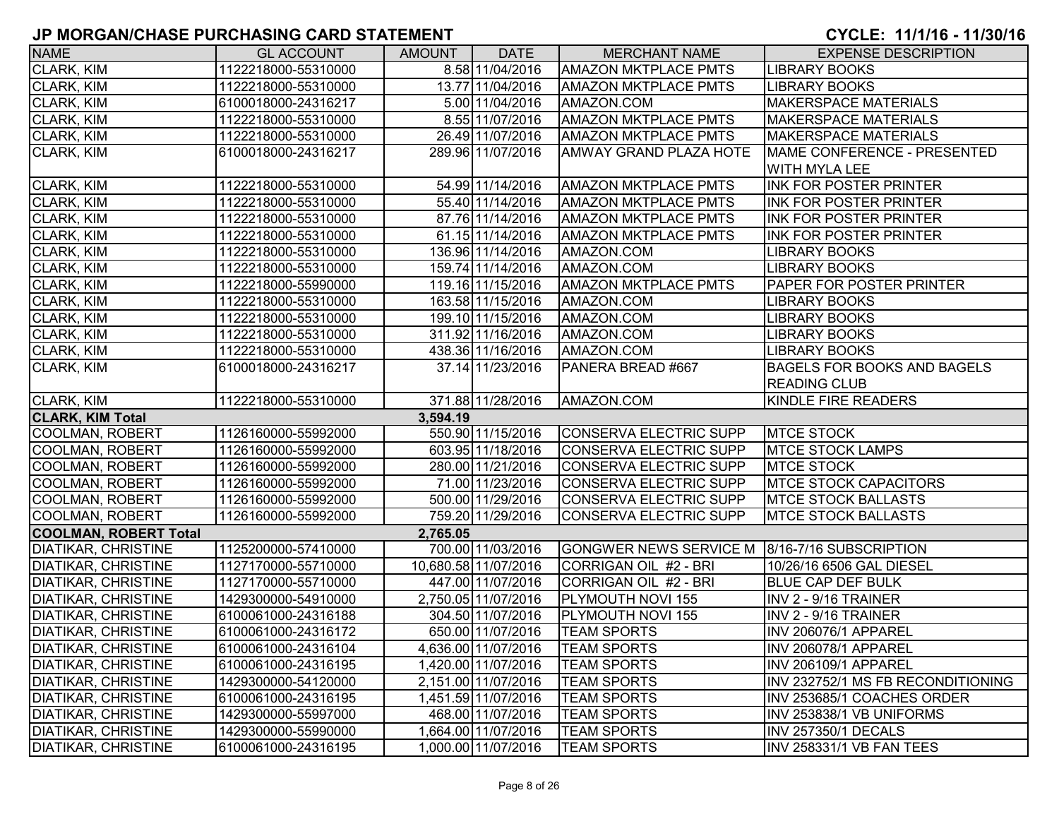# JP MORGAN/CHASE PURCHASING CARD STATEMENT

**CYCLE: 11/1/16 - 11/30/16**

| NAME | GL ACCOUNT | AMOUNT | DATE | MERCHANT NAME | EXPENSE DESCRIPTION |
|---|---|---|---|---|---|
| CLARK, KIM | 1122218000-55310000 | 8.58 | 11/04/2016 | AMAZON MKTPLACE PMTS | LIBRARY BOOKS |
| CLARK, KIM | 1122218000-55310000 | 13.77 | 11/04/2016 | AMAZON MKTPLACE PMTS | LIBRARY BOOKS |
| CLARK, KIM | 6100018000-24316217 | 5.00 | 11/04/2016 | AMAZON.COM | MAKERSPACE MATERIALS |
| CLARK, KIM | 1122218000-55310000 | 8.55 | 11/07/2016 | AMAZON MKTPLACE PMTS | MAKERSPACE MATERIALS |
| CLARK, KIM | 1122218000-55310000 | 26.49 | 11/07/2016 | AMAZON MKTPLACE PMTS | MAKERSPACE MATERIALS |
| CLARK, KIM | 6100018000-24316217 | 289.96 | 11/07/2016 | AMWAY GRAND PLAZA HOTE | MAME CONFERENCE - PRESENTED WITH MYLA LEE |
| CLARK, KIM | 1122218000-55310000 | 54.99 | 11/14/2016 | AMAZON MKTPLACE PMTS | INK FOR POSTER PRINTER |
| CLARK, KIM | 1122218000-55310000 | 55.40 | 11/14/2016 | AMAZON MKTPLACE PMTS | INK FOR POSTER PRINTER |
| CLARK, KIM | 1122218000-55310000 | 87.76 | 11/14/2016 | AMAZON MKTPLACE PMTS | INK FOR POSTER PRINTER |
| CLARK, KIM | 1122218000-55310000 | 61.15 | 11/14/2016 | AMAZON MKTPLACE PMTS | INK FOR POSTER PRINTER |
| CLARK, KIM | 1122218000-55310000 | 136.96 | 11/14/2016 | AMAZON.COM | LIBRARY BOOKS |
| CLARK, KIM | 1122218000-55310000 | 159.74 | 11/14/2016 | AMAZON.COM | LIBRARY BOOKS |
| CLARK, KIM | 1122218000-55990000 | 119.16 | 11/15/2016 | AMAZON MKTPLACE PMTS | PAPER FOR POSTER PRINTER |
| CLARK, KIM | 1122218000-55310000 | 163.58 | 11/15/2016 | AMAZON.COM | LIBRARY BOOKS |
| CLARK, KIM | 1122218000-55310000 | 199.10 | 11/15/2016 | AMAZON.COM | LIBRARY BOOKS |
| CLARK, KIM | 1122218000-55310000 | 311.92 | 11/16/2016 | AMAZON.COM | LIBRARY BOOKS |
| CLARK, KIM | 1122218000-55310000 | 438.36 | 11/16/2016 | AMAZON.COM | LIBRARY BOOKS |
| CLARK, KIM | 6100018000-24316217 | 37.14 | 11/23/2016 | PANERA BREAD #667 | BAGELS FOR BOOKS AND BAGELS READING CLUB |
| CLARK, KIM | 1122218000-55310000 | 371.88 | 11/28/2016 | AMAZON.COM | KINDLE FIRE READERS |
| **CLARK, KIM Total** | | **3,594.19** | | | |
| COOLMAN, ROBERT | 1126160000-55992000 | 550.90 | 11/15/2016 | CONSERVA ELECTRIC SUPP | MTCE STOCK |
| COOLMAN, ROBERT | 1126160000-55992000 | 603.95 | 11/18/2016 | CONSERVA ELECTRIC SUPP | MTCE STOCK LAMPS |
| COOLMAN, ROBERT | 1126160000-55992000 | 280.00 | 11/21/2016 | CONSERVA ELECTRIC SUPP | MTCE STOCK |
| COOLMAN, ROBERT | 1126160000-55992000 | 71.00 | 11/23/2016 | CONSERVA ELECTRIC SUPP | MTCE STOCK CAPACITORS |
| COOLMAN, ROBERT | 1126160000-55992000 | 500.00 | 11/29/2016 | CONSERVA ELECTRIC SUPP | MTCE STOCK BALLASTS |
| COOLMAN, ROBERT | 1126160000-55992000 | 759.20 | 11/29/2016 | CONSERVA ELECTRIC SUPP | MTCE STOCK BALLASTS |
| **COOLMAN, ROBERT Total** | | **2,765.05** | | | |
| DIATIKAR, CHRISTINE | 1125200000-57410000 | 700.00 | 11/03/2016 | GONGWER NEWS SERVICE M | 8/16-7/16 SUBSCRIPTION |
| DIATIKAR, CHRISTINE | 1127170000-55710000 | 10,680.58 | 11/07/2016 | CORRIGAN OIL #2 - BRI | 10/26/16 6506 GAL DIESEL |
| DIATIKAR, CHRISTINE | 1127170000-55710000 | 447.00 | 11/07/2016 | CORRIGAN OIL #2 - BRI | BLUE CAP DEF BULK |
| DIATIKAR, CHRISTINE | 1429300000-54910000 | 2,750.05 | 11/07/2016 | PLYMOUTH NOVI 155 | INV 2 - 9/16 TRAINER |
| DIATIKAR, CHRISTINE | 6100061000-24316188 | 304.50 | 11/07/2016 | PLYMOUTH NOVI 155 | INV 2 - 9/16 TRAINER |
| DIATIKAR, CHRISTINE | 6100061000-24316172 | 650.00 | 11/07/2016 | TEAM SPORTS | INV 206076/1 APPAREL |
| DIATIKAR, CHRISTINE | 6100061000-24316104 | 4,636.00 | 11/07/2016 | TEAM SPORTS | INV 206078/1 APPAREL |
| DIATIKAR, CHRISTINE | 6100061000-24316195 | 1,420.00 | 11/07/2016 | TEAM SPORTS | INV 206109/1 APPAREL |
| DIATIKAR, CHRISTINE | 1429300000-54120000 | 2,151.00 | 11/07/2016 | TEAM SPORTS | INV 232752/1 MS FB RECONDITIONING |
| DIATIKAR, CHRISTINE | 6100061000-24316195 | 1,451.59 | 11/07/2016 | TEAM SPORTS | INV 253685/1 COACHES ORDER |
| DIATIKAR, CHRISTINE | 1429300000-55997000 | 468.00 | 11/07/2016 | TEAM SPORTS | INV 253838/1 VB UNIFORMS |
| DIATIKAR, CHRISTINE | 1429300000-55990000 | 1,664.00 | 11/07/2016 | TEAM SPORTS | INV 257350/1 DECALS |
| DIATIKAR, CHRISTINE | 6100061000-24316195 | 1,000.00 | 11/07/2016 | TEAM SPORTS | INV 258331/1 VB FAN TEES |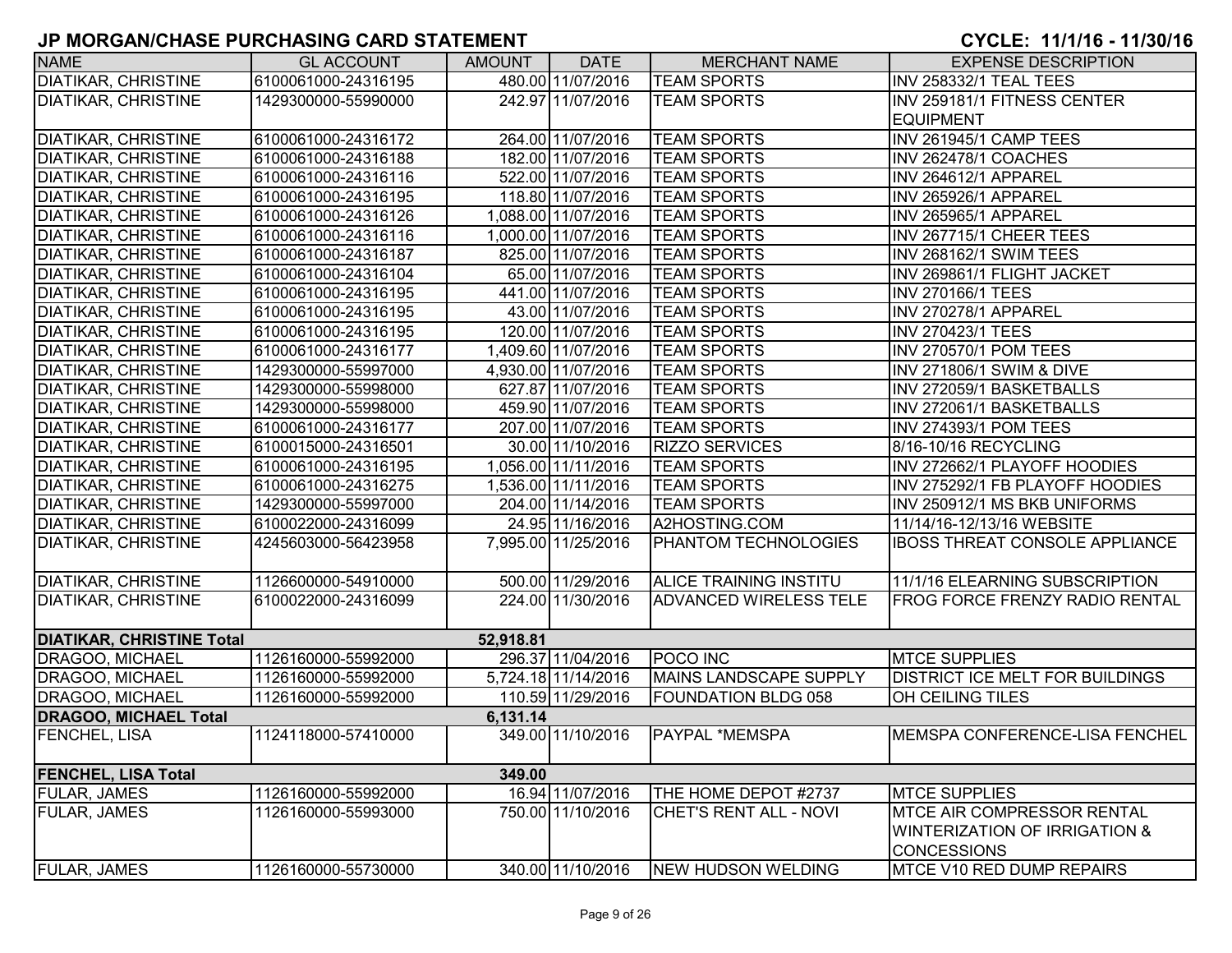## JP MORGAN/CHASE PURCHASING CARD STATEMENT

**CYCLE: 11/1/16 - 11/30/16**

| NAME | GL ACCOUNT | AMOUNT | DATE | MERCHANT NAME | EXPENSE DESCRIPTION |
|---|---|---|---|---|---|
| DIATIKAR, CHRISTINE | 6100061000-24316195 | 480.00 | 11/07/2016 | TEAM SPORTS | INV 258332/1 TEAL TEES |
| DIATIKAR, CHRISTINE | 1429300000-55990000 | 242.97 | 11/07/2016 | TEAM SPORTS | INV 259181/1 FITNESS CENTER EQUIPMENT |
| DIATIKAR, CHRISTINE | 6100061000-24316172 | 264.00 | 11/07/2016 | TEAM SPORTS | INV 261945/1 CAMP TEES |
| DIATIKAR, CHRISTINE | 6100061000-24316188 | 182.00 | 11/07/2016 | TEAM SPORTS | INV 262478/1 COACHES |
| DIATIKAR, CHRISTINE | 6100061000-24316116 | 522.00 | 11/07/2016 | TEAM SPORTS | INV 264612/1 APPAREL |
| DIATIKAR, CHRISTINE | 6100061000-24316195 | 118.80 | 11/07/2016 | TEAM SPORTS | INV 265926/1 APPAREL |
| DIATIKAR, CHRISTINE | 6100061000-24316126 | 1,088.00 | 11/07/2016 | TEAM SPORTS | INV 265965/1 APPAREL |
| DIATIKAR, CHRISTINE | 6100061000-24316116 | 1,000.00 | 11/07/2016 | TEAM SPORTS | INV 267715/1 CHEER TEES |
| DIATIKAR, CHRISTINE | 6100061000-24316187 | 825.00 | 11/07/2016 | TEAM SPORTS | INV 268162/1 SWIM TEES |
| DIATIKAR, CHRISTINE | 6100061000-24316104 | 65.00 | 11/07/2016 | TEAM SPORTS | INV 269861/1 FLIGHT JACKET |
| DIATIKAR, CHRISTINE | 6100061000-24316195 | 441.00 | 11/07/2016 | TEAM SPORTS | INV 270166/1 TEES |
| DIATIKAR, CHRISTINE | 6100061000-24316195 | 43.00 | 11/07/2016 | TEAM SPORTS | INV 270278/1 APPAREL |
| DIATIKAR, CHRISTINE | 6100061000-24316195 | 120.00 | 11/07/2016 | TEAM SPORTS | INV 270423/1 TEES |
| DIATIKAR, CHRISTINE | 6100061000-24316177 | 1,409.60 | 11/07/2016 | TEAM SPORTS | INV 270570/1 POM TEES |
| DIATIKAR, CHRISTINE | 1429300000-55997000 | 4,930.00 | 11/07/2016 | TEAM SPORTS | INV 271806/1 SWIM & DIVE |
| DIATIKAR, CHRISTINE | 1429300000-55998000 | 627.87 | 11/07/2016 | TEAM SPORTS | INV 272059/1 BASKETBALLS |
| DIATIKAR, CHRISTINE | 1429300000-55998000 | 459.90 | 11/07/2016 | TEAM SPORTS | INV 272061/1 BASKETBALLS |
| DIATIKAR, CHRISTINE | 6100061000-24316177 | 207.00 | 11/07/2016 | TEAM SPORTS | INV 274393/1 POM TEES |
| DIATIKAR, CHRISTINE | 6100015000-24316501 | 30.00 | 11/10/2016 | RIZZO SERVICES | 8/16-10/16 RECYCLING |
| DIATIKAR, CHRISTINE | 6100061000-24316195 | 1,056.00 | 11/11/2016 | TEAM SPORTS | INV 272662/1 PLAYOFF HOODIES |
| DIATIKAR, CHRISTINE | 6100061000-24316275 | 1,536.00 | 11/11/2016 | TEAM SPORTS | INV 275292/1 FB PLAYOFF HOODIES |
| DIATIKAR, CHRISTINE | 1429300000-55997000 | 204.00 | 11/14/2016 | TEAM SPORTS | INV 250912/1 MS BKB UNIFORMS |
| DIATIKAR, CHRISTINE | 6100022000-24316099 | 24.95 | 11/16/2016 | A2HOSTING.COM | 11/14/16-12/13/16 WEBSITE |
| DIATIKAR, CHRISTINE | 4245603000-56423958 | 7,995.00 | 11/25/2016 | PHANTOM TECHNOLOGIES | IBOSS THREAT CONSOLE APPLIANCE |
| DIATIKAR, CHRISTINE | 1126600000-54910000 | 500.00 | 11/29/2016 | ALICE TRAINING INSTITU | 11/1/16 ELEARNING SUBSCRIPTION |
| DIATIKAR, CHRISTINE | 6100022000-24316099 | 224.00 | 11/30/2016 | ADVANCED WIRELESS TELE | FROG FORCE FRENZY RADIO RENTAL |
| **DIATIKAR, CHRISTINE Total** | | **52,918.81** | | | |
| DRAGOO, MICHAEL | 1126160000-55992000 | 296.37 | 11/04/2016 | POCO INC | MTCE SUPPLIES |
| DRAGOO, MICHAEL | 1126160000-55992000 | 5,724.18 | 11/14/2016 | MAINS LANDSCAPE SUPPLY | DISTRICT ICE MELT FOR BUILDINGS |
| DRAGOO, MICHAEL | 1126160000-55992000 | 110.59 | 11/29/2016 | FOUNDATION BLDG 058 | OH CEILING TILES |
| **DRAGOO, MICHAEL Total** | | **6,131.14** | | | |
| FENCHEL, LISA | 1124118000-57410000 | 349.00 | 11/10/2016 | PAYPAL *MEMSPA | MEMSPA CONFERENCE-LISA FENCHEL |
| **FENCHEL, LISA Total** | | **349.00** | | | |
| FULAR, JAMES | 1126160000-55992000 | 16.94 | 11/07/2016 | THE HOME DEPOT #2737 | MTCE SUPPLIES |
| FULAR, JAMES | 1126160000-55993000 | 750.00 | 11/10/2016 | CHET'S RENT ALL - NOVI | MTCE AIR COMPRESSOR RENTAL WINTERIZATION OF IRRIGATION & CONCESSIONS |
| FULAR, JAMES | 1126160000-55730000 | 340.00 | 11/10/2016 | NEW HUDSON WELDING | MTCE V10 RED DUMP REPAIRS |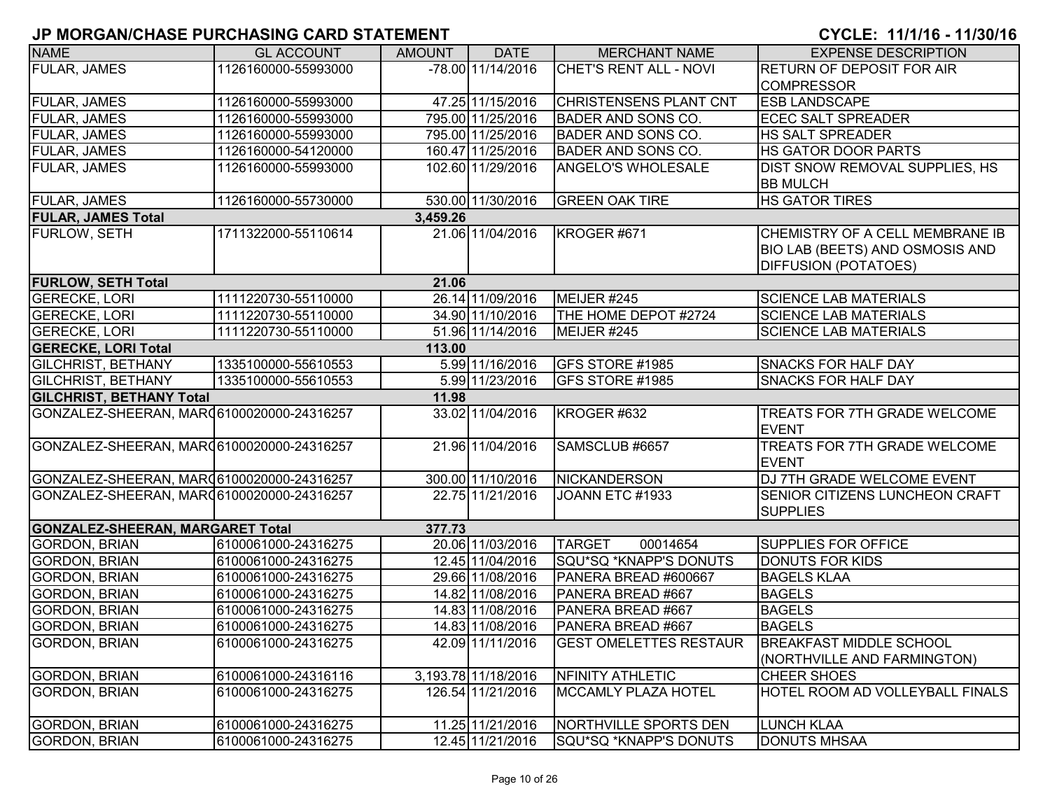## JP MORGAN/CHASE PURCHASING CARD STATEMENT

**CYCLE: 11/1/16 - 11/30/16**

| NAME | GL ACCOUNT | AMOUNT | DATE | MERCHANT NAME | EXPENSE DESCRIPTION |
|---|---|---|---|---|---|
| FULAR, JAMES | 1126160000-55993000 | -78.00 | 11/14/2016 | CHET'S RENT ALL - NOVI | RETURN OF DEPOSIT FOR AIR COMPRESSOR |
| FULAR, JAMES | 1126160000-55993000 | 47.25 | 11/15/2016 | CHRISTENSENS PLANT CNT | ESB LANDSCAPE |
| FULAR, JAMES | 1126160000-55993000 | 795.00 | 11/25/2016 | BADER AND SONS CO. | ECEC SALT SPREADER |
| FULAR, JAMES | 1126160000-55993000 | 795.00 | 11/25/2016 | BADER AND SONS CO. | HS SALT SPREADER |
| FULAR, JAMES | 1126160000-54120000 | 160.47 | 11/25/2016 | BADER AND SONS CO. | HS GATOR DOOR PARTS |
| FULAR, JAMES | 1126160000-55993000 | 102.60 | 11/29/2016 | ANGELO'S WHOLESALE | DIST SNOW REMOVAL SUPPLIES, HS BB MULCH |
| FULAR, JAMES | 1126160000-55730000 | 530.00 | 11/30/2016 | GREEN OAK TIRE | HS GATOR TIRES |
| **FULAR, JAMES Total** | | **3,459.26** | | | |
| FURLOW, SETH | 1711322000-55110614 | 21.06 | 11/04/2016 | KROGER #671 | CHEMISTRY OF A CELL MEMBRANE IB BIO LAB (BEETS) AND OSMOSIS AND DIFFUSION (POTATOES) |
| **FURLOW, SETH Total** | | **21.06** | | | |
| GERECKE, LORI | 1111220730-55110000 | 26.14 | 11/09/2016 | MEIJER #245 | SCIENCE LAB MATERIALS |
| GERECKE, LORI | 1111220730-55110000 | 34.90 | 11/10/2016 | THE HOME DEPOT #2724 | SCIENCE LAB MATERIALS |
| GERECKE, LORI | 1111220730-55110000 | 51.96 | 11/14/2016 | MEIJER #245 | SCIENCE LAB MATERIALS |
| **GERECKE, LORI Total** | | **113.00** | | | |
| GILCHRIST, BETHANY | 1335100000-55610553 | 5.99 | 11/16/2016 | GFS STORE #1985 | SNACKS FOR HALF DAY |
| GILCHRIST, BETHANY | 1335100000-55610553 | 5.99 | 11/23/2016 | GFS STORE #1985 | SNACKS FOR HALF DAY |
| **GILCHRIST, BETHANY Total** | | **11.98** | | | |
| GONZALEZ-SHEERAN, MARG | 6100020000-24316257 | 33.02 | 11/04/2016 | KROGER #632 | TREATS FOR 7TH GRADE WELCOME EVENT |
| GONZALEZ-SHEERAN, MARG | 6100020000-24316257 | 21.96 | 11/04/2016 | SAMSCLUB #6657 | TREATS FOR 7TH GRADE WELCOME EVENT |
| GONZALEZ-SHEERAN, MARG | 6100020000-24316257 | 300.00 | 11/10/2016 | NICKANDERSON | DJ 7TH GRADE WELCOME EVENT |
| GONZALEZ-SHEERAN, MARG | 6100020000-24316257 | 22.75 | 11/21/2016 | JOANN ETC #1933 | SENIOR CITIZENS LUNCHEON CRAFT SUPPLIES |
| **GONZALEZ-SHEERAN, MARGARET Total** | | **377.73** | | | |
| GORDON, BRIAN | 6100061000-24316275 | 20.06 | 11/03/2016 | TARGET 00014654 | SUPPLIES FOR OFFICE |
| GORDON, BRIAN | 6100061000-24316275 | 12.45 | 11/04/2016 | SQU*SQ *KNAPP'S DONUTS | DONUTS FOR KIDS |
| GORDON, BRIAN | 6100061000-24316275 | 29.66 | 11/08/2016 | PANERA BREAD #600667 | BAGELS KLAA |
| GORDON, BRIAN | 6100061000-24316275 | 14.82 | 11/08/2016 | PANERA BREAD #667 | BAGELS |
| GORDON, BRIAN | 6100061000-24316275 | 14.83 | 11/08/2016 | PANERA BREAD #667 | BAGELS |
| GORDON, BRIAN | 6100061000-24316275 | 14.83 | 11/08/2016 | PANERA BREAD #667 | BAGELS |
| GORDON, BRIAN | 6100061000-24316275 | 42.09 | 11/11/2016 | GEST OMELETTES RESTAUR | BREAKFAST MIDDLE SCHOOL (NORTHVILLE AND FARMINGTON) |
| GORDON, BRIAN | 6100061000-24316116 | 3,193.78 | 11/18/2016 | NFINITY ATHLETIC | CHEER SHOES |
| GORDON, BRIAN | 6100061000-24316275 | 126.54 | 11/21/2016 | MCCAMLY PLAZA HOTEL | HOTEL ROOM AD VOLLEYBALL FINALS |
| GORDON, BRIAN | 6100061000-24316275 | 11.25 | 11/21/2016 | NORTHVILLE SPORTS DEN | LUNCH KLAA |
| GORDON, BRIAN | 6100061000-24316275 | 12.45 | 11/21/2016 | SQU*SQ *KNAPP'S DONUTS | DONUTS MHSAA |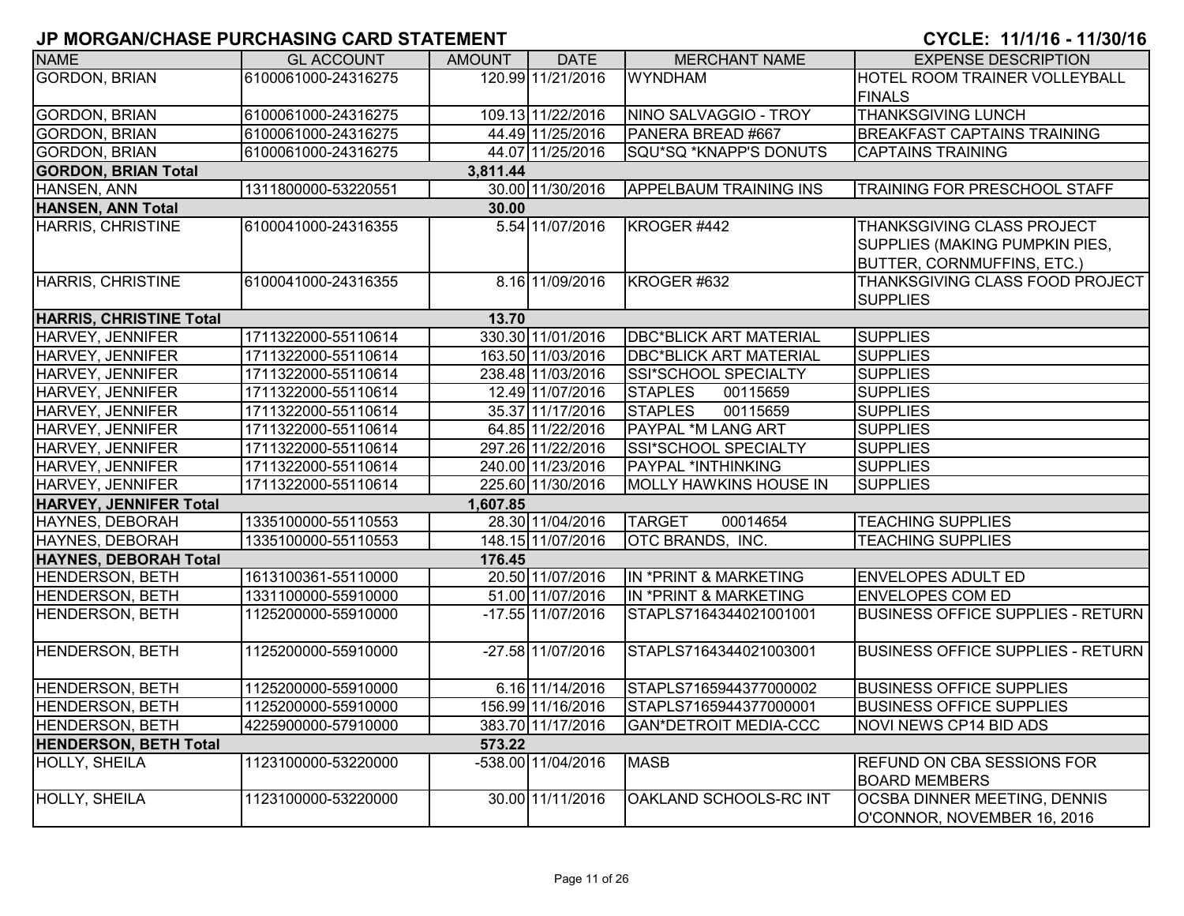## JP MORGAN/CHASE PURCHASING CARD STATEMENT

**CYCLE: 11/1/16 - 11/30/16**

| NAME | GL ACCOUNT | AMOUNT | DATE | MERCHANT NAME | EXPENSE DESCRIPTION |
|---|---|---|---|---|---|
| GORDON, BRIAN | 6100061000-24316275 | 120.99 | 11/21/2016 | WYNDHAM | HOTEL ROOM TRAINER VOLLEYBALL FINALS |
| GORDON, BRIAN | 6100061000-24316275 | 109.13 | 11/22/2016 | NINO SALVAGGIO - TROY | THANKSGIVING LUNCH |
| GORDON, BRIAN | 6100061000-24316275 | 44.49 | 11/25/2016 | PANERA BREAD #667 | BREAKFAST CAPTAINS TRAINING |
| GORDON, BRIAN | 6100061000-24316275 | 44.07 | 11/25/2016 | SQU*SQ *KNAPP'S DONUTS | CAPTAINS TRAINING |
| **GORDON, BRIAN Total** | | **3,811.44** | | | |
| HANSEN, ANN | 1311800000-53220551 | 30.00 | 11/30/2016 | APPELBAUM TRAINING INS | TRAINING FOR PRESCHOOL STAFF |
| **HANSEN, ANN Total** | | **30.00** | | | |
| HARRIS, CHRISTINE | 6100041000-24316355 | 5.54 | 11/07/2016 | KROGER #442 | THANKSGIVING CLASS PROJECT SUPPLIES (MAKING PUMPKIN PIES, BUTTER, CORNMUFFINS, ETC.) |
| HARRIS, CHRISTINE | 6100041000-24316355 | 8.16 | 11/09/2016 | KROGER #632 | THANKSGIVING CLASS FOOD PROJECT SUPPLIES |
| **HARRIS, CHRISTINE Total** | | **13.70** | | | |
| HARVEY, JENNIFER | 1711322000-55110614 | 330.30 | 11/01/2016 | DBC*BLICK ART MATERIAL | SUPPLIES |
| HARVEY, JENNIFER | 1711322000-55110614 | 163.50 | 11/03/2016 | DBC*BLICK ART MATERIAL | SUPPLIES |
| HARVEY, JENNIFER | 1711322000-55110614 | 238.48 | 11/03/2016 | SSI*SCHOOL SPECIALTY | SUPPLIES |
| HARVEY, JENNIFER | 1711322000-55110614 | 12.49 | 11/07/2016 | STAPLES 00115659 | SUPPLIES |
| HARVEY, JENNIFER | 1711322000-55110614 | 35.37 | 11/17/2016 | STAPLES 00115659 | SUPPLIES |
| HARVEY, JENNIFER | 1711322000-55110614 | 64.85 | 11/22/2016 | PAYPAL *M LANG ART | SUPPLIES |
| HARVEY, JENNIFER | 1711322000-55110614 | 297.26 | 11/22/2016 | SSI*SCHOOL SPECIALTY | SUPPLIES |
| HARVEY, JENNIFER | 1711322000-55110614 | 240.00 | 11/23/2016 | PAYPAL *INTHINKING | SUPPLIES |
| HARVEY, JENNIFER | 1711322000-55110614 | 225.60 | 11/30/2016 | MOLLY HAWKINS HOUSE IN | SUPPLIES |
| **HARVEY, JENNIFER Total** | | **1,607.85** | | | |
| HAYNES, DEBORAH | 1335100000-55110553 | 28.30 | 11/04/2016 | TARGET 00014654 | TEACHING SUPPLIES |
| HAYNES, DEBORAH | 1335100000-55110553 | 148.15 | 11/07/2016 | OTC BRANDS, INC. | TEACHING SUPPLIES |
| **HAYNES, DEBORAH Total** | | **176.45** | | | |
| HENDERSON, BETH | 1613100361-55110000 | 20.50 | 11/07/2016 | IN *PRINT & MARKETING | ENVELOPES ADULT ED |
| HENDERSON, BETH | 1331100000-55910000 | 51.00 | 11/07/2016 | IN *PRINT & MARKETING | ENVELOPES COM ED |
| HENDERSON, BETH | 1125200000-55910000 | -17.55 | 11/07/2016 | STAPLS7164344021001001 | BUSINESS OFFICE SUPPLIES - RETURN |
| HENDERSON, BETH | 1125200000-55910000 | -27.58 | 11/07/2016 | STAPLS7164344021003001 | BUSINESS OFFICE SUPPLIES - RETURN |
| HENDERSON, BETH | 1125200000-55910000 | 6.16 | 11/14/2016 | STAPLS7165944377000002 | BUSINESS OFFICE SUPPLIES |
| HENDERSON, BETH | 1125200000-55910000 | 156.99 | 11/16/2016 | STAPLS7165944377000001 | BUSINESS OFFICE SUPPLIES |
| HENDERSON, BETH | 4225900000-57910000 | 383.70 | 11/17/2016 | GAN*DETROIT MEDIA-CCC | NOVI NEWS CP14 BID ADS |
| **HENDERSON, BETH Total** | | **573.22** | | | |
| HOLLY, SHEILA | 1123100000-53220000 | -538.00 | 11/04/2016 | MASB | REFUND ON CBA SESSIONS FOR BOARD MEMBERS |
| HOLLY, SHEILA | 1123100000-53220000 | 30.00 | 11/11/2016 | OAKLAND SCHOOLS-RC INT | OCSBA DINNER MEETING, DENNIS O'CONNOR, NOVEMBER 16, 2016 |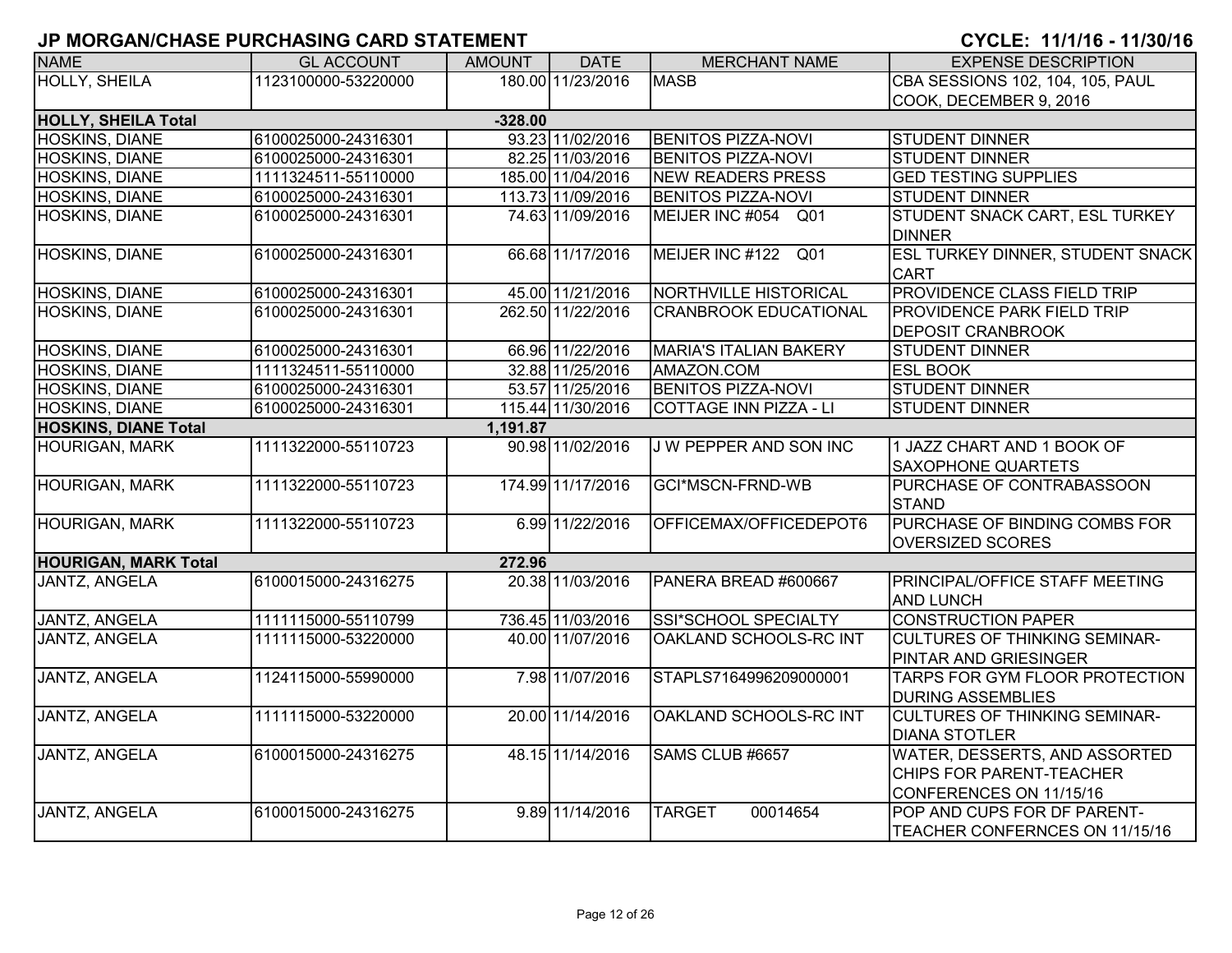## JP MORGAN/CHASE PURCHASING CARD STATEMENT

CYCLE: 11/1/16 - 11/30/16

| NAME | GL ACCOUNT | AMOUNT | DATE | MERCHANT NAME | EXPENSE DESCRIPTION |
|---|---|---|---|---|---|
| HOLLY, SHEILA | 1123100000-53220000 | 180.00 | 11/23/2016 | MASB | CBA SESSIONS 102, 104, 105, PAUL COOK, DECEMBER 9, 2016 |
| **HOLLY, SHEILA Total** | | **-328.00** | | | |
| HOSKINS, DIANE | 6100025000-24316301 | 93.23 | 11/02/2016 | BENITOS PIZZA-NOVI | STUDENT DINNER |
| HOSKINS, DIANE | 6100025000-24316301 | 82.25 | 11/03/2016 | BENITOS PIZZA-NOVI | STUDENT DINNER |
| HOSKINS, DIANE | 1111324511-55110000 | 185.00 | 11/04/2016 | NEW READERS PRESS | GED TESTING SUPPLIES |
| HOSKINS, DIANE | 6100025000-24316301 | 113.73 | 11/09/2016 | BENITOS PIZZA-NOVI | STUDENT DINNER |
| HOSKINS, DIANE | 6100025000-24316301 | 74.63 | 11/09/2016 | MEIJER INC #054 Q01 | STUDENT SNACK CART, ESL TURKEY DINNER |
| HOSKINS, DIANE | 6100025000-24316301 | 66.68 | 11/17/2016 | MEIJER INC #122 Q01 | ESL TURKEY DINNER, STUDENT SNACK CART |
| HOSKINS, DIANE | 6100025000-24316301 | 45.00 | 11/21/2016 | NORTHVILLE HISTORICAL | PROVIDENCE CLASS FIELD TRIP |
| HOSKINS, DIANE | 6100025000-24316301 | 262.50 | 11/22/2016 | CRANBROOK EDUCATIONAL | PROVIDENCE PARK FIELD TRIP DEPOSIT CRANBROOK |
| HOSKINS, DIANE | 6100025000-24316301 | 66.96 | 11/22/2016 | MARIA'S ITALIAN BAKERY | STUDENT DINNER |
| HOSKINS, DIANE | 1111324511-55110000 | 32.88 | 11/25/2016 | AMAZON.COM | ESL BOOK |
| HOSKINS, DIANE | 6100025000-24316301 | 53.57 | 11/25/2016 | BENITOS PIZZA-NOVI | STUDENT DINNER |
| HOSKINS, DIANE | 6100025000-24316301 | 115.44 | 11/30/2016 | COTTAGE INN PIZZA - LI | STUDENT DINNER |
| **HOSKINS, DIANE Total** | | **1,191.87** | | | |
| HOURIGAN, MARK | 1111322000-55110723 | 90.98 | 11/02/2016 | J W PEPPER AND SON INC | 1 JAZZ CHART AND 1 BOOK OF SAXOPHONE QUARTETS |
| HOURIGAN, MARK | 1111322000-55110723 | 174.99 | 11/17/2016 | GCI*MSCN-FRND-WB | PURCHASE OF CONTRABASSOON STAND |
| HOURIGAN, MARK | 1111322000-55110723 | 6.99 | 11/22/2016 | OFFICEMAX/OFFICEDEPOT6 | PURCHASE OF BINDING COMBS FOR OVERSIZED SCORES |
| **HOURIGAN, MARK Total** | | **272.96** | | | |
| JANTZ, ANGELA | 6100015000-24316275 | 20.38 | 11/03/2016 | PANERA BREAD #600667 | PRINCIPAL/OFFICE STAFF MEETING AND LUNCH |
| JANTZ, ANGELA | 1111115000-55110799 | 736.45 | 11/03/2016 | SSI*SCHOOL SPECIALTY | CONSTRUCTION PAPER |
| JANTZ, ANGELA | 1111115000-53220000 | 40.00 | 11/07/2016 | OAKLAND SCHOOLS-RC INT | CULTURES OF THINKING SEMINAR-PINTAR AND GRIESINGER |
| JANTZ, ANGELA | 1124115000-55990000 | 7.98 | 11/07/2016 | STAPLS7164996209000001 | TARPS FOR GYM FLOOR PROTECTION DURING ASSEMBLIES |
| JANTZ, ANGELA | 1111115000-53220000 | 20.00 | 11/14/2016 | OAKLAND SCHOOLS-RC INT | CULTURES OF THINKING SEMINAR-DIANA STOTLER |
| JANTZ, ANGELA | 6100015000-24316275 | 48.15 | 11/14/2016 | SAMS CLUB #6657 | WATER, DESSERTS, AND ASSORTED CHIPS FOR PARENT-TEACHER CONFERENCES ON 11/15/16 |
| JANTZ, ANGELA | 6100015000-24316275 | 9.89 | 11/14/2016 | TARGET 00014654 | POP AND CUPS FOR DF PARENT-TEACHER CONFERNCES ON 11/15/16 |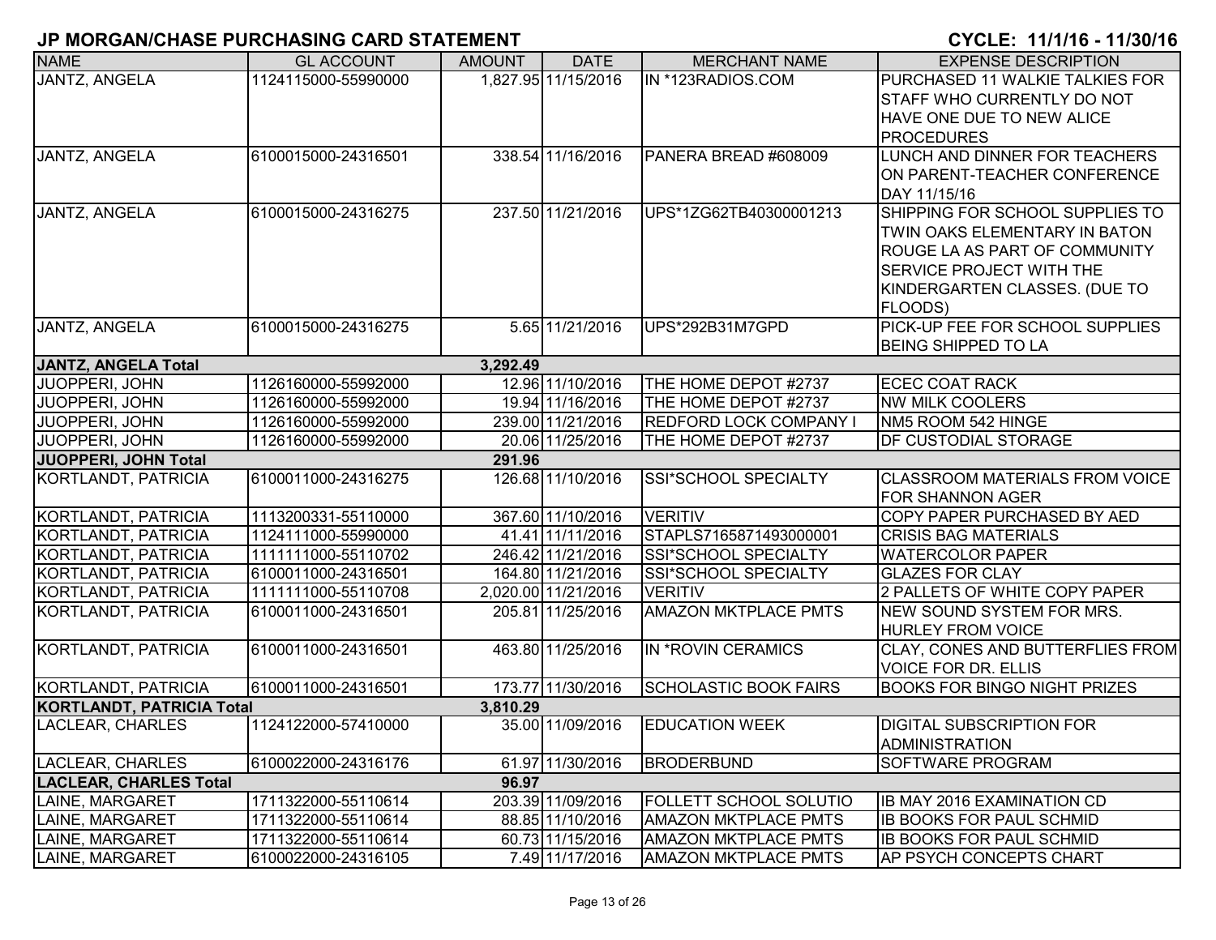# JP MORGAN/CHASE PURCHASING CARD STATEMENT

**CYCLE: 11/1/16 - 11/30/16**

| NAME | GL ACCOUNT | AMOUNT | DATE | MERCHANT NAME | EXPENSE DESCRIPTION |
|---|---|---|---|---|---|
| JANTZ, ANGELA | 1124115000-55990000 | 1,827.95 | 11/15/2016 | IN *123RADIOS.COM | PURCHASED 11 WALKIE TALKIES FOR STAFF WHO CURRENTLY DO NOT HAVE ONE DUE TO NEW ALICE PROCEDURES |
| JANTZ, ANGELA | 6100015000-24316501 | 338.54 | 11/16/2016 | PANERA BREAD #608009 | LUNCH AND DINNER FOR TEACHERS ON PARENT-TEACHER CONFERENCE DAY 11/15/16 |
| JANTZ, ANGELA | 6100015000-24316275 | 237.50 | 11/21/2016 | UPS*1ZG62TB40300001213 | SHIPPING FOR SCHOOL SUPPLIES TO TWIN OAKS ELEMENTARY IN BATON ROUGE LA AS PART OF COMMUNITY SERVICE PROJECT WITH THE KINDERGARTEN CLASSES. (DUE TO FLOODS) |
| JANTZ, ANGELA | 6100015000-24316275 | 5.65 | 11/21/2016 | UPS*292B31M7GPD | PICK-UP FEE FOR SCHOOL SUPPLIES BEING SHIPPED TO LA |
| **JANTZ, ANGELA Total** | | **3,292.49** | | | |
| JUOPPERI, JOHN | 1126160000-55992000 | 12.96 | 11/10/2016 | THE HOME DEPOT #2737 | ECEC COAT RACK |
| JUOPPERI, JOHN | 1126160000-55992000 | 19.94 | 11/16/2016 | THE HOME DEPOT #2737 | NW MILK COOLERS |
| JUOPPERI, JOHN | 1126160000-55992000 | 239.00 | 11/21/2016 | REDFORD LOCK COMPANY I | NM5 ROOM 542 HINGE |
| JUOPPERI, JOHN | 1126160000-55992000 | 20.06 | 11/25/2016 | THE HOME DEPOT #2737 | DF CUSTODIAL STORAGE |
| **JUOPPERI, JOHN Total** | | **291.96** | | | |
| KORTLANDT, PATRICIA | 6100011000-24316275 | 126.68 | 11/10/2016 | SSI*SCHOOL SPECIALTY | CLASSROOM MATERIALS FROM VOICE FOR SHANNON AGER |
| KORTLANDT, PATRICIA | 1113200331-55110000 | 367.60 | 11/10/2016 | VERITIV | COPY PAPER PURCHASED BY AED |
| KORTLANDT, PATRICIA | 1124111000-55990000 | 41.41 | 11/11/2016 | STAPLS7165871493000001 | CRISIS BAG MATERIALS |
| KORTLANDT, PATRICIA | 1111111000-55110702 | 246.42 | 11/21/2016 | SSI*SCHOOL SPECIALTY | WATERCOLOR PAPER |
| KORTLANDT, PATRICIA | 6100011000-24316501 | 164.80 | 11/21/2016 | SSI*SCHOOL SPECIALTY | GLAZES FOR CLAY |
| KORTLANDT, PATRICIA | 1111111000-55110708 | 2,020.00 | 11/21/2016 | VERITIV | 2 PALLETS OF WHITE COPY PAPER |
| KORTLANDT, PATRICIA | 6100011000-24316501 | 205.81 | 11/25/2016 | AMAZON MKTPLACE PMTS | NEW SOUND SYSTEM FOR MRS. HURLEY FROM VOICE |
| KORTLANDT, PATRICIA | 6100011000-24316501 | 463.80 | 11/25/2016 | IN *ROVIN CERAMICS | CLAY, CONES AND BUTTERFLIES FROM VOICE FOR DR. ELLIS |
| KORTLANDT, PATRICIA | 6100011000-24316501 | 173.77 | 11/30/2016 | SCHOLASTIC BOOK FAIRS | BOOKS FOR BINGO NIGHT PRIZES |
| **KORTLANDT, PATRICIA Total** | | **3,810.29** | | | |
| LACLEAR, CHARLES | 1124122000-57410000 | 35.00 | 11/09/2016 | EDUCATION WEEK | DIGITAL SUBSCRIPTION FOR ADMINISTRATION |
| LACLEAR, CHARLES | 6100022000-24316176 | 61.97 | 11/30/2016 | BRODERBUND | SOFTWARE PROGRAM |
| **LACLEAR, CHARLES Total** | | **96.97** | | | |
| LAINE, MARGARET | 1711322000-55110614 | 203.39 | 11/09/2016 | FOLLETT SCHOOL SOLUTIO | IB MAY 2016 EXAMINATION CD |
| LAINE, MARGARET | 1711322000-55110614 | 88.85 | 11/10/2016 | AMAZON MKTPLACE PMTS | IB BOOKS FOR PAUL SCHMID |
| LAINE, MARGARET | 1711322000-55110614 | 60.73 | 11/15/2016 | AMAZON MKTPLACE PMTS | IB BOOKS FOR PAUL SCHMID |
| LAINE, MARGARET | 6100022000-24316105 | 7.49 | 11/17/2016 | AMAZON MKTPLACE PMTS | AP PSYCH CONCEPTS CHART |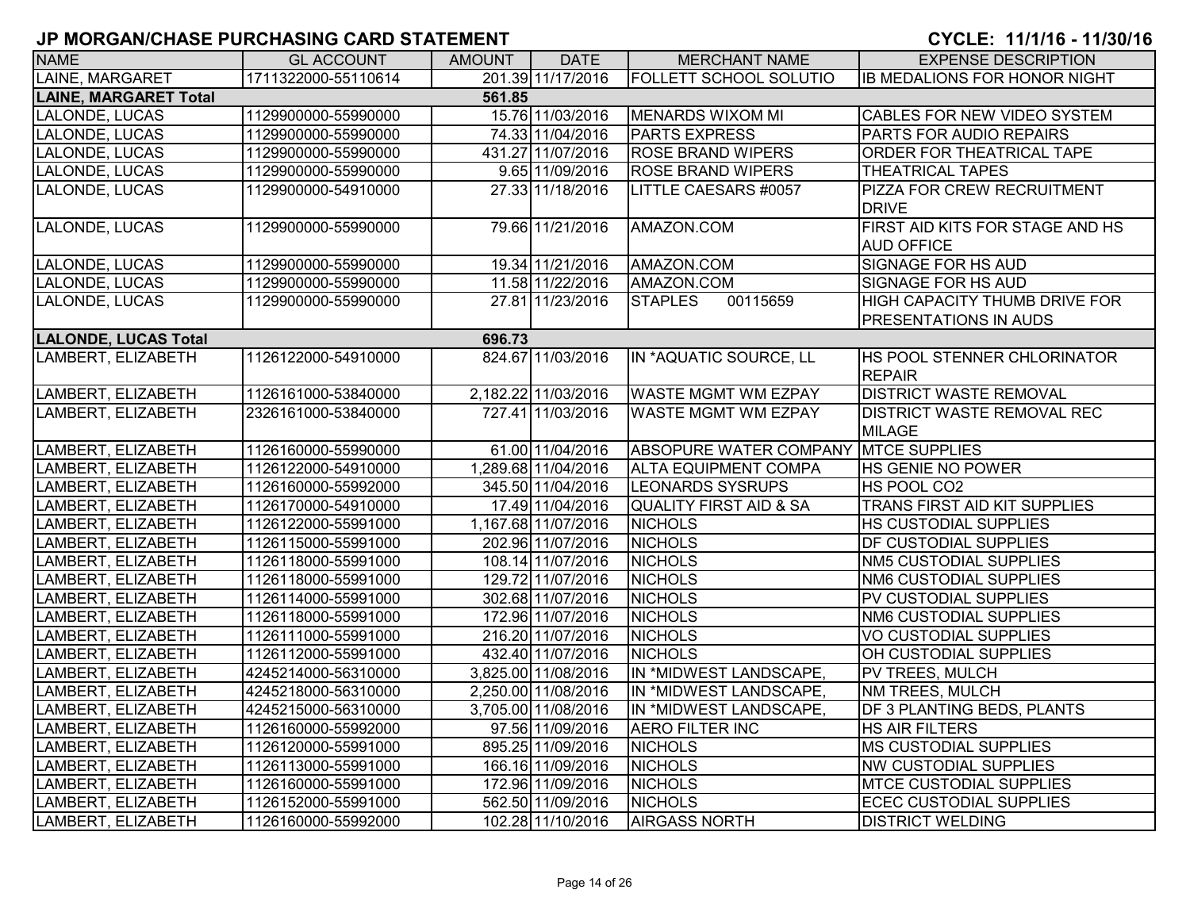# JP MORGAN/CHASE PURCHASING CARD STATEMENT

**CYCLE: 11/1/16 - 11/30/16**

| NAME | GL ACCOUNT | AMOUNT | DATE | MERCHANT NAME | EXPENSE DESCRIPTION |
|---|---|---|---|---|---|
| LAINE, MARGARET | 1711322000-55110614 | 201.39 | 11/17/2016 | FOLLETT SCHOOL SOLUTIO | IB MEDALIONS FOR HONOR NIGHT |
| **LAINE, MARGARET Total** | | **561.85** | | | |
| LALONDE, LUCAS | 1129900000-55990000 | 15.76 | 11/03/2016 | MENARDS WIXOM MI | CABLES FOR NEW VIDEO SYSTEM |
| LALONDE, LUCAS | 1129900000-55990000 | 74.33 | 11/04/2016 | PARTS EXPRESS | PARTS FOR AUDIO REPAIRS |
| LALONDE, LUCAS | 1129900000-55990000 | 431.27 | 11/07/2016 | ROSE BRAND WIPERS | ORDER FOR THEATRICAL TAPE |
| LALONDE, LUCAS | 1129900000-55990000 | 9.65 | 11/09/2016 | ROSE BRAND WIPERS | THEATRICAL TAPES |
| LALONDE, LUCAS | 1129900000-54910000 | 27.33 | 11/18/2016 | LITTLE CAESARS #0057 | PIZZA FOR CREW RECRUITMENT DRIVE |
| LALONDE, LUCAS | 1129900000-55990000 | 79.66 | 11/21/2016 | AMAZON.COM | FIRST AID KITS FOR STAGE AND HS AUD OFFICE |
| LALONDE, LUCAS | 1129900000-55990000 | 19.34 | 11/21/2016 | AMAZON.COM | SIGNAGE FOR HS AUD |
| LALONDE, LUCAS | 1129900000-55990000 | 11.58 | 11/22/2016 | AMAZON.COM | SIGNAGE FOR HS AUD |
| LALONDE, LUCAS | 1129900000-55990000 | 27.81 | 11/23/2016 | STAPLES 00115659 | HIGH CAPACITY THUMB DRIVE FOR PRESENTATIONS IN AUDS |
| **LALONDE, LUCAS Total** | | **696.73** | | | |
| LAMBERT, ELIZABETH | 1126122000-54910000 | 824.67 | 11/03/2016 | IN *AQUATIC SOURCE, LL | HS POOL STENNER CHLORINATOR REPAIR |
| LAMBERT, ELIZABETH | 1126161000-53840000 | 2,182.22 | 11/03/2016 | WASTE MGMT WM EZPAY | DISTRICT WASTE REMOVAL |
| LAMBERT, ELIZABETH | 2326161000-53840000 | 727.41 | 11/03/2016 | WASTE MGMT WM EZPAY | DISTRICT WASTE REMOVAL REC MILAGE |
| LAMBERT, ELIZABETH | 1126160000-55990000 | 61.00 | 11/04/2016 | ABSOPURE WATER COMPANY | MTCE SUPPLIES |
| LAMBERT, ELIZABETH | 1126122000-54910000 | 1,289.68 | 11/04/2016 | ALTA EQUIPMENT COMPA | HS GENIE NO POWER |
| LAMBERT, ELIZABETH | 1126160000-55992000 | 345.50 | 11/04/2016 | LEONARDS SYSRUPS | HS POOL CO2 |
| LAMBERT, ELIZABETH | 1126170000-54910000 | 17.49 | 11/04/2016 | QUALITY FIRST AID & SA | TRANS FIRST AID KIT SUPPLIES |
| LAMBERT, ELIZABETH | 1126122000-55991000 | 1,167.68 | 11/07/2016 | NICHOLS | HS CUSTODIAL SUPPLIES |
| LAMBERT, ELIZABETH | 1126115000-55991000 | 202.96 | 11/07/2016 | NICHOLS | DF CUSTODIAL SUPPLIES |
| LAMBERT, ELIZABETH | 1126118000-55991000 | 108.14 | 11/07/2016 | NICHOLS | NM5 CUSTODIAL SUPPLIES |
| LAMBERT, ELIZABETH | 1126118000-55991000 | 129.72 | 11/07/2016 | NICHOLS | NM6 CUSTODIAL SUPPLIES |
| LAMBERT, ELIZABETH | 1126114000-55991000 | 302.68 | 11/07/2016 | NICHOLS | PV CUSTODIAL SUPPLIES |
| LAMBERT, ELIZABETH | 1126118000-55991000 | 172.96 | 11/07/2016 | NICHOLS | NM6 CUSTODIAL SUPPLIES |
| LAMBERT, ELIZABETH | 1126111000-55991000 | 216.20 | 11/07/2016 | NICHOLS | VO CUSTODIAL SUPPLIES |
| LAMBERT, ELIZABETH | 1126112000-55991000 | 432.40 | 11/07/2016 | NICHOLS | OH CUSTODIAL SUPPLIES |
| LAMBERT, ELIZABETH | 4245214000-56310000 | 3,825.00 | 11/08/2016 | IN *MIDWEST LANDSCAPE, | PV TREES, MULCH |
| LAMBERT, ELIZABETH | 4245218000-56310000 | 2,250.00 | 11/08/2016 | IN *MIDWEST LANDSCAPE, | NM TREES, MULCH |
| LAMBERT, ELIZABETH | 4245215000-56310000 | 3,705.00 | 11/08/2016 | IN *MIDWEST LANDSCAPE, | DF 3 PLANTING BEDS, PLANTS |
| LAMBERT, ELIZABETH | 1126160000-55992000 | 97.56 | 11/09/2016 | AERO FILTER INC | HS AIR FILTERS |
| LAMBERT, ELIZABETH | 1126120000-55991000 | 895.25 | 11/09/2016 | NICHOLS | MS CUSTODIAL SUPPLIES |
| LAMBERT, ELIZABETH | 1126113000-55991000 | 166.16 | 11/09/2016 | NICHOLS | NW CUSTODIAL SUPPLIES |
| LAMBERT, ELIZABETH | 1126160000-55991000 | 172.96 | 11/09/2016 | NICHOLS | MTCE CUSTODIAL SUPPLIES |
| LAMBERT, ELIZABETH | 1126152000-55991000 | 562.50 | 11/09/2016 | NICHOLS | ECEC CUSTODIAL SUPPLIES |
| LAMBERT, ELIZABETH | 1126160000-55992000 | 102.28 | 11/10/2016 | AIRGASS NORTH | DISTRICT WELDING |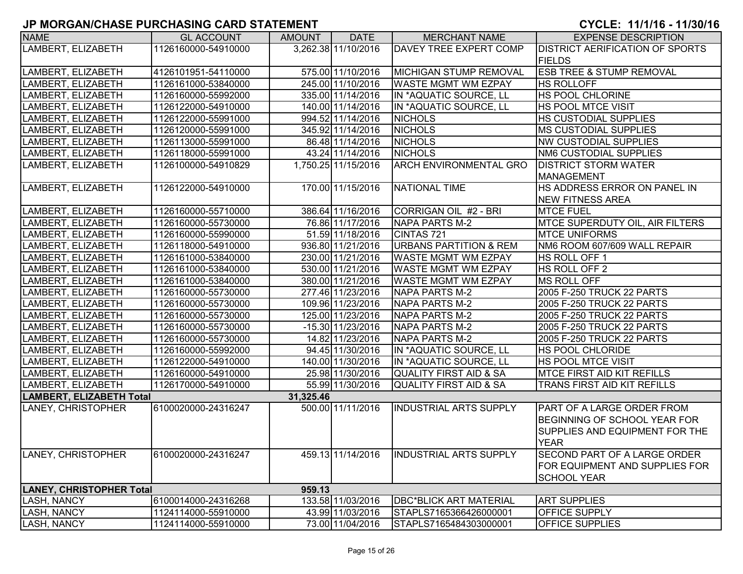## JP MORGAN/CHASE PURCHASING CARD STATEMENT

**CYCLE: 11/1/16 - 11/30/16**

| NAME | GL ACCOUNT | AMOUNT | DATE | MERCHANT NAME | EXPENSE DESCRIPTION |
|---|---|---|---|---|---|
| LAMBERT, ELIZABETH | 1126160000-54910000 | 3,262.38 | 11/10/2016 | DAVEY TREE EXPERT COMP | DISTRICT AERIFICATION OF SPORTS FIELDS |
| LAMBERT, ELIZABETH | 4126101951-54110000 | 575.00 | 11/10/2016 | MICHIGAN STUMP REMOVAL | ESB TREE & STUMP REMOVAL |
| LAMBERT, ELIZABETH | 1126161000-53840000 | 245.00 | 11/10/2016 | WASTE MGMT WM EZPAY | HS ROLLOFF |
| LAMBERT, ELIZABETH | 1126160000-55992000 | 335.00 | 11/14/2016 | IN *AQUATIC SOURCE, LL | HS POOL CHLORINE |
| LAMBERT, ELIZABETH | 1126122000-54910000 | 140.00 | 11/14/2016 | IN *AQUATIC SOURCE, LL | HS POOL MTCE VISIT |
| LAMBERT, ELIZABETH | 1126122000-55991000 | 994.52 | 11/14/2016 | NICHOLS | HS CUSTODIAL SUPPLIES |
| LAMBERT, ELIZABETH | 1126120000-55991000 | 345.92 | 11/14/2016 | NICHOLS | MS CUSTODIAL SUPPLIES |
| LAMBERT, ELIZABETH | 1126113000-55991000 | 86.48 | 11/14/2016 | NICHOLS | NW CUSTODIAL SUPPLIES |
| LAMBERT, ELIZABETH | 1126118000-55991000 | 43.24 | 11/14/2016 | NICHOLS | NM6 CUSTODIAL SUPPLIES |
| LAMBERT, ELIZABETH | 1126100000-54910829 | 1,750.25 | 11/15/2016 | ARCH ENVIRONMENTAL GRO | DISTRICT STORM WATER MANAGEMENT |
| LAMBERT, ELIZABETH | 1126122000-54910000 | 170.00 | 11/15/2016 | NATIONAL TIME | HS ADDRESS ERROR ON PANEL IN NEW FITNESS AREA |
| LAMBERT, ELIZABETH | 1126160000-55710000 | 386.64 | 11/16/2016 | CORRIGAN OIL #2 - BRI | MTCE FUEL |
| LAMBERT, ELIZABETH | 1126160000-55730000 | 76.86 | 11/17/2016 | NAPA PARTS M-2 | MTCE SUPERDUTY OIL, AIR FILTERS |
| LAMBERT, ELIZABETH | 1126160000-55990000 | 51.59 | 11/18/2016 | CINTAS 721 | MTCE UNIFORMS |
| LAMBERT, ELIZABETH | 1126118000-54910000 | 936.80 | 11/21/2016 | URBANS PARTITION & REM | NM6 ROOM 607/609 WALL REPAIR |
| LAMBERT, ELIZABETH | 1126161000-53840000 | 230.00 | 11/21/2016 | WASTE MGMT WM EZPAY | HS ROLL OFF 1 |
| LAMBERT, ELIZABETH | 1126161000-53840000 | 530.00 | 11/21/2016 | WASTE MGMT WM EZPAY | HS ROLL OFF 2 |
| LAMBERT, ELIZABETH | 1126161000-53840000 | 380.00 | 11/21/2016 | WASTE MGMT WM EZPAY | MS ROLL OFF |
| LAMBERT, ELIZABETH | 1126160000-55730000 | 277.46 | 11/23/2016 | NAPA PARTS M-2 | 2005 F-250 TRUCK 22 PARTS |
| LAMBERT, ELIZABETH | 1126160000-55730000 | 109.96 | 11/23/2016 | NAPA PARTS M-2 | 2005 F-250 TRUCK 22 PARTS |
| LAMBERT, ELIZABETH | 1126160000-55730000 | 125.00 | 11/23/2016 | NAPA PARTS M-2 | 2005 F-250 TRUCK 22 PARTS |
| LAMBERT, ELIZABETH | 1126160000-55730000 | -15.30 | 11/23/2016 | NAPA PARTS M-2 | 2005 F-250 TRUCK 22 PARTS |
| LAMBERT, ELIZABETH | 1126160000-55730000 | 14.82 | 11/23/2016 | NAPA PARTS M-2 | 2005 F-250 TRUCK 22 PARTS |
| LAMBERT, ELIZABETH | 1126160000-55992000 | 94.45 | 11/30/2016 | IN *AQUATIC SOURCE, LL | HS POOL CHLORIDE |
| LAMBERT, ELIZABETH | 1126122000-54910000 | 140.00 | 11/30/2016 | IN *AQUATIC SOURCE, LL | HS POOL MTCE VISIT |
| LAMBERT, ELIZABETH | 1126160000-54910000 | 25.98 | 11/30/2016 | QUALITY FIRST AID & SA | MTCE FIRST AID KIT REFILLS |
| LAMBERT, ELIZABETH | 1126170000-54910000 | 55.99 | 11/30/2016 | QUALITY FIRST AID & SA | TRANS FIRST AID KIT REFILLS |
| **LAMBERT, ELIZABETH Total** | | **31,325.46** | | | |
| LANEY, CHRISTOPHER | 6100020000-24316247 | 500.00 | 11/11/2016 | INDUSTRIAL ARTS SUPPLY | PART OF A LARGE ORDER FROM BEGINNING OF SCHOOL YEAR FOR SUPPLIES AND EQUIPMENT FOR THE YEAR |
| LANEY, CHRISTOPHER | 6100020000-24316247 | 459.13 | 11/14/2016 | INDUSTRIAL ARTS SUPPLY | SECOND PART OF A LARGE ORDER FOR EQUIPMENT AND SUPPLIES FOR SCHOOL YEAR |
| **LANEY, CHRISTOPHER Total** | | **959.13** | | | |
| LASH, NANCY | 6100014000-24316268 | 133.58 | 11/03/2016 | DBC*BLICK ART MATERIAL | ART SUPPLIES |
| LASH, NANCY | 1124114000-55910000 | 43.99 | 11/03/2016 | STAPLS7165366426000001 | OFFICE SUPPLY |
| LASH, NANCY | 1124114000-55910000 | 73.00 | 11/04/2016 | STAPLS7165484303000001 | OFFICE SUPPLIES |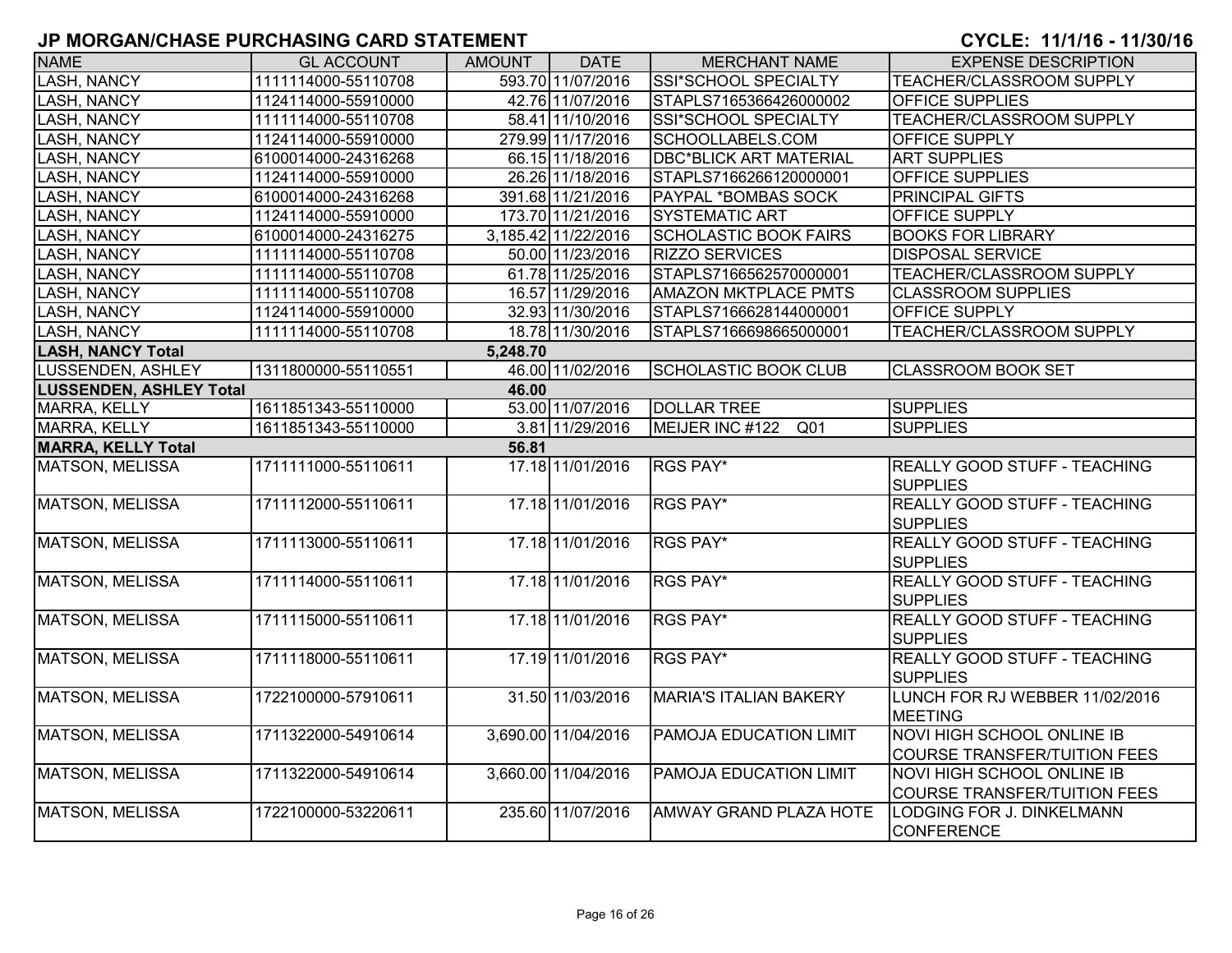# JP MORGAN/CHASE PURCHASING CARD STATEMENT

**CYCLE: 11/1/16 - 11/30/16**

| NAME | GL ACCOUNT | AMOUNT | DATE | MERCHANT NAME | EXPENSE DESCRIPTION |
|---|---|---|---|---|---|
| LASH, NANCY | 1111114000-55110708 | 593.70 | 11/07/2016 | SSI*SCHOOL SPECIALTY | TEACHER/CLASSROOM SUPPLY |
| LASH, NANCY | 1124114000-55910000 | 42.76 | 11/07/2016 | STAPLS7165366426000002 | OFFICE SUPPLIES |
| LASH, NANCY | 1111114000-55110708 | 58.41 | 11/10/2016 | SSI*SCHOOL SPECIALTY | TEACHER/CLASSROOM SUPPLY |
| LASH, NANCY | 1124114000-55910000 | 279.99 | 11/17/2016 | SCHOOLLABELS.COM | OFFICE SUPPLY |
| LASH, NANCY | 6100014000-24316268 | 66.15 | 11/18/2016 | DBC*BLICK ART MATERIAL | ART SUPPLIES |
| LASH, NANCY | 1124114000-55910000 | 26.26 | 11/18/2016 | STAPLS7166266120000001 | OFFICE SUPPLIES |
| LASH, NANCY | 6100014000-24316268 | 391.68 | 11/21/2016 | PAYPAL *BOMBAS SOCK | PRINCIPAL GIFTS |
| LASH, NANCY | 1124114000-55910000 | 173.70 | 11/21/2016 | SYSTEMATIC ART | OFFICE SUPPLY |
| LASH, NANCY | 6100014000-24316275 | 3,185.42 | 11/22/2016 | SCHOLASTIC BOOK FAIRS | BOOKS FOR LIBRARY |
| LASH, NANCY | 1111114000-55110708 | 50.00 | 11/23/2016 | RIZZO SERVICES | DISPOSAL SERVICE |
| LASH, NANCY | 1111114000-55110708 | 61.78 | 11/25/2016 | STAPLS7166562570000001 | TEACHER/CLASSROOM SUPPLY |
| LASH, NANCY | 1111114000-55110708 | 16.57 | 11/29/2016 | AMAZON MKTPLACE PMTS | CLASSROOM SUPPLIES |
| LASH, NANCY | 1124114000-55910000 | 32.93 | 11/30/2016 | STAPLS7166628144000001 | OFFICE SUPPLY |
| LASH, NANCY | 1111114000-55110708 | 18.78 | 11/30/2016 | STAPLS7166698665000001 | TEACHER/CLASSROOM SUPPLY |
| **LASH, NANCY Total** | | **5,248.70** | | | |
| LUSSENDEN, ASHLEY | 1311800000-55110551 | 46.00 | 11/02/2016 | SCHOLASTIC BOOK CLUB | CLASSROOM BOOK SET |
| **LUSSENDEN, ASHLEY Total** | | **46.00** | | | |
| MARRA, KELLY | 1611851343-55110000 | 53.00 | 11/07/2016 | DOLLAR TREE | SUPPLIES |
| MARRA, KELLY | 1611851343-55110000 | 3.81 | 11/29/2016 | MEIJER INC #122 Q01 | SUPPLIES |
| **MARRA, KELLY Total** | | **56.81** | | | |
| MATSON, MELISSA | 1711111000-55110611 | 17.18 | 11/01/2016 | RGS PAY* | REALLY GOOD STUFF - TEACHING SUPPLIES |
| MATSON, MELISSA | 1711112000-55110611 | 17.18 | 11/01/2016 | RGS PAY* | REALLY GOOD STUFF - TEACHING SUPPLIES |
| MATSON, MELISSA | 1711113000-55110611 | 17.18 | 11/01/2016 | RGS PAY* | REALLY GOOD STUFF - TEACHING SUPPLIES |
| MATSON, MELISSA | 1711114000-55110611 | 17.18 | 11/01/2016 | RGS PAY* | REALLY GOOD STUFF - TEACHING SUPPLIES |
| MATSON, MELISSA | 1711115000-55110611 | 17.18 | 11/01/2016 | RGS PAY* | REALLY GOOD STUFF - TEACHING SUPPLIES |
| MATSON, MELISSA | 1711118000-55110611 | 17.19 | 11/01/2016 | RGS PAY* | REALLY GOOD STUFF - TEACHING SUPPLIES |
| MATSON, MELISSA | 1722100000-57910611 | 31.50 | 11/03/2016 | MARIA'S ITALIAN BAKERY | LUNCH FOR RJ WEBBER 11/02/2016 MEETING |
| MATSON, MELISSA | 1711322000-54910614 | 3,690.00 | 11/04/2016 | PAMOJA EDUCATION LIMIT | NOVI HIGH SCHOOL ONLINE IB COURSE TRANSFER/TUITION FEES |
| MATSON, MELISSA | 1711322000-54910614 | 3,660.00 | 11/04/2016 | PAMOJA EDUCATION LIMIT | NOVI HIGH SCHOOL ONLINE IB COURSE TRANSFER/TUITION FEES |
| MATSON, MELISSA | 1722100000-53220611 | 235.60 | 11/07/2016 | AMWAY GRAND PLAZA HOTE | LODGING FOR J. DINKELMANN CONFERENCE |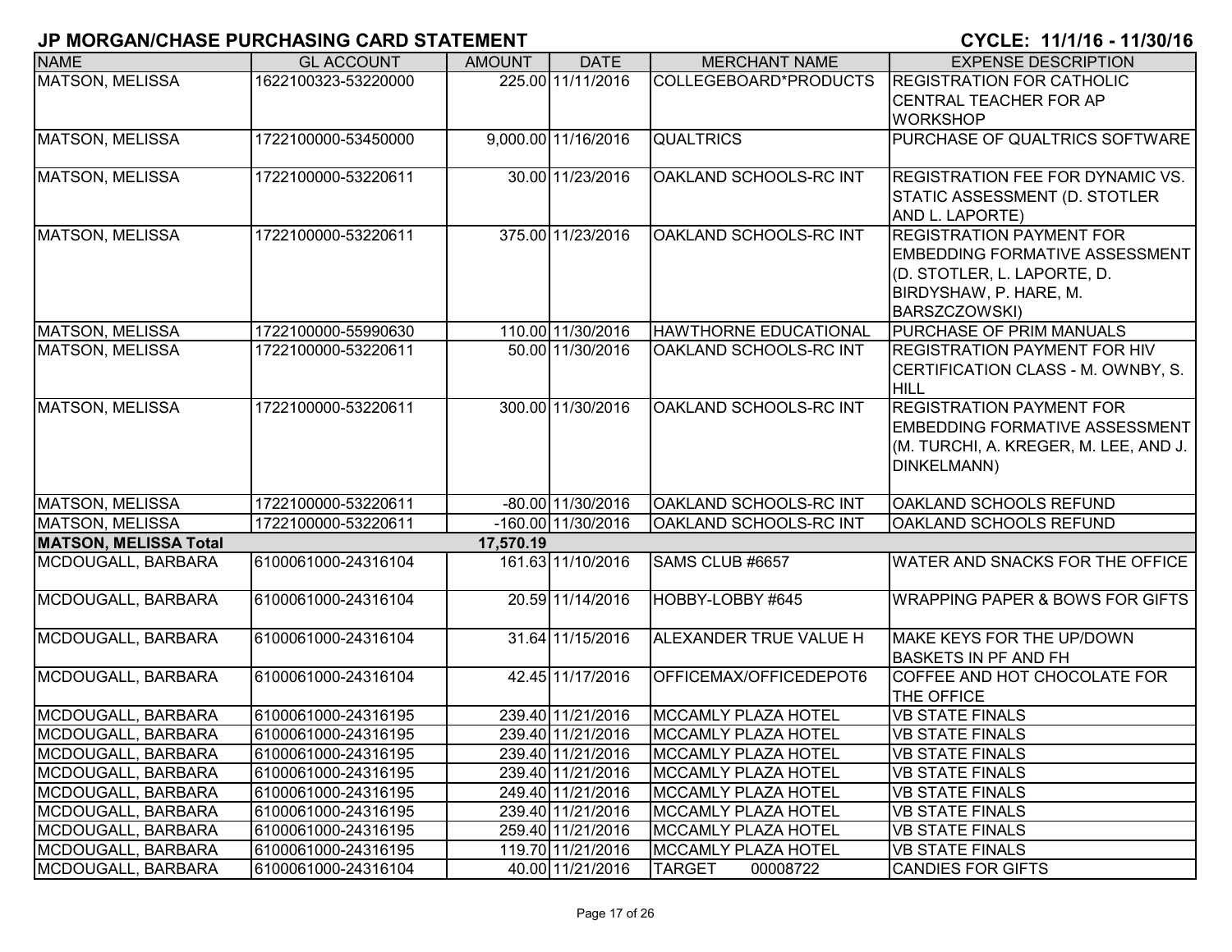# JP MORGAN/CHASE PURCHASING CARD STATEMENT

**CYCLE: 11/1/16 - 11/30/16**

| NAME | GL ACCOUNT | AMOUNT | DATE | MERCHANT NAME | EXPENSE DESCRIPTION |
|---|---|---|---|---|---|
| MATSON, MELISSA | 1622100323-53220000 | 225.00 | 11/11/2016 | COLLEGEBOARD*PRODUCTS | REGISTRATION FOR CATHOLIC CENTRAL TEACHER FOR AP WORKSHOP |
| MATSON, MELISSA | 1722100000-53450000 | 9,000.00 | 11/16/2016 | QUALTRICS | PURCHASE OF QUALTRICS SOFTWARE |
| MATSON, MELISSA | 1722100000-53220611 | 30.00 | 11/23/2016 | OAKLAND SCHOOLS-RC INT | REGISTRATION FEE FOR DYNAMIC VS. STATIC ASSESSMENT (D. STOTLER AND L. LAPORTE) |
| MATSON, MELISSA | 1722100000-53220611 | 375.00 | 11/23/2016 | OAKLAND SCHOOLS-RC INT | REGISTRATION PAYMENT FOR EMBEDDING FORMATIVE ASSESSMENT (D. STOTLER, L. LAPORTE, D. BIRDYSHAW, P. HARE, M. BARSZCZOWSKI) |
| MATSON, MELISSA | 1722100000-55990630 | 110.00 | 11/30/2016 | HAWTHORNE EDUCATIONAL | PURCHASE OF PRIM MANUALS |
| MATSON, MELISSA | 1722100000-53220611 | 50.00 | 11/30/2016 | OAKLAND SCHOOLS-RC INT | REGISTRATION PAYMENT FOR HIV CERTIFICATION CLASS - M. OWNBY, S. HILL |
| MATSON, MELISSA | 1722100000-53220611 | 300.00 | 11/30/2016 | OAKLAND SCHOOLS-RC INT | REGISTRATION PAYMENT FOR EMBEDDING FORMATIVE ASSESSMENT (M. TURCHI, A. KREGER, M. LEE, AND J. DINKELMANN) |
| MATSON, MELISSA | 1722100000-53220611 | -80.00 | 11/30/2016 | OAKLAND SCHOOLS-RC INT | OAKLAND SCHOOLS REFUND |
| MATSON, MELISSA | 1722100000-53220611 | -160.00 | 11/30/2016 | OAKLAND SCHOOLS-RC INT | OAKLAND SCHOOLS REFUND |
| **MATSON, MELISSA Total** | | **17,570.19** | | | |
| MCDOUGALL, BARBARA | 6100061000-24316104 | 161.63 | 11/10/2016 | SAMS CLUB #6657 | WATER AND SNACKS FOR THE OFFICE |
| MCDOUGALL, BARBARA | 6100061000-24316104 | 20.59 | 11/14/2016 | HOBBY-LOBBY #645 | WRAPPING PAPER & BOWS FOR GIFTS |
| MCDOUGALL, BARBARA | 6100061000-24316104 | 31.64 | 11/15/2016 | ALEXANDER TRUE VALUE H | MAKE KEYS FOR THE UP/DOWN BASKETS IN PF AND FH |
| MCDOUGALL, BARBARA | 6100061000-24316104 | 42.45 | 11/17/2016 | OFFICEMAX/OFFICEDEPOT6 | COFFEE AND HOT CHOCOLATE FOR THE OFFICE |
| MCDOUGALL, BARBARA | 6100061000-24316195 | 239.40 | 11/21/2016 | MCCAMLY PLAZA HOTEL | VB STATE FINALS |
| MCDOUGALL, BARBARA | 6100061000-24316195 | 239.40 | 11/21/2016 | MCCAMLY PLAZA HOTEL | VB STATE FINALS |
| MCDOUGALL, BARBARA | 6100061000-24316195 | 239.40 | 11/21/2016 | MCCAMLY PLAZA HOTEL | VB STATE FINALS |
| MCDOUGALL, BARBARA | 6100061000-24316195 | 239.40 | 11/21/2016 | MCCAMLY PLAZA HOTEL | VB STATE FINALS |
| MCDOUGALL, BARBARA | 6100061000-24316195 | 249.40 | 11/21/2016 | MCCAMLY PLAZA HOTEL | VB STATE FINALS |
| MCDOUGALL, BARBARA | 6100061000-24316195 | 239.40 | 11/21/2016 | MCCAMLY PLAZA HOTEL | VB STATE FINALS |
| MCDOUGALL, BARBARA | 6100061000-24316195 | 259.40 | 11/21/2016 | MCCAMLY PLAZA HOTEL | VB STATE FINALS |
| MCDOUGALL, BARBARA | 6100061000-24316195 | 119.70 | 11/21/2016 | MCCAMLY PLAZA HOTEL | VB STATE FINALS |
| MCDOUGALL, BARBARA | 6100061000-24316104 | 40.00 | 11/21/2016 | TARGET 00008722 | CANDIES FOR GIFTS |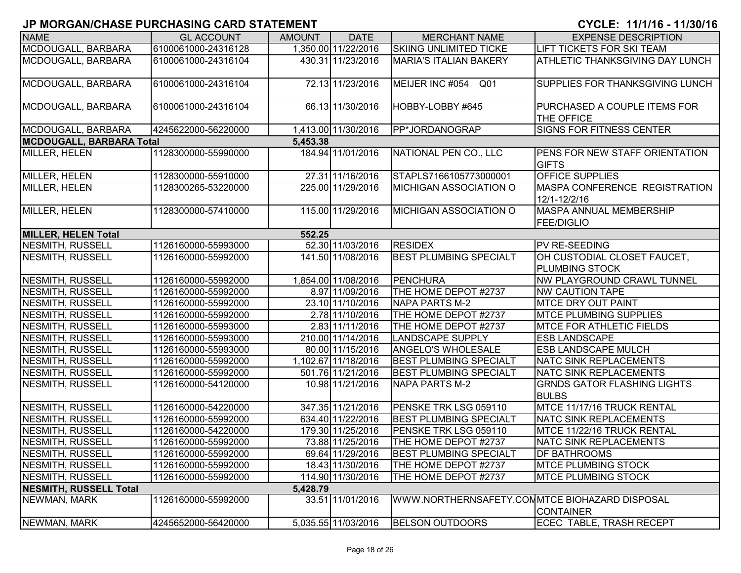# JP MORGAN/CHASE PURCHASING CARD STATEMENT

**CYCLE: 11/1/16 - 11/30/16**

| NAME | GL ACCOUNT | AMOUNT | DATE | MERCHANT NAME | EXPENSE DESCRIPTION |
|---|---|---|---|---|---|
| MCDOUGALL, BARBARA | 6100061000-24316128 | 1,350.00 | 11/22/2016 | SKIING UNLIMITED TICKE | LIFT TICKETS FOR SKI TEAM |
| MCDOUGALL, BARBARA | 6100061000-24316104 | 430.31 | 11/23/2016 | MARIA'S ITALIAN BAKERY | ATHLETIC THANKSGIVING DAY LUNCH |
| MCDOUGALL, BARBARA | 6100061000-24316104 | 72.13 | 11/23/2016 | MEIJER INC #054 Q01 | SUPPLIES FOR THANKSGIVING LUNCH |
| MCDOUGALL, BARBARA | 6100061000-24316104 | 66.13 | 11/30/2016 | HOBBY-LOBBY #645 | PURCHASED A COUPLE ITEMS FOR THE OFFICE |
| MCDOUGALL, BARBARA | 4245622000-56220000 | 1,413.00 | 11/30/2016 | PP*JORDANOGRAP | SIGNS FOR FITNESS CENTER |
| **MCDOUGALL, BARBARA Total** | | **5,453.38** | | | |
| MILLER, HELEN | 1128300000-55990000 | 184.94 | 11/01/2016 | NATIONAL PEN CO., LLC | PENS FOR NEW STAFF ORIENTATION GIFTS |
| MILLER, HELEN | 1128300000-55910000 | 27.31 | 11/16/2016 | STAPLS7166105773000001 | OFFICE SUPPLIES |
| MILLER, HELEN | 1128300265-53220000 | 225.00 | 11/29/2016 | MICHIGAN ASSOCIATION O | MASPA CONFERENCE REGISTRATION 12/1-12/2/16 |
| MILLER, HELEN | 1128300000-57410000 | 115.00 | 11/29/2016 | MICHIGAN ASSOCIATION O | MASPA ANNUAL MEMBERSHIP FEE/DIGLIO |
| **MILLER, HELEN Total** | | **552.25** | | | |
| NESMITH, RUSSELL | 1126160000-55993000 | 52.30 | 11/03/2016 | RESIDEX | PV RE-SEEDING |
| NESMITH, RUSSELL | 1126160000-55992000 | 141.50 | 11/08/2016 | BEST PLUMBING SPECIALT | OH CUSTODIAL CLOSET FAUCET, PLUMBING STOCK |
| NESMITH, RUSSELL | 1126160000-55992000 | 1,854.00 | 11/08/2016 | PENCHURA | NW PLAYGROUND CRAWL TUNNEL |
| NESMITH, RUSSELL | 1126160000-55992000 | 8.97 | 11/09/2016 | THE HOME DEPOT #2737 | NW CAUTION TAPE |
| NESMITH, RUSSELL | 1126160000-55992000 | 23.10 | 11/10/2016 | NAPA PARTS M-2 | MTCE DRY OUT PAINT |
| NESMITH, RUSSELL | 1126160000-55992000 | 2.78 | 11/10/2016 | THE HOME DEPOT #2737 | MTCE PLUMBING SUPPLIES |
| NESMITH, RUSSELL | 1126160000-55993000 | 2.83 | 11/11/2016 | THE HOME DEPOT #2737 | MTCE FOR ATHLETIC FIELDS |
| NESMITH, RUSSELL | 1126160000-55993000 | 210.00 | 11/14/2016 | LANDSCAPE SUPPLY | ESB LANDSCAPE |
| NESMITH, RUSSELL | 1126160000-55993000 | 80.00 | 11/15/2016 | ANGELO'S WHOLESALE | ESB LANDSCAPE MULCH |
| NESMITH, RUSSELL | 1126160000-55992000 | 1,102.67 | 11/18/2016 | BEST PLUMBING SPECIALT | NATC SINK REPLACEMENTS |
| NESMITH, RUSSELL | 1126160000-55992000 | 501.76 | 11/21/2016 | BEST PLUMBING SPECIALT | NATC SINK REPLACEMENTS |
| NESMITH, RUSSELL | 1126160000-54120000 | 10.98 | 11/21/2016 | NAPA PARTS M-2 | GRNDS GATOR FLASHING LIGHTS BULBS |
| NESMITH, RUSSELL | 1126160000-54220000 | 347.35 | 11/21/2016 | PENSKE TRK LSG 059110 | MTCE 11/17/16 TRUCK RENTAL |
| NESMITH, RUSSELL | 1126160000-55992000 | 634.40 | 11/22/2016 | BEST PLUMBING SPECIALT | NATC SINK REPLACEMENTS |
| NESMITH, RUSSELL | 1126160000-54220000 | 179.30 | 11/25/2016 | PENSKE TRK LSG 059110 | MTCE 11/22/16 TRUCK RENTAL |
| NESMITH, RUSSELL | 1126160000-55992000 | 73.88 | 11/25/2016 | THE HOME DEPOT #2737 | NATC SINK REPLACEMENTS |
| NESMITH, RUSSELL | 1126160000-55992000 | 69.64 | 11/29/2016 | BEST PLUMBING SPECIALT | DF BATHROOMS |
| NESMITH, RUSSELL | 1126160000-55992000 | 18.43 | 11/30/2016 | THE HOME DEPOT #2737 | MTCE PLUMBING STOCK |
| NESMITH, RUSSELL | 1126160000-55992000 | 114.90 | 11/30/2016 | THE HOME DEPOT #2737 | MTCE PLUMBING STOCK |
| **NESMITH, RUSSELL Total** | | **5,428.79** | | | |
| NEWMAN, MARK | 1126160000-55992000 | 33.51 | 11/01/2016 | WWW.NORTHERNSAFETY.COM | MTCE BIOHAZARD DISPOSAL CONTAINER |
| NEWMAN, MARK | 4245652000-56420000 | 5,035.55 | 11/03/2016 | BELSON OUTDOORS | ECEC TABLE, TRASH RECEPT |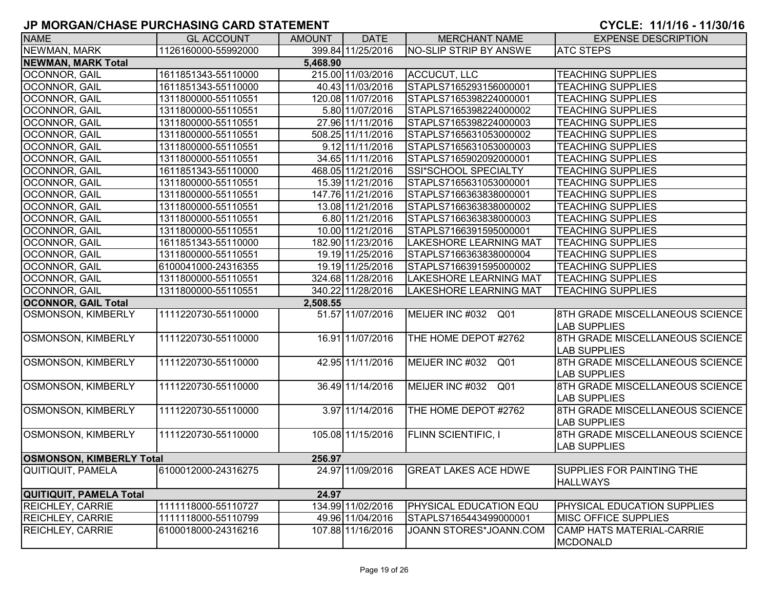# JP MORGAN/CHASE PURCHASING CARD STATEMENT

**CYCLE: 11/1/16 - 11/30/16**

| NAME | GL ACCOUNT | AMOUNT | DATE | MERCHANT NAME | EXPENSE DESCRIPTION |
|---|---|---|---|---|---|
| NEWMAN, MARK | 1126160000-55992000 | 399.84 | 11/25/2016 | NO-SLIP STRIP BY ANSWE | ATC STEPS |
| **NEWMAN, MARK Total** | | **5,468.90** | | | |
| OCONNOR, GAIL | 1611851343-55110000 | 215.00 | 11/03/2016 | ACCUCUT, LLC | TEACHING SUPPLIES |
| OCONNOR, GAIL | 1611851343-55110000 | 40.43 | 11/03/2016 | STAPLS7165293156000001 | TEACHING SUPPLIES |
| OCONNOR, GAIL | 1311800000-55110551 | 120.08 | 11/07/2016 | STAPLS7165398224000001 | TEACHING SUPPLIES |
| OCONNOR, GAIL | 1311800000-55110551 | 5.80 | 11/07/2016 | STAPLS7165398224000002 | TEACHING SUPPLIES |
| OCONNOR, GAIL | 1311800000-55110551 | 27.96 | 11/11/2016 | STAPLS7165398224000003 | TEACHING SUPPLIES |
| OCONNOR, GAIL | 1311800000-55110551 | 508.25 | 11/11/2016 | STAPLS7165631053000002 | TEACHING SUPPLIES |
| OCONNOR, GAIL | 1311800000-55110551 | 9.12 | 11/11/2016 | STAPLS7165631053000003 | TEACHING SUPPLIES |
| OCONNOR, GAIL | 1311800000-55110551 | 34.65 | 11/11/2016 | STAPLS7165902092000001 | TEACHING SUPPLIES |
| OCONNOR, GAIL | 1611851343-55110000 | 468.05 | 11/21/2016 | SSI*SCHOOL SPECIALTY | TEACHING SUPPLIES |
| OCONNOR, GAIL | 1311800000-55110551 | 15.39 | 11/21/2016 | STAPLS7165631053000001 | TEACHING SUPPLIES |
| OCONNOR, GAIL | 1311800000-55110551 | 147.76 | 11/21/2016 | STAPLS7166363838000001 | TEACHING SUPPLIES |
| OCONNOR, GAIL | 1311800000-55110551 | 13.08 | 11/21/2016 | STAPLS7166363838000002 | TEACHING SUPPLIES |
| OCONNOR, GAIL | 1311800000-55110551 | 6.80 | 11/21/2016 | STAPLS7166363838000003 | TEACHING SUPPLIES |
| OCONNOR, GAIL | 1311800000-55110551 | 10.00 | 11/21/2016 | STAPLS7166391595000001 | TEACHING SUPPLIES |
| OCONNOR, GAIL | 1611851343-55110000 | 182.90 | 11/23/2016 | LAKESHORE LEARNING MAT | TEACHING SUPPLIES |
| OCONNOR, GAIL | 1311800000-55110551 | 19.19 | 11/25/2016 | STAPLS7166363838000004 | TEACHING SUPPLIES |
| OCONNOR, GAIL | 6100041000-24316355 | 19.19 | 11/25/2016 | STAPLS7166391595000002 | TEACHING SUPPLIES |
| OCONNOR, GAIL | 1311800000-55110551 | 324.68 | 11/28/2016 | LAKESHORE LEARNING MAT | TEACHING SUPPLIES |
| OCONNOR, GAIL | 1311800000-55110551 | 340.22 | 11/28/2016 | LAKESHORE LEARNING MAT | TEACHING SUPPLIES |
| **OCONNOR, GAIL Total** | | **2,508.55** | | | |
| OSMONSON, KIMBERLY | 1111220730-55110000 | 51.57 | 11/07/2016 | MEIJER INC #032 Q01 | 8TH GRADE MISCELLANEOUS SCIENCE LAB SUPPLIES |
| OSMONSON, KIMBERLY | 1111220730-55110000 | 16.91 | 11/07/2016 | THE HOME DEPOT #2762 | 8TH GRADE MISCELLANEOUS SCIENCE LAB SUPPLIES |
| OSMONSON, KIMBERLY | 1111220730-55110000 | 42.95 | 11/11/2016 | MEIJER INC #032 Q01 | 8TH GRADE MISCELLANEOUS SCIENCE LAB SUPPLIES |
| OSMONSON, KIMBERLY | 1111220730-55110000 | 36.49 | 11/14/2016 | MEIJER INC #032 Q01 | 8TH GRADE MISCELLANEOUS SCIENCE LAB SUPPLIES |
| OSMONSON, KIMBERLY | 1111220730-55110000 | 3.97 | 11/14/2016 | THE HOME DEPOT #2762 | 8TH GRADE MISCELLANEOUS SCIENCE LAB SUPPLIES |
| OSMONSON, KIMBERLY | 1111220730-55110000 | 105.08 | 11/15/2016 | FLINN SCIENTIFIC, I | 8TH GRADE MISCELLANEOUS SCIENCE LAB SUPPLIES |
| **OSMONSON, KIMBERLY Total** | | **256.97** | | | |
| QUITIQUIT, PAMELA | 6100012000-24316275 | 24.97 | 11/09/2016 | GREAT LAKES ACE HDWE | SUPPLIES FOR PAINTING THE HALLWAYS |
| **QUITIQUIT, PAMELA Total** | | **24.97** | | | |
| REICHLEY, CARRIE | 1111118000-55110727 | 134.99 | 11/02/2016 | PHYSICAL EDUCATION EQU | PHYSICAL EDUCATION SUPPLIES |
| REICHLEY, CARRIE | 1111118000-55110799 | 49.96 | 11/04/2016 | STAPLS7165443499000001 | MISC OFFICE SUPPLIES |
| REICHLEY, CARRIE | 6100018000-24316216 | 107.88 | 11/16/2016 | JOANN STORES*JOANN.COM | CAMP HATS MATERIAL-CARRIE MCDONALD |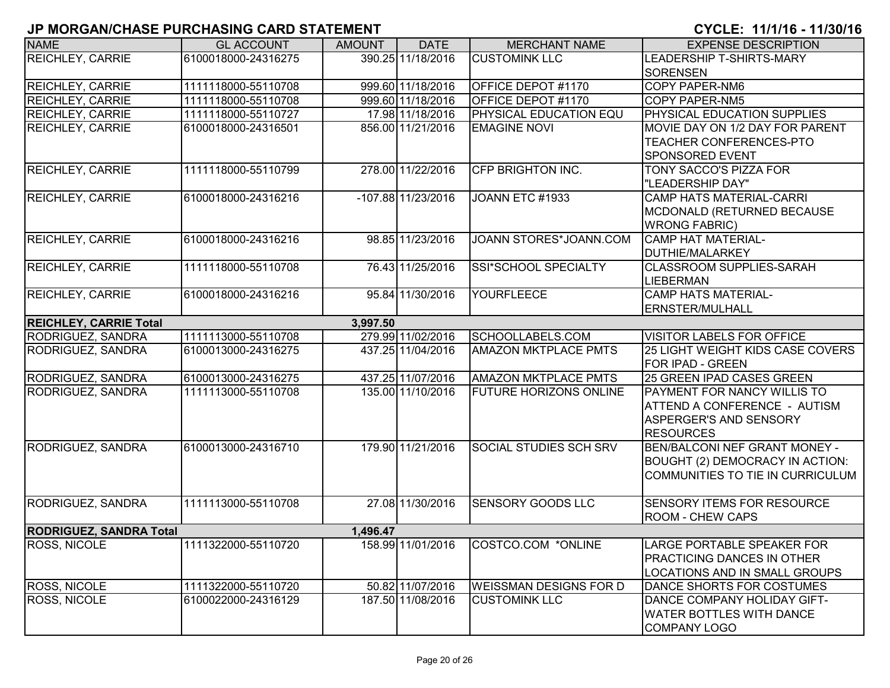# JP MORGAN/CHASE PURCHASING CARD STATEMENT

**CYCLE: 11/1/16 - 11/30/16**

| NAME | GL ACCOUNT | AMOUNT | DATE | MERCHANT NAME | EXPENSE DESCRIPTION |
|---|---|---|---|---|---|
| REICHLEY, CARRIE | 6100018000-24316275 | 390.25 | 11/18/2016 | CUSTOMINK LLC | LEADERSHIP T-SHIRTS-MARY SORENSEN |
| REICHLEY, CARRIE | 1111118000-55110708 | 999.60 | 11/18/2016 | OFFICE DEPOT #1170 | COPY PAPER-NM6 |
| REICHLEY, CARRIE | 1111118000-55110708 | 999.60 | 11/18/2016 | OFFICE DEPOT #1170 | COPY PAPER-NM5 |
| REICHLEY, CARRIE | 1111118000-55110727 | 17.98 | 11/18/2016 | PHYSICAL EDUCATION EQU | PHYSICAL EDUCATION SUPPLIES |
| REICHLEY, CARRIE | 6100018000-24316501 | 856.00 | 11/21/2016 | EMAGINE NOVI | MOVIE DAY ON 1/2 DAY FOR PARENT TEACHER CONFERENCES-PTO SPONSORED EVENT |
| REICHLEY, CARRIE | 1111118000-55110799 | 278.00 | 11/22/2016 | CFP BRIGHTON INC. | TONY SACCO'S PIZZA FOR "LEADERSHIP DAY" |
| REICHLEY, CARRIE | 6100018000-24316216 | -107.88 | 11/23/2016 | JOANN ETC #1933 | CAMP HATS MATERIAL-CARRI MCDONALD (RETURNED BECAUSE WRONG FABRIC) |
| REICHLEY, CARRIE | 6100018000-24316216 | 98.85 | 11/23/2016 | JOANN STORES*JOANN.COM | CAMP HAT MATERIAL- DUTHIE/MALARKEY |
| REICHLEY, CARRIE | 1111118000-55110708 | 76.43 | 11/25/2016 | SSI*SCHOOL SPECIALTY | CLASSROOM SUPPLIES-SARAH LIEBERMAN |
| REICHLEY, CARRIE | 6100018000-24316216 | 95.84 | 11/30/2016 | YOURFLEECE | CAMP HATS MATERIAL- ERNSTER/MULHALL |
| **REICHLEY, CARRIE Total** | | **3,997.50** | | | |
| RODRIGUEZ, SANDRA | 1111113000-55110708 | 279.99 | 11/02/2016 | SCHOOLLABELS.COM | VISITOR LABELS FOR OFFICE |
| RODRIGUEZ, SANDRA | 6100013000-24316275 | 437.25 | 11/04/2016 | AMAZON MKTPLACE PMTS | 25 LIGHT WEIGHT KIDS CASE COVERS FOR IPAD - GREEN |
| RODRIGUEZ, SANDRA | 6100013000-24316275 | 437.25 | 11/07/2016 | AMAZON MKTPLACE PMTS | 25 GREEN IPAD CASES GREEN |
| RODRIGUEZ, SANDRA | 1111113000-55110708 | 135.00 | 11/10/2016 | FUTURE HORIZONS ONLINE | PAYMENT FOR NANCY WILLIS TO ATTEND A CONFERENCE - AUTISM ASPERGER'S AND SENSORY RESOURCES |
| RODRIGUEZ, SANDRA | 6100013000-24316710 | 179.90 | 11/21/2016 | SOCIAL STUDIES SCH SRV | BEN/BALCONI NEF GRANT MONEY - BOUGHT (2) DEMOCRACY IN ACTION: COMMUNITIES TO TIE IN CURRICULUM |
| RODRIGUEZ, SANDRA | 1111113000-55110708 | 27.08 | 11/30/2016 | SENSORY GOODS LLC | SENSORY ITEMS FOR RESOURCE ROOM - CHEW CAPS |
| **RODRIGUEZ, SANDRA Total** | | **1,496.47** | | | |
| ROSS, NICOLE | 1111322000-55110720 | 158.99 | 11/01/2016 | COSTCO.COM *ONLINE | LARGE PORTABLE SPEAKER FOR PRACTICING DANCES IN OTHER LOCATIONS AND IN SMALL GROUPS |
| ROSS, NICOLE | 1111322000-55110720 | 50.82 | 11/07/2016 | WEISSMAN DESIGNS FOR D | DANCE SHORTS FOR COSTUMES |
| ROSS, NICOLE | 6100022000-24316129 | 187.50 | 11/08/2016 | CUSTOMINK LLC | DANCE COMPANY HOLIDAY GIFT- WATER BOTTLES WITH DANCE COMPANY LOGO |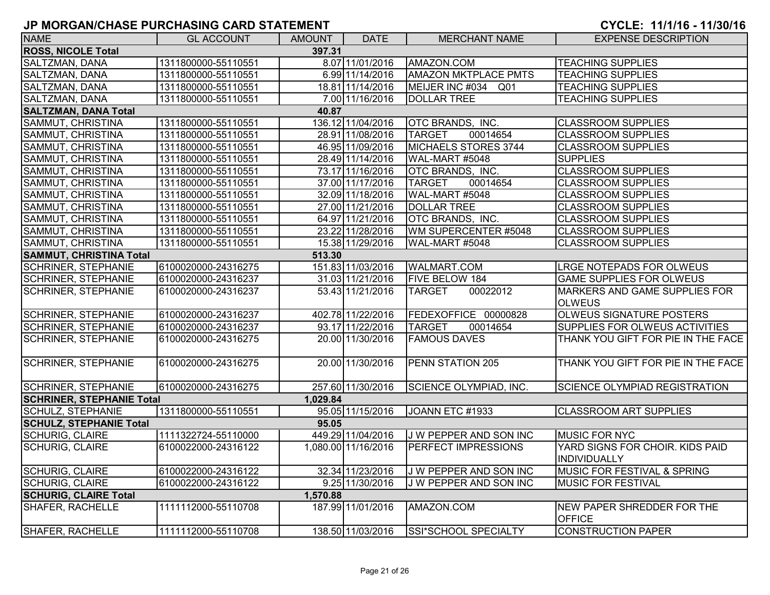## JP MORGAN/CHASE PURCHASING CARD STATEMENT

**CYCLE: 11/1/16 - 11/30/16**

| NAME | GL ACCOUNT | AMOUNT | DATE | MERCHANT NAME | EXPENSE DESCRIPTION |
|---|---|---|---|---|---|
| **ROSS, NICOLE Total** | | **397.31** | | | |
| SALTZMAN, DANA | 1311800000-55110551 | 8.07 | 11/01/2016 | AMAZON.COM | TEACHING SUPPLIES |
| SALTZMAN, DANA | 1311800000-55110551 | 6.99 | 11/14/2016 | AMAZON MKTPLACE PMTS | TEACHING SUPPLIES |
| SALTZMAN, DANA | 1311800000-55110551 | 18.81 | 11/14/2016 | MEIJER INC #034 Q01 | TEACHING SUPPLIES |
| SALTZMAN, DANA | 1311800000-55110551 | 7.00 | 11/16/2016 | DOLLAR TREE | TEACHING SUPPLIES |
| **SALTZMAN, DANA Total** | | **40.87** | | | |
| SAMMUT, CHRISTINA | 1311800000-55110551 | 136.12 | 11/04/2016 | OTC BRANDS, INC. | CLASSROOM SUPPLIES |
| SAMMUT, CHRISTINA | 1311800000-55110551 | 28.91 | 11/08/2016 | TARGET 00014654 | CLASSROOM SUPPLIES |
| SAMMUT, CHRISTINA | 1311800000-55110551 | 46.95 | 11/09/2016 | MICHAELS STORES 3744 | CLASSROOM SUPPLIES |
| SAMMUT, CHRISTINA | 1311800000-55110551 | 28.49 | 11/14/2016 | WAL-MART #5048 | SUPPLIES |
| SAMMUT, CHRISTINA | 1311800000-55110551 | 73.17 | 11/16/2016 | OTC BRANDS, INC. | CLASSROOM SUPPLIES |
| SAMMUT, CHRISTINA | 1311800000-55110551 | 37.00 | 11/17/2016 | TARGET 00014654 | CLASSROOM SUPPLIES |
| SAMMUT, CHRISTINA | 1311800000-55110551 | 32.09 | 11/18/2016 | WAL-MART #5048 | CLASSROOM SUPPLIES |
| SAMMUT, CHRISTINA | 1311800000-55110551 | 27.00 | 11/21/2016 | DOLLAR TREE | CLASSROOM SUPPLIES |
| SAMMUT, CHRISTINA | 1311800000-55110551 | 64.97 | 11/21/2016 | OTC BRANDS, INC. | CLASSROOM SUPPLIES |
| SAMMUT, CHRISTINA | 1311800000-55110551 | 23.22 | 11/28/2016 | WM SUPERCENTER #5048 | CLASSROOM SUPPLIES |
| SAMMUT, CHRISTINA | 1311800000-55110551 | 15.38 | 11/29/2016 | WAL-MART #5048 | CLASSROOM SUPPLIES |
| **SAMMUT, CHRISTINA Total** | | **513.30** | | | |
| SCHRINER, STEPHANIE | 6100020000-24316275 | 151.83 | 11/03/2016 | WALMART.COM | LRGE NOTEPADS FOR OLWEUS |
| SCHRINER, STEPHANIE | 6100020000-24316237 | 31.03 | 11/21/2016 | FIVE BELOW 184 | GAME SUPPLIES FOR OLWEUS |
| SCHRINER, STEPHANIE | 6100020000-24316237 | 53.43 | 11/21/2016 | TARGET 00022012 | MARKERS AND GAME SUPPLIES FOR OLWEUS |
| SCHRINER, STEPHANIE | 6100020000-24316237 | 402.78 | 11/22/2016 | FEDEXOFFICE 00000828 | OLWEUS SIGNATURE POSTERS |
| SCHRINER, STEPHANIE | 6100020000-24316237 | 93.17 | 11/22/2016 | TARGET 00014654 | SUPPLIES FOR OLWEUS ACTIVITIES |
| SCHRINER, STEPHANIE | 6100020000-24316275 | 20.00 | 11/30/2016 | FAMOUS DAVES | THANK YOU GIFT FOR PIE IN THE FACE |
| SCHRINER, STEPHANIE | 6100020000-24316275 | 20.00 | 11/30/2016 | PENN STATION 205 | THANK YOU GIFT FOR PIE IN THE FACE |
| SCHRINER, STEPHANIE | 6100020000-24316275 | 257.60 | 11/30/2016 | SCIENCE OLYMPIAD, INC. | SCIENCE OLYMPIAD REGISTRATION |
| **SCHRINER, STEPHANIE Total** | | **1,029.84** | | | |
| SCHULZ, STEPHANIE | 1311800000-55110551 | 95.05 | 11/15/2016 | JOANN ETC #1933 | CLASSROOM ART SUPPLIES |
| **SCHULZ, STEPHANIE Total** | | **95.05** | | | |
| SCHURIG, CLAIRE | 1111322724-55110000 | 449.29 | 11/04/2016 | J W PEPPER AND SON INC | MUSIC FOR NYC |
| SCHURIG, CLAIRE | 6100022000-24316122 | 1,080.00 | 11/16/2016 | PERFECT IMPRESSIONS | YARD SIGNS FOR CHOIR. KIDS PAID INDIVIDUALLY |
| SCHURIG, CLAIRE | 6100022000-24316122 | 32.34 | 11/23/2016 | J W PEPPER AND SON INC | MUSIC FOR FESTIVAL & SPRING |
| SCHURIG, CLAIRE | 6100022000-24316122 | 9.25 | 11/30/2016 | J W PEPPER AND SON INC | MUSIC FOR FESTIVAL |
| **SCHURIG, CLAIRE Total** | | **1,570.88** | | | |
| SHAFER, RACHELLE | 1111112000-55110708 | 187.99 | 11/01/2016 | AMAZON.COM | NEW PAPER SHREDDER FOR THE OFFICE |
| SHAFER, RACHELLE | 1111112000-55110708 | 138.50 | 11/03/2016 | SSI*SCHOOL SPECIALTY | CONSTRUCTION PAPER |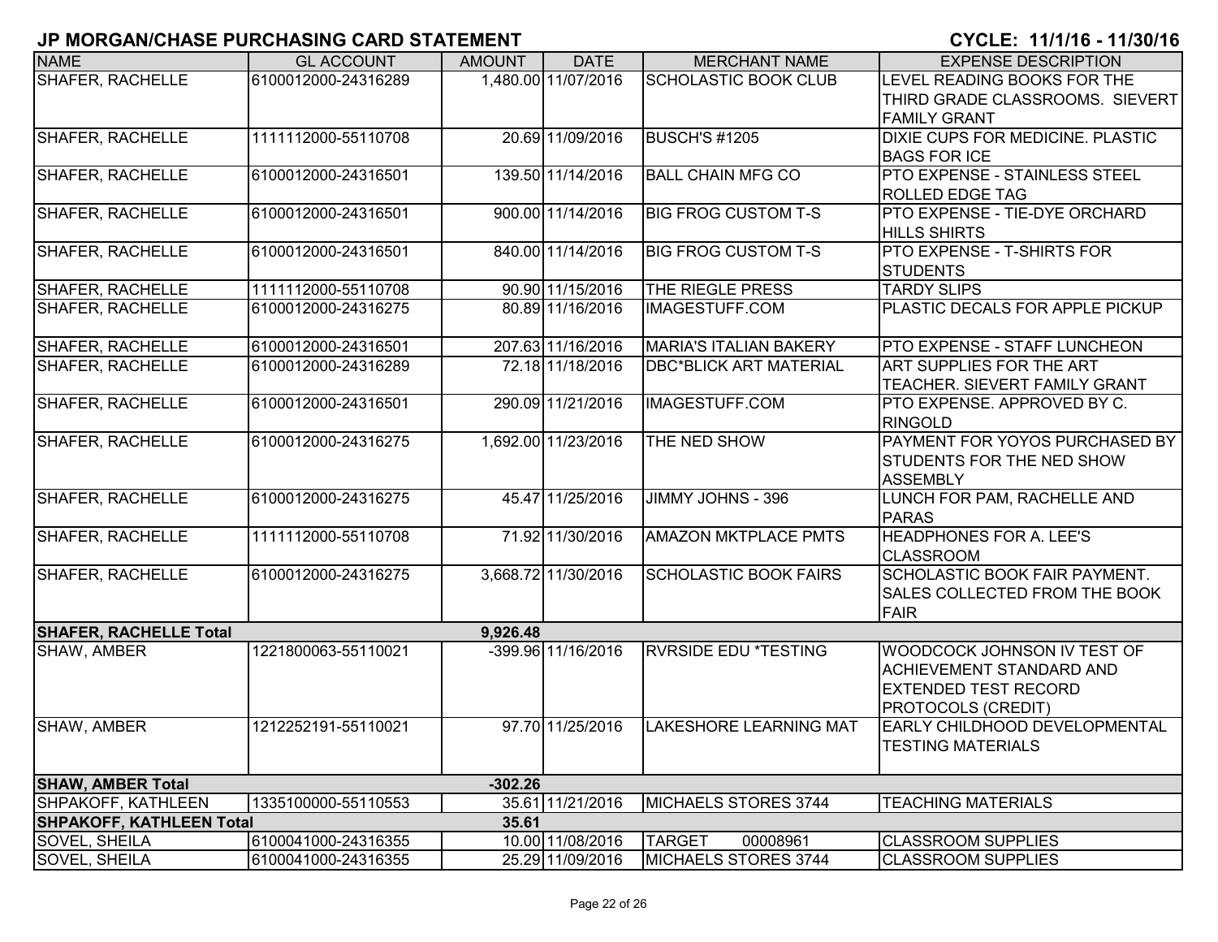# JP MORGAN/CHASE PURCHASING CARD STATEMENT

**CYCLE: 11/1/16 - 11/30/16**

| NAME | GL ACCOUNT | AMOUNT | DATE | MERCHANT NAME | EXPENSE DESCRIPTION |
|---|---|---|---|---|---|
| SHAFER, RACHELLE | 6100012000-24316289 | 1,480.00 | 11/07/2016 | SCHOLASTIC BOOK CLUB | LEVEL READING BOOKS FOR THE THIRD GRADE CLASSROOMS. SIEVERT FAMILY GRANT |
| SHAFER, RACHELLE | 1111112000-55110708 | 20.69 | 11/09/2016 | BUSCH'S #1205 | DIXIE CUPS FOR MEDICINE. PLASTIC BAGS FOR ICE |
| SHAFER, RACHELLE | 6100012000-24316501 | 139.50 | 11/14/2016 | BALL CHAIN MFG CO | PTO EXPENSE - STAINLESS STEEL ROLLED EDGE TAG |
| SHAFER, RACHELLE | 6100012000-24316501 | 900.00 | 11/14/2016 | BIG FROG CUSTOM T-S | PTO EXPENSE - TIE-DYE ORCHARD HILLS SHIRTS |
| SHAFER, RACHELLE | 6100012000-24316501 | 840.00 | 11/14/2016 | BIG FROG CUSTOM T-S | PTO EXPENSE - T-SHIRTS FOR STUDENTS |
| SHAFER, RACHELLE | 1111112000-55110708 | 90.90 | 11/15/2016 | THE RIEGLE PRESS | TARDY SLIPS |
| SHAFER, RACHELLE | 6100012000-24316275 | 80.89 | 11/16/2016 | IMAGESTUFF.COM | PLASTIC DECALS FOR APPLE PICKUP |
| SHAFER, RACHELLE | 6100012000-24316501 | 207.63 | 11/16/2016 | MARIA'S ITALIAN BAKERY | PTO EXPENSE - STAFF LUNCHEON |
| SHAFER, RACHELLE | 6100012000-24316289 | 72.18 | 11/18/2016 | DBC*BLICK ART MATERIAL | ART SUPPLIES FOR THE ART TEACHER. SIEVERT FAMILY GRANT |
| SHAFER, RACHELLE | 6100012000-24316501 | 290.09 | 11/21/2016 | IMAGESTUFF.COM | PTO EXPENSE. APPROVED BY C. RINGOLD |
| SHAFER, RACHELLE | 6100012000-24316275 | 1,692.00 | 11/23/2016 | THE NED SHOW | PAYMENT FOR YOYOS PURCHASED BY STUDENTS FOR THE NED SHOW ASSEMBLY |
| SHAFER, RACHELLE | 6100012000-24316275 | 45.47 | 11/25/2016 | JIMMY JOHNS - 396 | LUNCH FOR PAM, RACHELLE AND PARAS |
| SHAFER, RACHELLE | 1111112000-55110708 | 71.92 | 11/30/2016 | AMAZON MKTPLACE PMTS | HEADPHONES FOR A. LEE'S CLASSROOM |
| SHAFER, RACHELLE | 6100012000-24316275 | 3,668.72 | 11/30/2016 | SCHOLASTIC BOOK FAIRS | SCHOLASTIC BOOK FAIR PAYMENT. SALES COLLECTED FROM THE BOOK FAIR |
| **SHAFER, RACHELLE Total** | | **9,926.48** | | | |
| SHAW, AMBER | 1221800063-55110021 | -399.96 | 11/16/2016 | RVRSIDE EDU *TESTING | WOODCOCK JOHNSON IV TEST OF ACHIEVEMENT STANDARD AND EXTENDED TEST RECORD PROTOCOLS (CREDIT) |
| SHAW, AMBER | 1212252191-55110021 | 97.70 | 11/25/2016 | LAKESHORE LEARNING MAT | EARLY CHILDHOOD DEVELOPMENTAL TESTING MATERIALS |
| **SHAW, AMBER Total** | | **-302.26** | | | |
| SHPAKOFF, KATHLEEN | 1335100000-55110553 | 35.61 | 11/21/2016 | MICHAELS STORES 3744 | TEACHING MATERIALS |
| **SHPAKOFF, KATHLEEN Total** | | **35.61** | | | |
| SOVEL, SHEILA | 6100041000-24316355 | 10.00 | 11/08/2016 | TARGET 00008961 | CLASSROOM SUPPLIES |
| SOVEL, SHEILA | 6100041000-24316355 | 25.29 | 11/09/2016 | MICHAELS STORES 3744 | CLASSROOM SUPPLIES |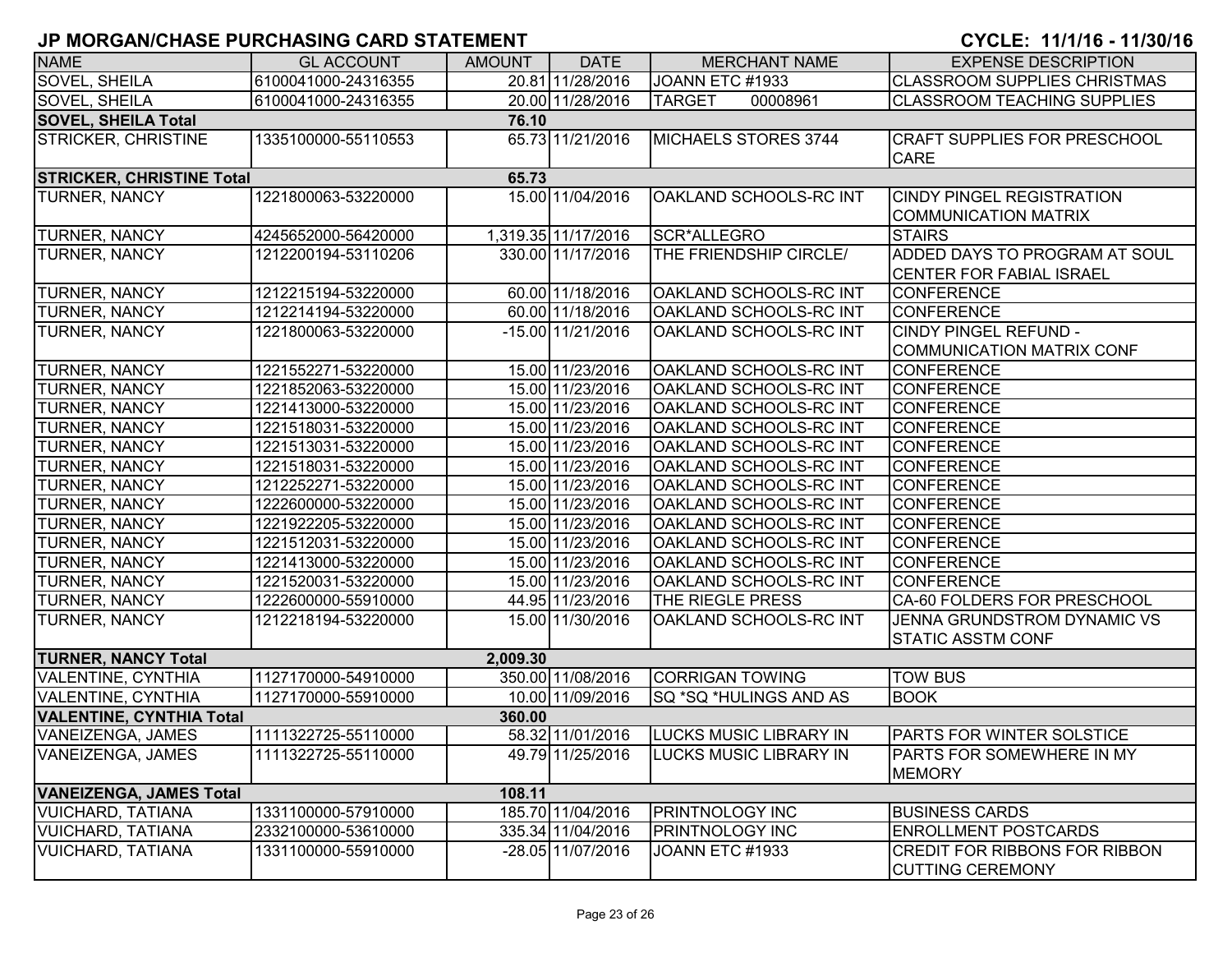# JP MORGAN/CHASE PURCHASING CARD STATEMENT

**CYCLE: 11/1/16 - 11/30/16**

| NAME | GL ACCOUNT | AMOUNT | DATE | MERCHANT NAME | EXPENSE DESCRIPTION |
|---|---|---|---|---|---|
| SOVEL, SHEILA | 6100041000-24316355 | 20.81 | 11/28/2016 | JOANN ETC #1933 | CLASSROOM SUPPLIES CHRISTMAS |
| SOVEL, SHEILA | 6100041000-24316355 | 20.00 | 11/28/2016 | TARGET 00008961 | CLASSROOM TEACHING SUPPLIES |
| **SOVEL, SHEILA Total** | | **76.10** | | | |
| STRICKER, CHRISTINE | 1335100000-55110553 | 65.73 | 11/21/2016 | MICHAELS STORES 3744 | CRAFT SUPPLIES FOR PRESCHOOL CARE |
| **STRICKER, CHRISTINE Total** | | **65.73** | | | |
| TURNER, NANCY | 1221800063-53220000 | 15.00 | 11/04/2016 | OAKLAND SCHOOLS-RC INT | CINDY PINGEL REGISTRATION COMMUNICATION MATRIX |
| TURNER, NANCY | 4245652000-56420000 | 1,319.35 | 11/17/2016 | SCR*ALLEGRO | STAIRS |
| TURNER, NANCY | 1212200194-53110206 | 330.00 | 11/17/2016 | THE FRIENDSHIP CIRCLE/ | ADDED DAYS TO PROGRAM AT SOUL CENTER FOR FABIAL ISRAEL |
| TURNER, NANCY | 1212215194-53220000 | 60.00 | 11/18/2016 | OAKLAND SCHOOLS-RC INT | CONFERENCE |
| TURNER, NANCY | 1212214194-53220000 | 60.00 | 11/18/2016 | OAKLAND SCHOOLS-RC INT | CONFERENCE |
| TURNER, NANCY | 1221800063-53220000 | -15.00 | 11/21/2016 | OAKLAND SCHOOLS-RC INT | CINDY PINGEL REFUND - COMMUNICATION MATRIX CONF |
| TURNER, NANCY | 1221552271-53220000 | 15.00 | 11/23/2016 | OAKLAND SCHOOLS-RC INT | CONFERENCE |
| TURNER, NANCY | 1221852063-53220000 | 15.00 | 11/23/2016 | OAKLAND SCHOOLS-RC INT | CONFERENCE |
| TURNER, NANCY | 1221413000-53220000 | 15.00 | 11/23/2016 | OAKLAND SCHOOLS-RC INT | CONFERENCE |
| TURNER, NANCY | 1221518031-53220000 | 15.00 | 11/23/2016 | OAKLAND SCHOOLS-RC INT | CONFERENCE |
| TURNER, NANCY | 1221513031-53220000 | 15.00 | 11/23/2016 | OAKLAND SCHOOLS-RC INT | CONFERENCE |
| TURNER, NANCY | 1221518031-53220000 | 15.00 | 11/23/2016 | OAKLAND SCHOOLS-RC INT | CONFERENCE |
| TURNER, NANCY | 1212252271-53220000 | 15.00 | 11/23/2016 | OAKLAND SCHOOLS-RC INT | CONFERENCE |
| TURNER, NANCY | 1222600000-53220000 | 15.00 | 11/23/2016 | OAKLAND SCHOOLS-RC INT | CONFERENCE |
| TURNER, NANCY | 1221922205-53220000 | 15.00 | 11/23/2016 | OAKLAND SCHOOLS-RC INT | CONFERENCE |
| TURNER, NANCY | 1221512031-53220000 | 15.00 | 11/23/2016 | OAKLAND SCHOOLS-RC INT | CONFERENCE |
| TURNER, NANCY | 1221413000-53220000 | 15.00 | 11/23/2016 | OAKLAND SCHOOLS-RC INT | CONFERENCE |
| TURNER, NANCY | 1221520031-53220000 | 15.00 | 11/23/2016 | OAKLAND SCHOOLS-RC INT | CONFERENCE |
| TURNER, NANCY | 1222600000-55910000 | 44.95 | 11/23/2016 | THE RIEGLE PRESS | CA-60 FOLDERS FOR PRESCHOOL |
| TURNER, NANCY | 1212218194-53220000 | 15.00 | 11/30/2016 | OAKLAND SCHOOLS-RC INT | JENNA GRUNDSTROM DYNAMIC VS STATIC ASSTM CONF |
| **TURNER, NANCY Total** | | **2,009.30** | | | |
| VALENTINE, CYNTHIA | 1127170000-54910000 | 350.00 | 11/08/2016 | CORRIGAN TOWING | TOW BUS |
| VALENTINE, CYNTHIA | 1127170000-55910000 | 10.00 | 11/09/2016 | SQ *SQ *HULINGS AND AS | BOOK |
| **VALENTINE, CYNTHIA Total** | | **360.00** | | | |
| VANEIZENGA, JAMES | 1111322725-55110000 | 58.32 | 11/01/2016 | LUCKS MUSIC LIBRARY IN | PARTS FOR WINTER SOLSTICE |
| VANEIZENGA, JAMES | 1111322725-55110000 | 49.79 | 11/25/2016 | LUCKS MUSIC LIBRARY IN | PARTS FOR SOMEWHERE IN MY MEMORY |
| **VANEIZENGA, JAMES Total** | | **108.11** | | | |
| VUICHARD, TATIANA | 1331100000-57910000 | 185.70 | 11/04/2016 | PRINTNOLOGY INC | BUSINESS CARDS |
| VUICHARD, TATIANA | 2332100000-53610000 | 335.34 | 11/04/2016 | PRINTNOLOGY INC | ENROLLMENT POSTCARDS |
| VUICHARD, TATIANA | 1331100000-55910000 | -28.05 | 11/07/2016 | JOANN ETC #1933 | CREDIT FOR RIBBONS FOR RIBBON CUTTING CEREMONY |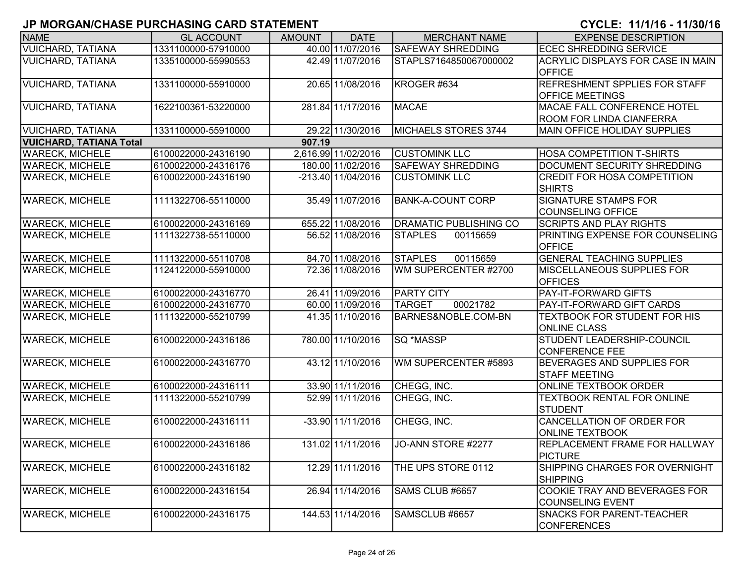# JP MORGAN/CHASE PURCHASING CARD STATEMENT

**CYCLE: 11/1/16 - 11/30/16**

| NAME | GL ACCOUNT | AMOUNT | DATE | MERCHANT NAME | EXPENSE DESCRIPTION |
|---|---|---|---|---|---|
| VUICHARD, TATIANA | 1331100000-57910000 | 40.00 | 11/07/2016 | SAFEWAY SHREDDING | ECEC SHREDDING SERVICE |
| VUICHARD, TATIANA | 1335100000-55990553 | 42.49 | 11/07/2016 | STAPLS7164850067000002 | ACRYLIC DISPLAYS FOR CASE IN MAIN OFFICE |
| VUICHARD, TATIANA | 1331100000-55910000 | 20.65 | 11/08/2016 | KROGER #634 | REFRESHMENT SPPLIES FOR STAFF OFFICE MEETINGS |
| VUICHARD, TATIANA | 1622100361-53220000 | 281.84 | 11/17/2016 | MACAE | MACAE FALL CONFERENCE HOTEL ROOM FOR LINDA CIANFERRA |
| VUICHARD, TATIANA | 1331100000-55910000 | 29.22 | 11/30/2016 | MICHAELS STORES 3744 | MAIN OFFICE HOLIDAY SUPPLIES |
| **VUICHARD, TATIANA Total** | | **907.19** | | | |
| WARECK, MICHELE | 6100022000-24316190 | 2,616.99 | 11/02/2016 | CUSTOMINK LLC | HOSA COMPETITION T-SHIRTS |
| WARECK, MICHELE | 6100022000-24316176 | 180.00 | 11/02/2016 | SAFEWAY SHREDDING | DOCUMENT SECURITY SHREDDING |
| WARECK, MICHELE | 6100022000-24316190 | -213.40 | 11/04/2016 | CUSTOMINK LLC | CREDIT FOR HOSA COMPETITION SHIRTS |
| WARECK, MICHELE | 1111322706-55110000 | 35.49 | 11/07/2016 | BANK-A-COUNT CORP | SIGNATURE STAMPS FOR COUNSELING OFFICE |
| WARECK, MICHELE | 6100022000-24316169 | 655.22 | 11/08/2016 | DRAMATIC PUBLISHING CO | SCRIPTS AND PLAY RIGHTS |
| WARECK, MICHELE | 1111322738-55110000 | 56.52 | 11/08/2016 | STAPLES 00115659 | PRINTING EXPENSE FOR COUNSELING OFFICE |
| WARECK, MICHELE | 1111322000-55110708 | 84.70 | 11/08/2016 | STAPLES 00115659 | GENERAL TEACHING SUPPLIES |
| WARECK, MICHELE | 1124122000-55910000 | 72.36 | 11/08/2016 | WM SUPERCENTER #2700 | MISCELLANEOUS SUPPLIES FOR OFFICES |
| WARECK, MICHELE | 6100022000-24316770 | 26.41 | 11/09/2016 | PARTY CITY | PAY-IT-FORWARD GIFTS |
| WARECK, MICHELE | 6100022000-24316770 | 60.00 | 11/09/2016 | TARGET 00021782 | PAY-IT-FORWARD GIFT CARDS |
| WARECK, MICHELE | 1111322000-55210799 | 41.35 | 11/10/2016 | BARNES&NOBLE.COM-BN | TEXTBOOK FOR STUDENT FOR HIS ONLINE CLASS |
| WARECK, MICHELE | 6100022000-24316186 | 780.00 | 11/10/2016 | SQ *MASSP | STUDENT LEADERSHIP-COUNCIL CONFERENCE FEE |
| WARECK, MICHELE | 6100022000-24316770 | 43.12 | 11/10/2016 | WM SUPERCENTER #5893 | BEVERAGES AND SUPPLIES FOR STAFF MEETING |
| WARECK, MICHELE | 6100022000-24316111 | 33.90 | 11/11/2016 | CHEGG, INC. | ONLINE TEXTBOOK ORDER |
| WARECK, MICHELE | 1111322000-55210799 | 52.99 | 11/11/2016 | CHEGG, INC. | TEXTBOOK RENTAL FOR ONLINE STUDENT |
| WARECK, MICHELE | 6100022000-24316111 | -33.90 | 11/11/2016 | CHEGG, INC. | CANCELLATION OF ORDER FOR ONLINE TEXTBOOK |
| WARECK, MICHELE | 6100022000-24316186 | 131.02 | 11/11/2016 | JO-ANN STORE #2277 | REPLACEMENT FRAME FOR HALLWAY PICTURE |
| WARECK, MICHELE | 6100022000-24316182 | 12.29 | 11/11/2016 | THE UPS STORE 0112 | SHIPPING CHARGES FOR OVERNIGHT SHIPPING |
| WARECK, MICHELE | 6100022000-24316154 | 26.94 | 11/14/2016 | SAMS CLUB #6657 | COOKIE TRAY AND BEVERAGES FOR COUNSELING EVENT |
| WARECK, MICHELE | 6100022000-24316175 | 144.53 | 11/14/2016 | SAMSCLUB #6657 | SNACKS FOR PARENT-TEACHER CONFERENCES |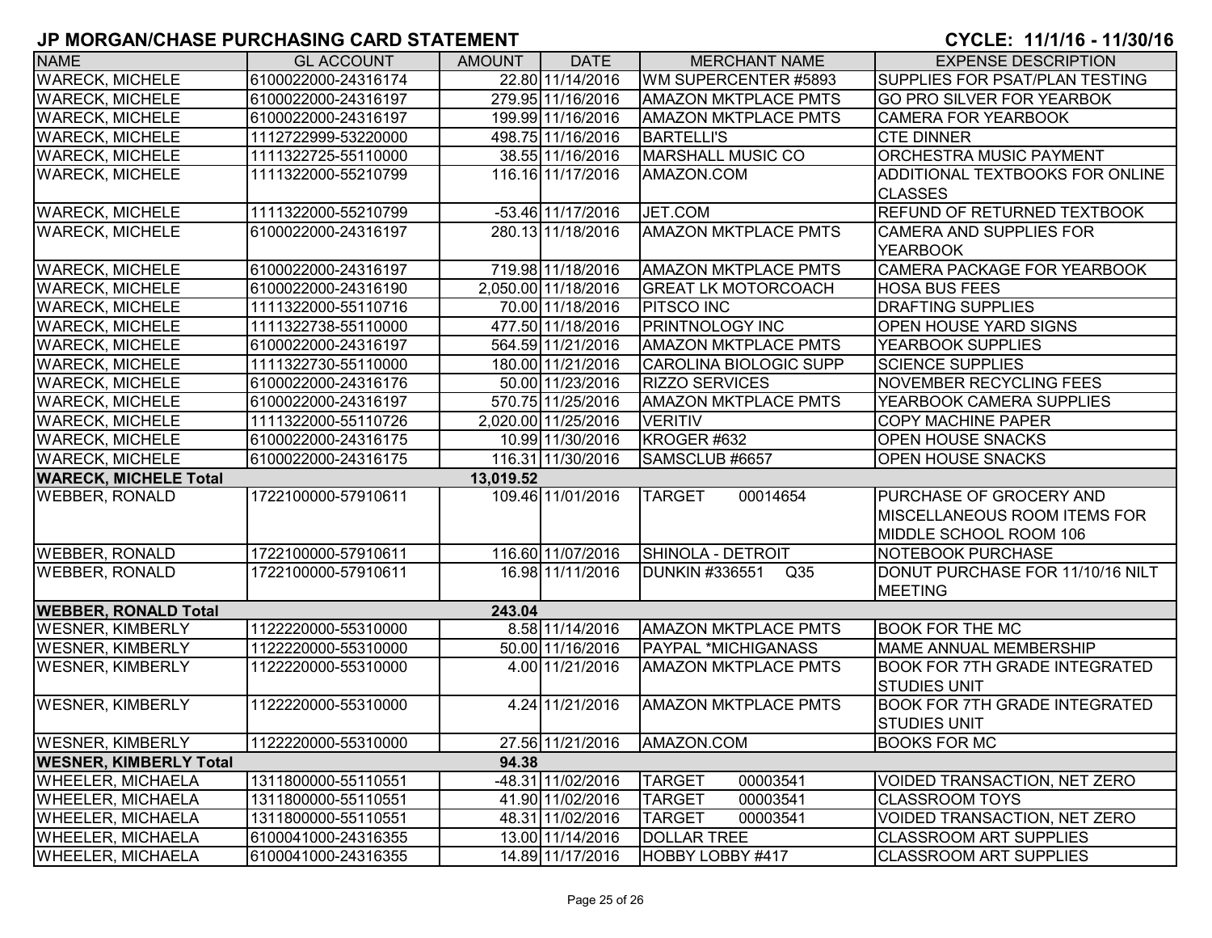# JP MORGAN/CHASE PURCHASING CARD STATEMENT

**CYCLE: 11/1/16 - 11/30/16**

| NAME | GL ACCOUNT | AMOUNT | DATE | MERCHANT NAME | EXPENSE DESCRIPTION |
|---|---|---|---|---|---|
| WARECK, MICHELE | 6100022000-24316174 | 22.80 | 11/14/2016 | WM SUPERCENTER #5893 | SUPPLIES FOR PSAT/PLAN TESTING |
| WARECK, MICHELE | 6100022000-24316197 | 279.95 | 11/16/2016 | AMAZON MKTPLACE PMTS | GO PRO SILVER FOR YEARBOK |
| WARECK, MICHELE | 6100022000-24316197 | 199.99 | 11/16/2016 | AMAZON MKTPLACE PMTS | CAMERA FOR YEARBOOK |
| WARECK, MICHELE | 1112722999-53220000 | 498.75 | 11/16/2016 | BARTELLI'S | CTE DINNER |
| WARECK, MICHELE | 1111322725-55110000 | 38.55 | 11/16/2016 | MARSHALL MUSIC CO | ORCHESTRA MUSIC PAYMENT |
| WARECK, MICHELE | 1111322000-55210799 | 116.16 | 11/17/2016 | AMAZON.COM | ADDITIONAL TEXTBOOKS FOR ONLINE CLASSES |
| WARECK, MICHELE | 1111322000-55210799 | -53.46 | 11/17/2016 | JET.COM | REFUND OF RETURNED TEXTBOOK |
| WARECK, MICHELE | 6100022000-24316197 | 280.13 | 11/18/2016 | AMAZON MKTPLACE PMTS | CAMERA AND SUPPLIES FOR YEARBOOK |
| WARECK, MICHELE | 6100022000-24316197 | 719.98 | 11/18/2016 | AMAZON MKTPLACE PMTS | CAMERA PACKAGE FOR YEARBOOK |
| WARECK, MICHELE | 6100022000-24316190 | 2,050.00 | 11/18/2016 | GREAT LK MOTORCOACH | HOSA BUS FEES |
| WARECK, MICHELE | 1111322000-55110716 | 70.00 | 11/18/2016 | PITSCO INC | DRAFTING SUPPLIES |
| WARECK, MICHELE | 1111322738-55110000 | 477.50 | 11/18/2016 | PRINTNOLOGY INC | OPEN HOUSE YARD SIGNS |
| WARECK, MICHELE | 6100022000-24316197 | 564.59 | 11/21/2016 | AMAZON MKTPLACE PMTS | YEARBOOK SUPPLIES |
| WARECK, MICHELE | 1111322730-55110000 | 180.00 | 11/21/2016 | CAROLINA BIOLOGIC SUPP | SCIENCE SUPPLIES |
| WARECK, MICHELE | 6100022000-24316176 | 50.00 | 11/23/2016 | RIZZO SERVICES | NOVEMBER RECYCLING FEES |
| WARECK, MICHELE | 6100022000-24316197 | 570.75 | 11/25/2016 | AMAZON MKTPLACE PMTS | YEARBOOK CAMERA SUPPLIES |
| WARECK, MICHELE | 1111322000-55110726 | 2,020.00 | 11/25/2016 | VERITIV | COPY MACHINE PAPER |
| WARECK, MICHELE | 6100022000-24316175 | 10.99 | 11/30/2016 | KROGER #632 | OPEN HOUSE SNACKS |
| WARECK, MICHELE | 6100022000-24316175 | 116.31 | 11/30/2016 | SAMSCLUB #6657 | OPEN HOUSE SNACKS |
| **WARECK, MICHELE Total** | | **13,019.52** | | | |
| WEBBER, RONALD | 1722100000-57910611 | 109.46 | 11/01/2016 | TARGET 00014654 | PURCHASE OF GROCERY AND MISCELLANEOUS ROOM ITEMS FOR MIDDLE SCHOOL ROOM 106 |
| WEBBER, RONALD | 1722100000-57910611 | 116.60 | 11/07/2016 | SHINOLA - DETROIT | NOTEBOOK PURCHASE |
| WEBBER, RONALD | 1722100000-57910611 | 16.98 | 11/11/2016 | DUNKIN #336551 Q35 | DONUT PURCHASE FOR 11/10/16 NILT MEETING |
| **WEBBER, RONALD Total** | | **243.04** | | | |
| WESNER, KIMBERLY | 1122220000-55310000 | 8.58 | 11/14/2016 | AMAZON MKTPLACE PMTS | BOOK FOR THE MC |
| WESNER, KIMBERLY | 1122220000-55310000 | 50.00 | 11/16/2016 | PAYPAL *MICHIGANASS | MAME ANNUAL MEMBERSHIP |
| WESNER, KIMBERLY | 1122220000-55310000 | 4.00 | 11/21/2016 | AMAZON MKTPLACE PMTS | BOOK FOR 7TH GRADE INTEGRATED STUDIES UNIT |
| WESNER, KIMBERLY | 1122220000-55310000 | 4.24 | 11/21/2016 | AMAZON MKTPLACE PMTS | BOOK FOR 7TH GRADE INTEGRATED STUDIES UNIT |
| WESNER, KIMBERLY | 1122220000-55310000 | 27.56 | 11/21/2016 | AMAZON.COM | BOOKS FOR MC |
| **WESNER, KIMBERLY Total** | | **94.38** | | | |
| WHEELER, MICHAELA | 1311800000-55110551 | -48.31 | 11/02/2016 | TARGET 00003541 | VOIDED TRANSACTION, NET ZERO |
| WHEELER, MICHAELA | 1311800000-55110551 | 41.90 | 11/02/2016 | TARGET 00003541 | CLASSROOM TOYS |
| WHEELER, MICHAELA | 1311800000-55110551 | 48.31 | 11/02/2016 | TARGET 00003541 | VOIDED TRANSACTION, NET ZERO |
| WHEELER, MICHAELA | 6100041000-24316355 | 13.00 | 11/14/2016 | DOLLAR TREE | CLASSROOM ART SUPPLIES |
| WHEELER, MICHAELA | 6100041000-24316355 | 14.89 | 11/17/2016 | HOBBY LOBBY #417 | CLASSROOM ART SUPPLIES |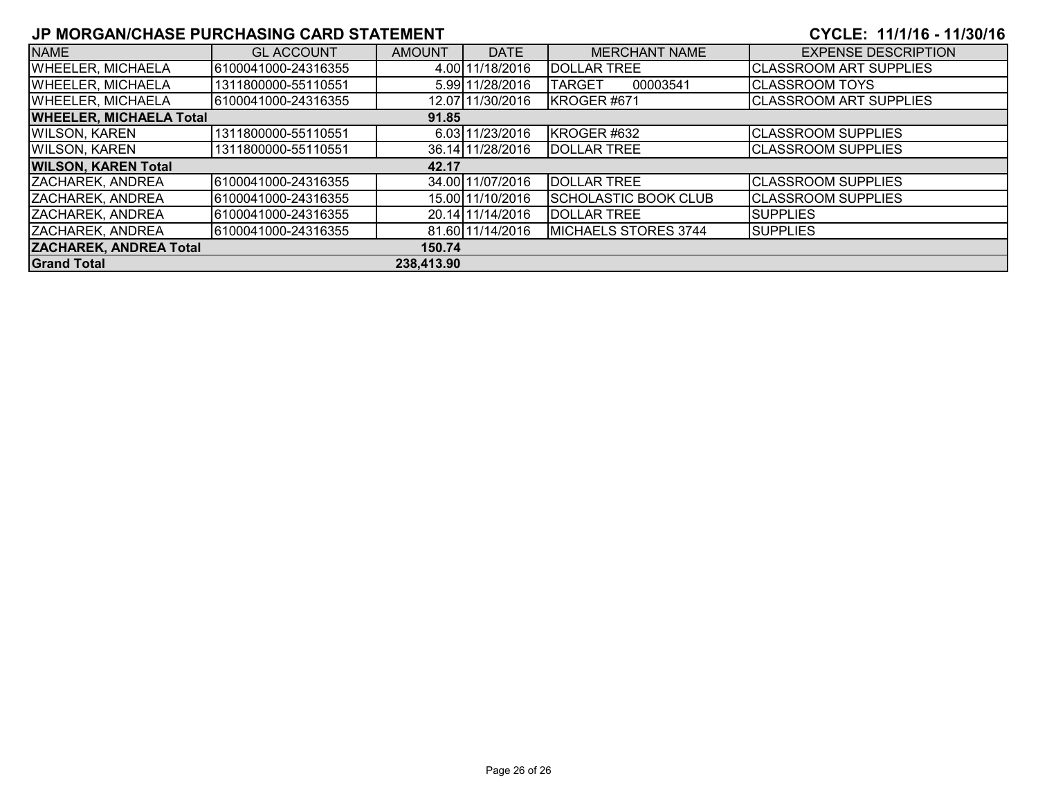## JP MORGAN/CHASE PURCHASING CARD STATEMENT

**CYCLE: 11/1/16 - 11/30/16**

| NAME | GL ACCOUNT | AMOUNT | DATE | MERCHANT NAME | EXPENSE DESCRIPTION |
|---|---|---|---|---|---|
| WHEELER, MICHAELA | 6100041000-24316355 | 4.00 | 11/18/2016 | DOLLAR TREE | CLASSROOM ART SUPPLIES |
| WHEELER, MICHAELA | 1311800000-55110551 | 5.99 | 11/28/2016 | TARGET 00003541 | CLASSROOM TOYS |
| WHEELER, MICHAELA | 6100041000-24316355 | 12.07 | 11/30/2016 | KROGER #671 | CLASSROOM ART SUPPLIES |
| **WHEELER, MICHAELA Total** | | **91.85** | | | |
| WILSON, KAREN | 1311800000-55110551 | 6.03 | 11/23/2016 | KROGER #632 | CLASSROOM SUPPLIES |
| WILSON, KAREN | 1311800000-55110551 | 36.14 | 11/28/2016 | DOLLAR TREE | CLASSROOM SUPPLIES |
| **WILSON, KAREN Total** | | **42.17** | | | |
| ZACHAREK, ANDREA | 6100041000-24316355 | 34.00 | 11/07/2016 | DOLLAR TREE | CLASSROOM SUPPLIES |
| ZACHAREK, ANDREA | 6100041000-24316355 | 15.00 | 11/10/2016 | SCHOLASTIC BOOK CLUB | CLASSROOM SUPPLIES |
| ZACHAREK, ANDREA | 6100041000-24316355 | 20.14 | 11/14/2016 | DOLLAR TREE | SUPPLIES |
| ZACHAREK, ANDREA | 6100041000-24316355 | 81.60 | 11/14/2016 | MICHAELS STORES 3744 | SUPPLIES |
| **ZACHAREK, ANDREA Total** | | **150.74** | | | |
| **Grand Total** | | **238,413.90** | | | |